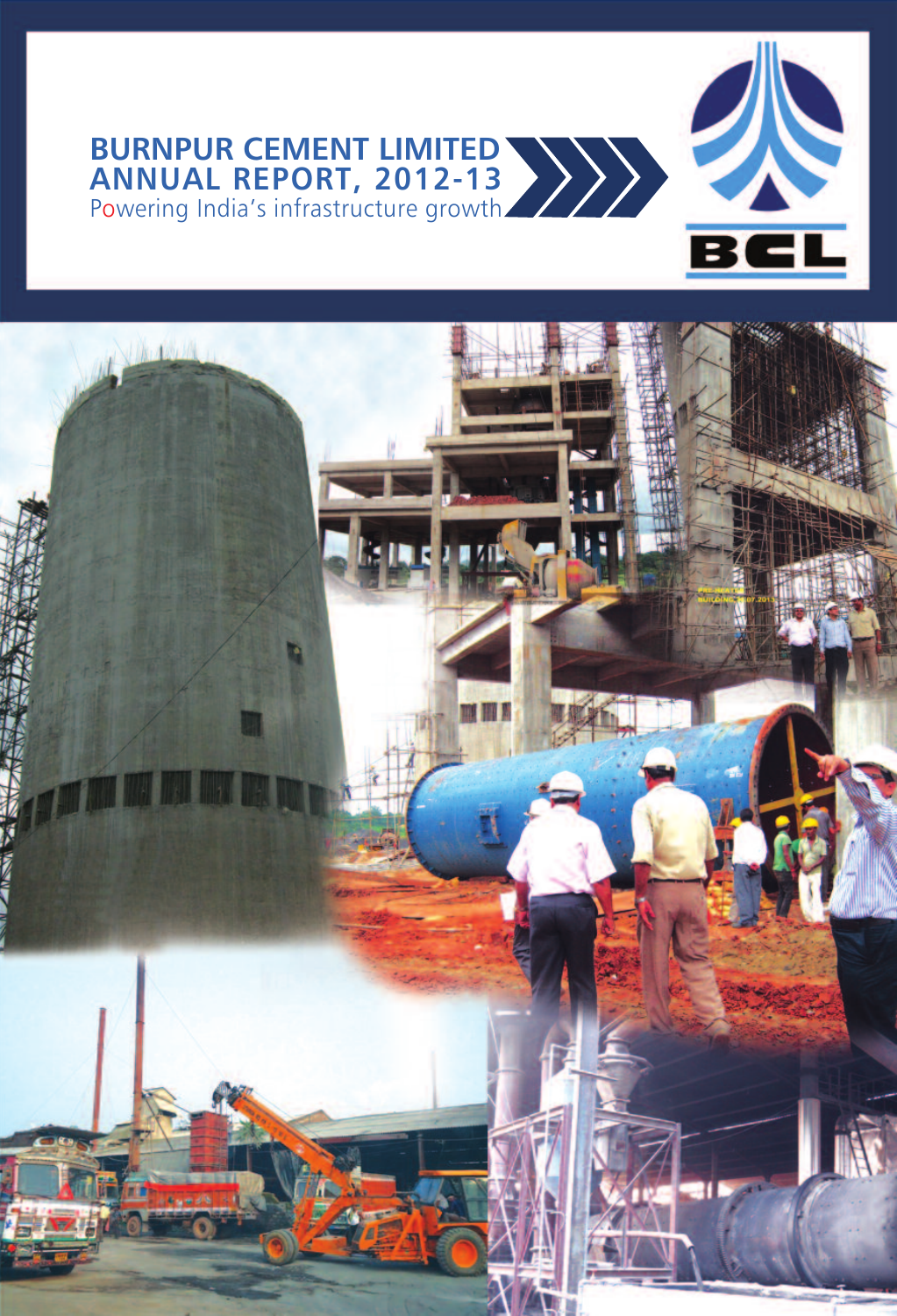# BURNPUR CEMENT LIMITED
# ANNUAL REPORT, 2012-13

Powering India's infrastructure growth

BCL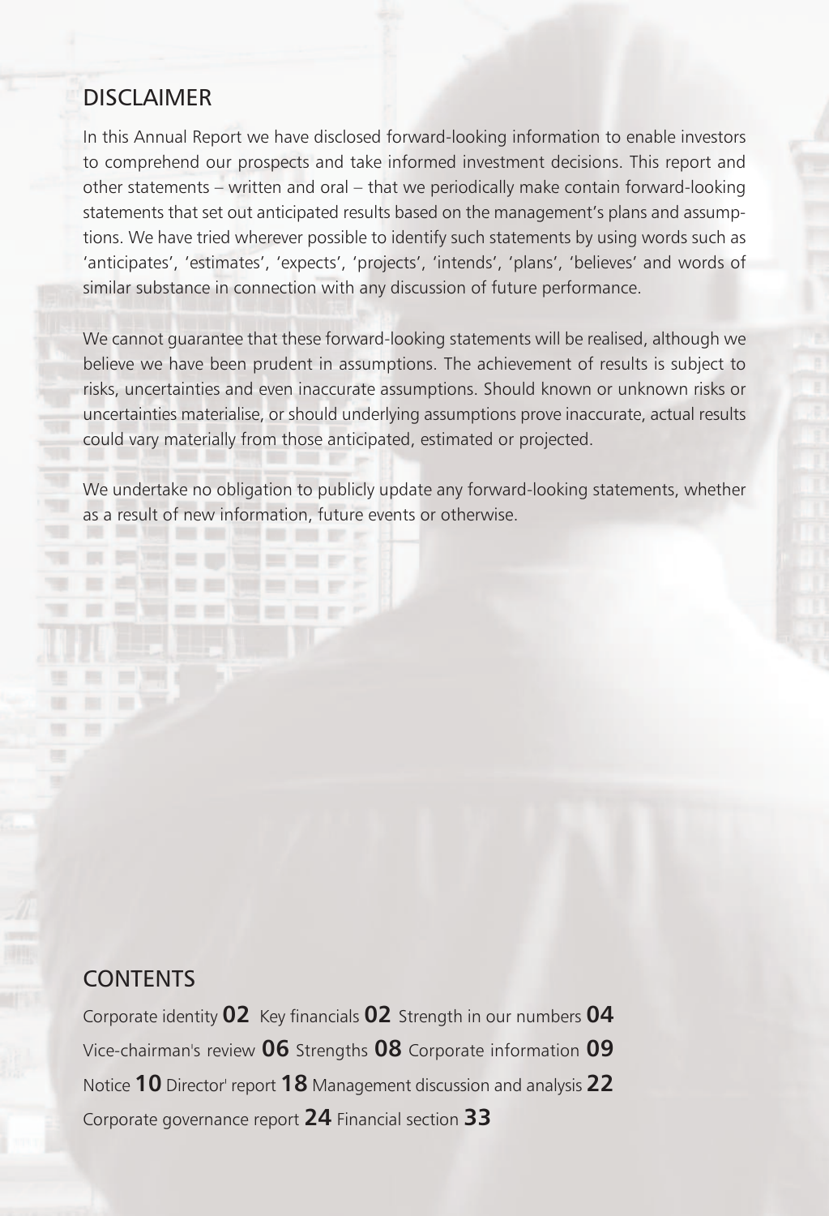## DISCLAIMER

In this Annual Report we have disclosed forward-looking information to enable investors to comprehend our prospects and take informed investment decisions. This report and other statements – written and oral – that we periodically make contain forward-looking statements that set out anticipated results based on the management's plans and assumptions. We have tried wherever possible to identify such statements by using words such as 'anticipates', 'estimates', 'expects', 'projects', 'intends', 'plans', 'believes' and words of similar substance in connection with any discussion of future performance.

We cannot guarantee that these forward-looking statements will be realised, although we believe we have been prudent in assumptions. The achievement of results is subject to risks, uncertainties and even inaccurate assumptions. Should known or unknown risks or uncertainties materialise, or should underlying assumptions prove inaccurate, actual results could vary materially from those anticipated, estimated or projected.

We undertake no obligation to publicly update any forward-looking statements, whether as a result of new information, future events or otherwise.

## CONTENTS

Corporate identity **02** Key financials **02** Strength in our numbers **04** Vice-chairman's review **06** Strengths **08** Corporate information **09** Notice **10** Director' report **18** Management discussion and analysis **22** Corporate governance report **24** Financial section **33**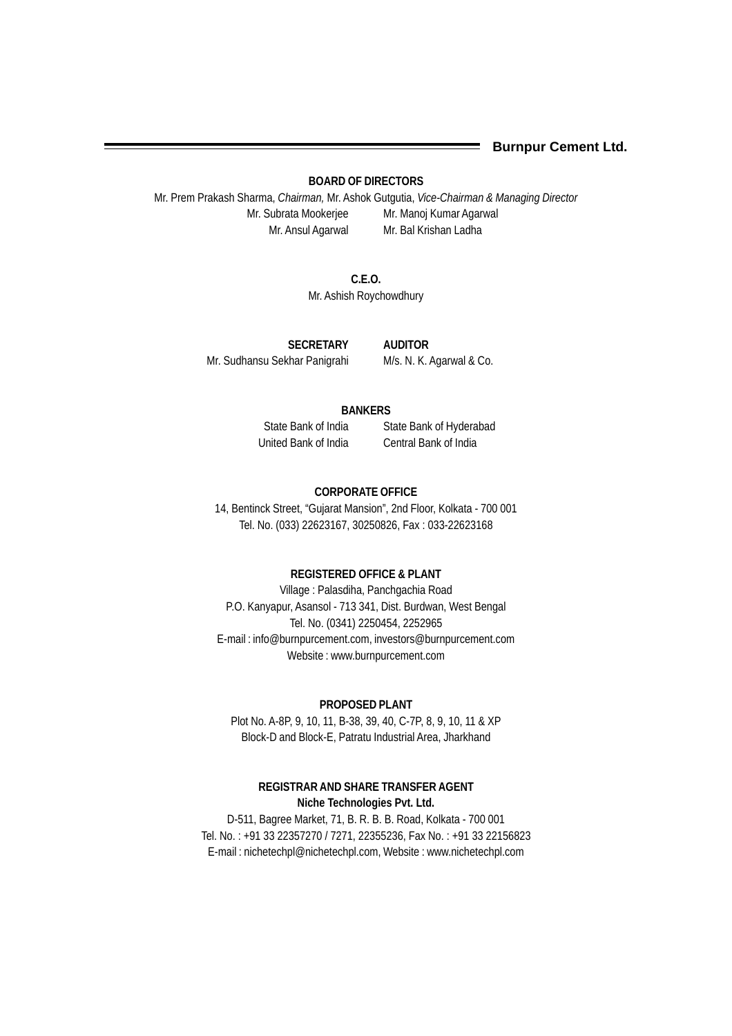## BOARD OF DIRECTORS

Mr. Prem Prakash Sharma, *Chairman,* Mr. Ashok Gutgutia, *Vice-Chairman & Managing Director*

Mr. Subrata Mookerjee　　Mr. Manoj Kumar Agarwal

Mr. Ansul Agarwal　　Mr. Bal Krishan Ladha

## C.E.O.

Mr. Ashish Roychowdhury

## SECRETARY

Mr. Sudhansu Sekhar Panigrahi

## AUDITOR

M/s. N. K. Agarwal & Co.

## BANKERS

State Bank of India　　State Bank of Hyderabad

United Bank of India　　Central Bank of India

## CORPORATE OFFICE

14, Bentinck Street, "Gujarat Mansion", 2nd Floor, Kolkata - 700 001

Tel. No. (033) 22623167, 30250826, Fax : 033-22623168

## REGISTERED OFFICE & PLANT

Village : Palasdiha, Panchgachia Road

P.O. Kanyapur, Asansol - 713 341, Dist. Burdwan, West Bengal

Tel. No. (0341) 2250454, 2252965

E-mail : info@burnpurcement.com, investors@burnpurcement.com

Website : www.burnpurcement.com

## PROPOSED PLANT

Plot No. A-8P, 9, 10, 11, B-38, 39, 40, C-7P, 8, 9, 10, 11 & XP

Block-D and Block-E, Patratu Industrial Area, Jharkhand

## REGISTRAR AND SHARE TRANSFER AGENT

**Niche Technologies Pvt. Ltd.**

D-511, Bagree Market, 71, B. R. B. B. Road, Kolkata - 700 001

Tel. No. : +91 33 22357270 / 7271, 22355236, Fax No. : +91 33 22156823

E-mail : nichetechpl@nichetechpl.com, Website : www.nichetechpl.com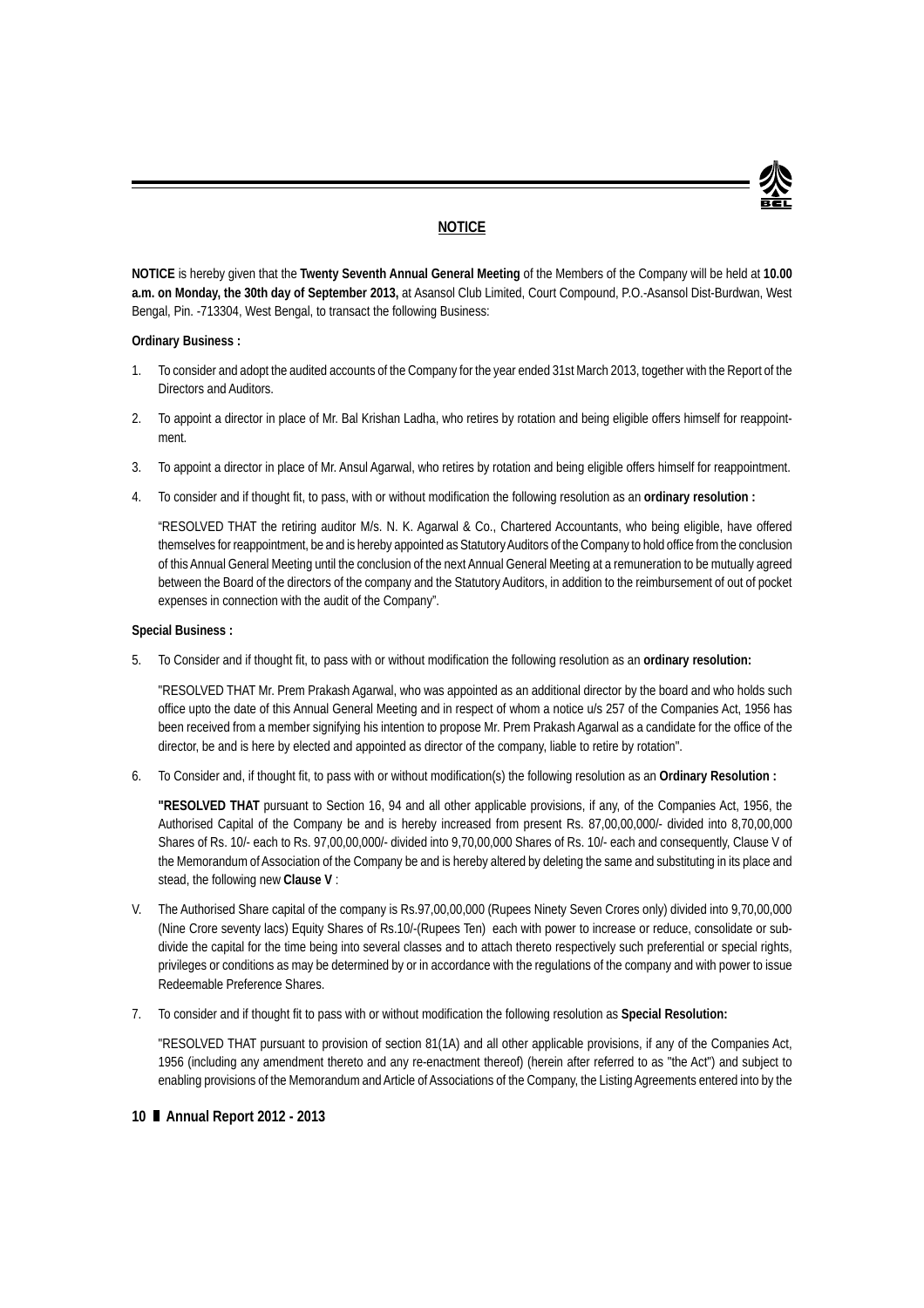## NOTICE

**NOTICE** is hereby given that the **Twenty Seventh Annual General Meeting** of the Members of the Company will be held at **10.00 a.m. on Monday, the 30th day of September 2013,** at Asansol Club Limited, Court Compound, P.O.-Asansol Dist-Burdwan, West Bengal, Pin. -713304, West Bengal, to transact the following Business:

**Ordinary Business :**

1. To consider and adopt the audited accounts of the Company for the year ended 31st March 2013, together with the Report of the Directors and Auditors.

2. To appoint a director in place of Mr. Bal Krishan Ladha, who retires by rotation and being eligible offers himself for reappointment.

3. To appoint a director in place of Mr. Ansul Agarwal, who retires by rotation and being eligible offers himself for reappointment.

4. To consider and if thought fit, to pass, with or without modification the following resolution as an **ordinary resolution :**

   "RESOLVED THAT the retiring auditor M/s. N. K. Agarwal & Co., Chartered Accountants, who being eligible, have offered themselves for reappointment, be and is hereby appointed as Statutory Auditors of the Company to hold office from the conclusion of this Annual General Meeting until the conclusion of the next Annual General Meeting at a remuneration to be mutually agreed between the Board of the directors of the company and the Statutory Auditors, in addition to the reimbursement of out of pocket expenses in connection with the audit of the Company".

**Special Business :**

5. To Consider and if thought fit, to pass with or without modification the following resolution as an **ordinary resolution:**

   "RESOLVED THAT Mr. Prem Prakash Agarwal, who was appointed as an additional director by the board and who holds such office upto the date of this Annual General Meeting and in respect of whom a notice u/s 257 of the Companies Act, 1956 has been received from a member signifying his intention to propose Mr. Prem Prakash Agarwal as a candidate for the office of the director, be and is here by elected and appointed as director of the company, liable to retire by rotation".

6. To Consider and, if thought fit, to pass with or without modification(s) the following resolution as an **Ordinary Resolution :**

   **"RESOLVED THAT** pursuant to Section 16, 94 and all other applicable provisions, if any, of the Companies Act, 1956, the Authorised Capital of the Company be and is hereby increased from present Rs. 87,00,00,000/- divided into 8,70,00,000 Shares of Rs. 10/- each to Rs. 97,00,00,000/- divided into 9,70,00,000 Shares of Rs. 10/- each and consequently, Clause V of the Memorandum of Association of the Company be and is hereby altered by deleting the same and substituting in its place and stead, the following new **Clause V** :

V. The Authorised Share capital of the company is Rs.97,00,00,000 (Rupees Ninety Seven Crores only) divided into 9,70,00,000 (Nine Crore seventy lacs) Equity Shares of Rs.10/-(Rupees Ten) each with power to increase or reduce, consolidate or sub-divide the capital for the time being into several classes and to attach thereto respectively such preferential or special rights, privileges or conditions as may be determined by or in accordance with the regulations of the company and with power to issue Redeemable Preference Shares.

7. To consider and if thought fit to pass with or without modification the following resolution as **Special Resolution:**

   "RESOLVED THAT pursuant to provision of section 81(1A) and all other applicable provisions, if any of the Companies Act, 1956 (including any amendment thereto and any re-enactment thereof) (herein after referred to as "the Act") and subject to enabling provisions of the Memorandum and Article of Associations of the Company, the Listing Agreements entered into by the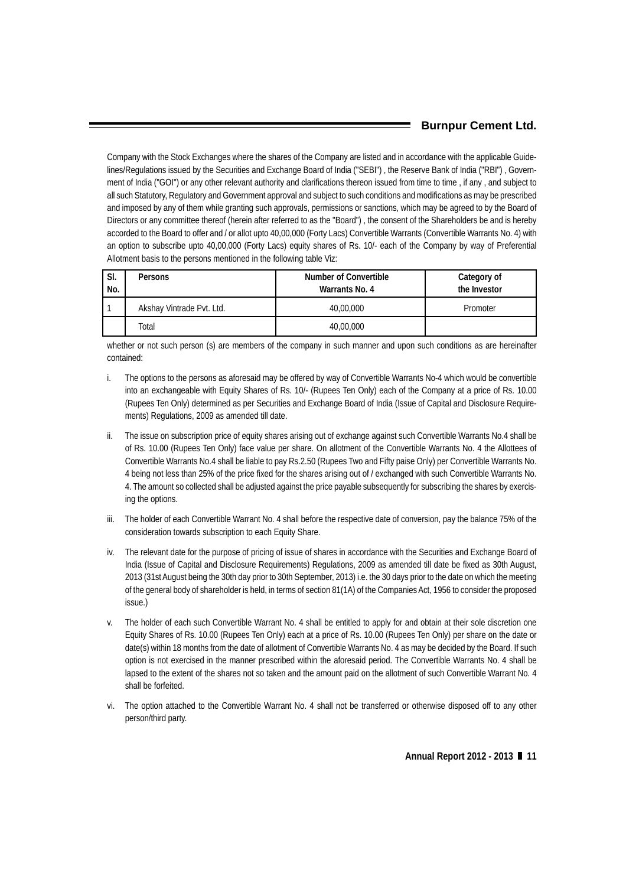Company with the Stock Exchanges where the shares of the Company are listed and in accordance with the applicable Guidelines/Regulations issued by the Securities and Exchange Board of India ("SEBI") , the Reserve Bank of India ("RBI") , Government of India ("GOI") or any other relevant authority and clarifications thereon issued from time to time , if any , and subject to all such Statutory, Regulatory and Government approval and subject to such conditions and modifications as may be prescribed and imposed by any of them while granting such approvals, permissions or sanctions, which may be agreed to by the Board of Directors or any committee thereof (herein after referred to as the "Board") , the consent of the Shareholders be and is hereby accorded to the Board to offer and / or allot upto 40,00,000 (Forty Lacs) Convertible Warrants (Convertible Warrants No. 4) with an option to subscribe upto 40,00,000 (Forty Lacs) equity shares of Rs. 10/- each of the Company by way of Preferential Allotment basis to the persons mentioned in the following table Viz:

| Sl. No. | Persons | Number of Convertible Warrants No. 4 | Category of the Investor |
|---|---|---|---|
| 1 | Akshay Vintrade Pvt. Ltd. | 40,00,000 | Promoter |
| | Total | 40,00,000 | |

whether or not such person (s) are members of the company in such manner and upon such conditions as are hereinafter contained:

i. The options to the persons as aforesaid may be offered by way of Convertible Warrants No-4 which would be convertible into an exchangeable with Equity Shares of Rs. 10/- (Rupees Ten Only) each of the Company at a price of Rs. 10.00 (Rupees Ten Only) determined as per Securities and Exchange Board of India (Issue of Capital and Disclosure Requirements) Regulations, 2009 as amended till date.

ii. The issue on subscription price of equity shares arising out of exchange against such Convertible Warrants No.4 shall be of Rs. 10.00 (Rupees Ten Only) face value per share. On allotment of the Convertible Warrants No. 4 the Allottees of Convertible Warrants No.4 shall be liable to pay Rs.2.50 (Rupees Two and Fifty paise Only) per Convertible Warrants No. 4 being not less than 25% of the price fixed for the shares arising out of / exchanged with such Convertible Warrants No. 4. The amount so collected shall be adjusted against the price payable subsequently for subscribing the shares by exercising the options.

iii. The holder of each Convertible Warrant No. 4 shall before the respective date of conversion, pay the balance 75% of the consideration towards subscription to each Equity Share.

iv. The relevant date for the purpose of pricing of issue of shares in accordance with the Securities and Exchange Board of India (Issue of Capital and Disclosure Requirements) Regulations, 2009 as amended till date be fixed as 30th August, 2013 (31st August being the 30th day prior to 30th September, 2013) i.e. the 30 days prior to the date on which the meeting of the general body of shareholder is held, in terms of section 81(1A) of the Companies Act, 1956 to consider the proposed issue.)

v. The holder of each such Convertible Warrant No. 4 shall be entitled to apply for and obtain at their sole discretion one Equity Shares of Rs. 10.00 (Rupees Ten Only) each at a price of Rs. 10.00 (Rupees Ten Only) per share on the date or date(s) within 18 months from the date of allotment of Convertible Warrants No. 4 as may be decided by the Board. If such option is not exercised in the manner prescribed within the aforesaid period. The Convertible Warrants No. 4 shall be lapsed to the extent of the shares not so taken and the amount paid on the allotment of such Convertible Warrant No. 4 shall be forfeited.

vi. The option attached to the Convertible Warrant No. 4 shall not be transferred or otherwise disposed off to any other person/third party.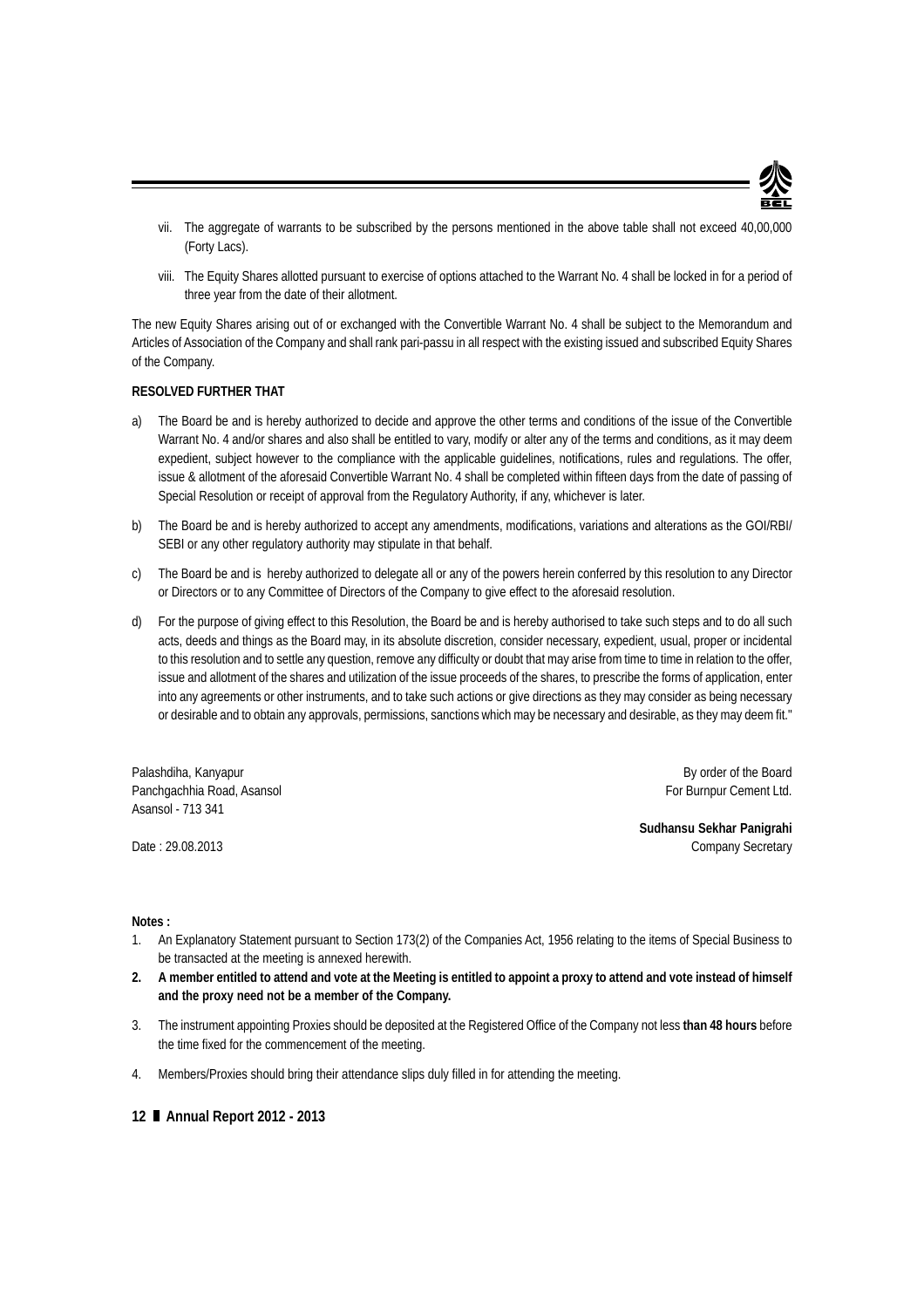vii. The aggregate of warrants to be subscribed by the persons mentioned in the above table shall not exceed 40,00,000 (Forty Lacs).

viii. The Equity Shares allotted pursuant to exercise of options attached to the Warrant No. 4 shall be locked in for a period of three year from the date of their allotment.

The new Equity Shares arising out of or exchanged with the Convertible Warrant No. 4 shall be subject to the Memorandum and Articles of Association of the Company and shall rank pari-passu in all respect with the existing issued and subscribed Equity Shares of the Company.

**RESOLVED FURTHER THAT**

a) The Board be and is hereby authorized to decide and approve the other terms and conditions of the issue of the Convertible Warrant No. 4 and/or shares and also shall be entitled to vary, modify or alter any of the terms and conditions, as it may deem expedient, subject however to the compliance with the applicable guidelines, notifications, rules and regulations. The offer, issue & allotment of the aforesaid Convertible Warrant No. 4 shall be completed within fifteen days from the date of passing of Special Resolution or receipt of approval from the Regulatory Authority, if any, whichever is later.

b) The Board be and is hereby authorized to accept any amendments, modifications, variations and alterations as the GOI/RBI/ SEBI or any other regulatory authority may stipulate in that behalf.

c) The Board be and is hereby authorized to delegate all or any of the powers herein conferred by this resolution to any Director or Directors or to any Committee of Directors of the Company to give effect to the aforesaid resolution.

d) For the purpose of giving effect to this Resolution, the Board be and is hereby authorised to take such steps and to do all such acts, deeds and things as the Board may, in its absolute discretion, consider necessary, expedient, usual, proper or incidental to this resolution and to settle any question, remove any difficulty or doubt that may arise from time to time in relation to the offer, issue and allotment of the shares and utilization of the issue proceeds of the shares, to prescribe the forms of application, enter into any agreements or other instruments, and to take such actions or give directions as they may consider as being necessary or desirable and to obtain any approvals, permissions, sanctions which may be necessary and desirable, as they may deem fit."

Palashdiha, Kanyapur
Panchgachhia Road, Asansol
Asansol - 713 341

Date : 29.08.2013

By order of the Board
For Burnpur Cement Ltd.

**Sudhansu Sekhar Panigrahi**
Company Secretary

**Notes :**

1. An Explanatory Statement pursuant to Section 173(2) of the Companies Act, 1956 relating to the items of Special Business to be transacted at the meeting is annexed herewith.
2. **A member entitled to attend and vote at the Meeting is entitled to appoint a proxy to attend and vote instead of himself and the proxy need not be a member of the Company.**
3. The instrument appointing Proxies should be deposited at the Registered Office of the Company not less **than 48 hours** before the time fixed for the commencement of the meeting.
4. Members/Proxies should bring their attendance slips duly filled in for attending the meeting.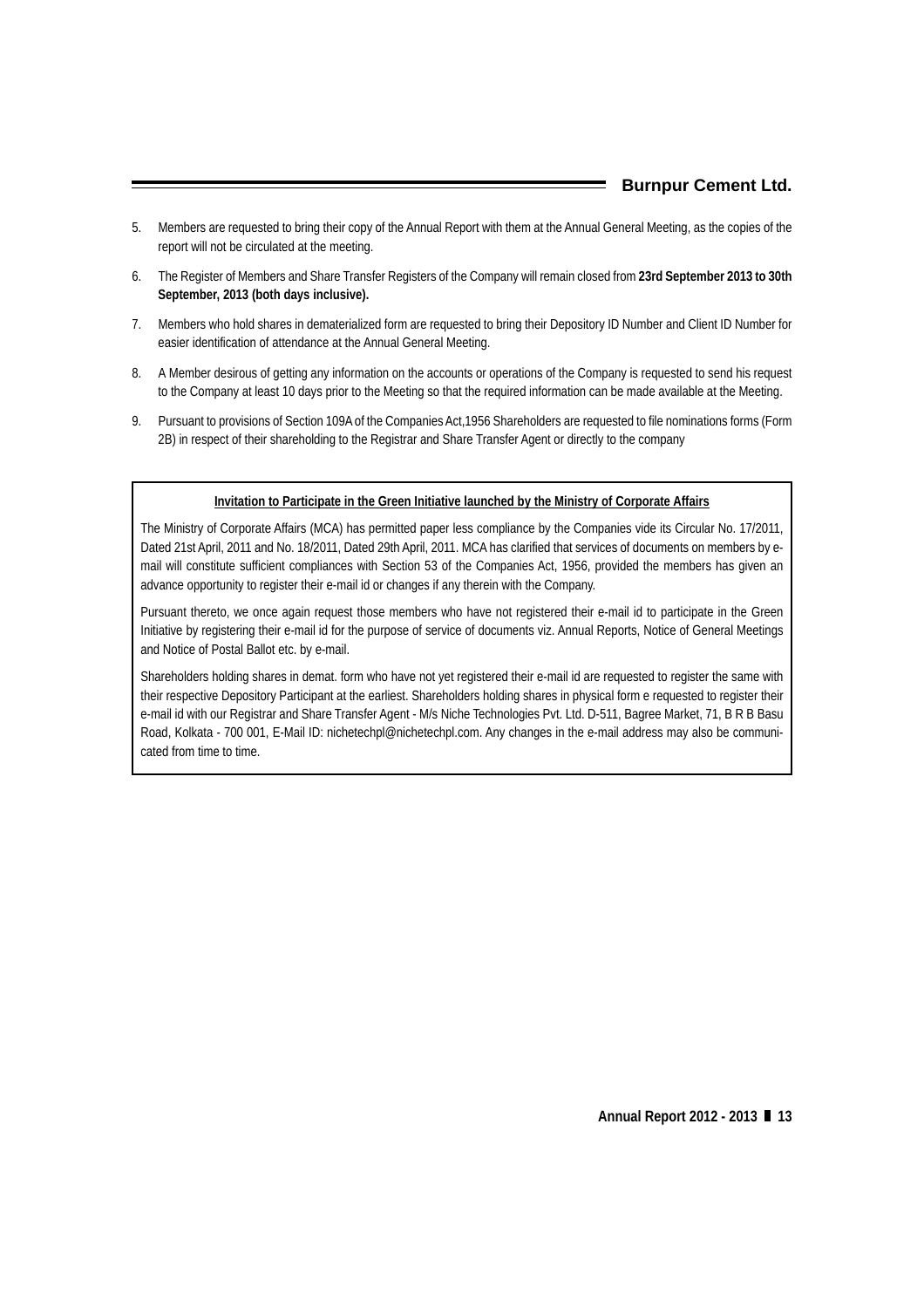5. Members are requested to bring their copy of the Annual Report with them at the Annual General Meeting, as the copies of the report will not be circulated at the meeting.

6. The Register of Members and Share Transfer Registers of the Company will remain closed from **23rd September 2013 to 30th September, 2013 (both days inclusive).**

7. Members who hold shares in dematerialized form are requested to bring their Depository ID Number and Client ID Number for easier identification of attendance at the Annual General Meeting.

8. A Member desirous of getting any information on the accounts or operations of the Company is requested to send his request to the Company at least 10 days prior to the Meeting so that the required information can be made available at the Meeting.

9. Pursuant to provisions of Section 109A of the Companies Act,1956 Shareholders are requested to file nominations forms (Form 2B) in respect of their shareholding to the Registrar and Share Transfer Agent or directly to the company

**Invitation to Participate in the Green Initiative launched by the Ministry of Corporate Affairs**

The Ministry of Corporate Affairs (MCA) has permitted paper less compliance by the Companies vide its Circular No. 17/2011, Dated 21st April, 2011 and No. 18/2011, Dated 29th April, 2011. MCA has clarified that services of documents on members by e-mail will constitute sufficient compliances with Section 53 of the Companies Act, 1956, provided the members has given an advance opportunity to register their e-mail id or changes if any therein with the Company.

Pursuant thereto, we once again request those members who have not registered their e-mail id to participate in the Green Initiative by registering their e-mail id for the purpose of service of documents viz. Annual Reports, Notice of General Meetings and Notice of Postal Ballot etc. by e-mail.

Shareholders holding shares in demat. form who have not yet registered their e-mail id are requested to register the same with their respective Depository Participant at the earliest. Shareholders holding shares in physical form e requested to register their e-mail id with our Registrar and Share Transfer Agent - M/s Niche Technologies Pvt. Ltd. D-511, Bagree Market, 71, B R B Basu Road, Kolkata - 700 001, E-Mail ID: nichetechpl@nichetechpl.com. Any changes in the e-mail address may also be communicated from time to time.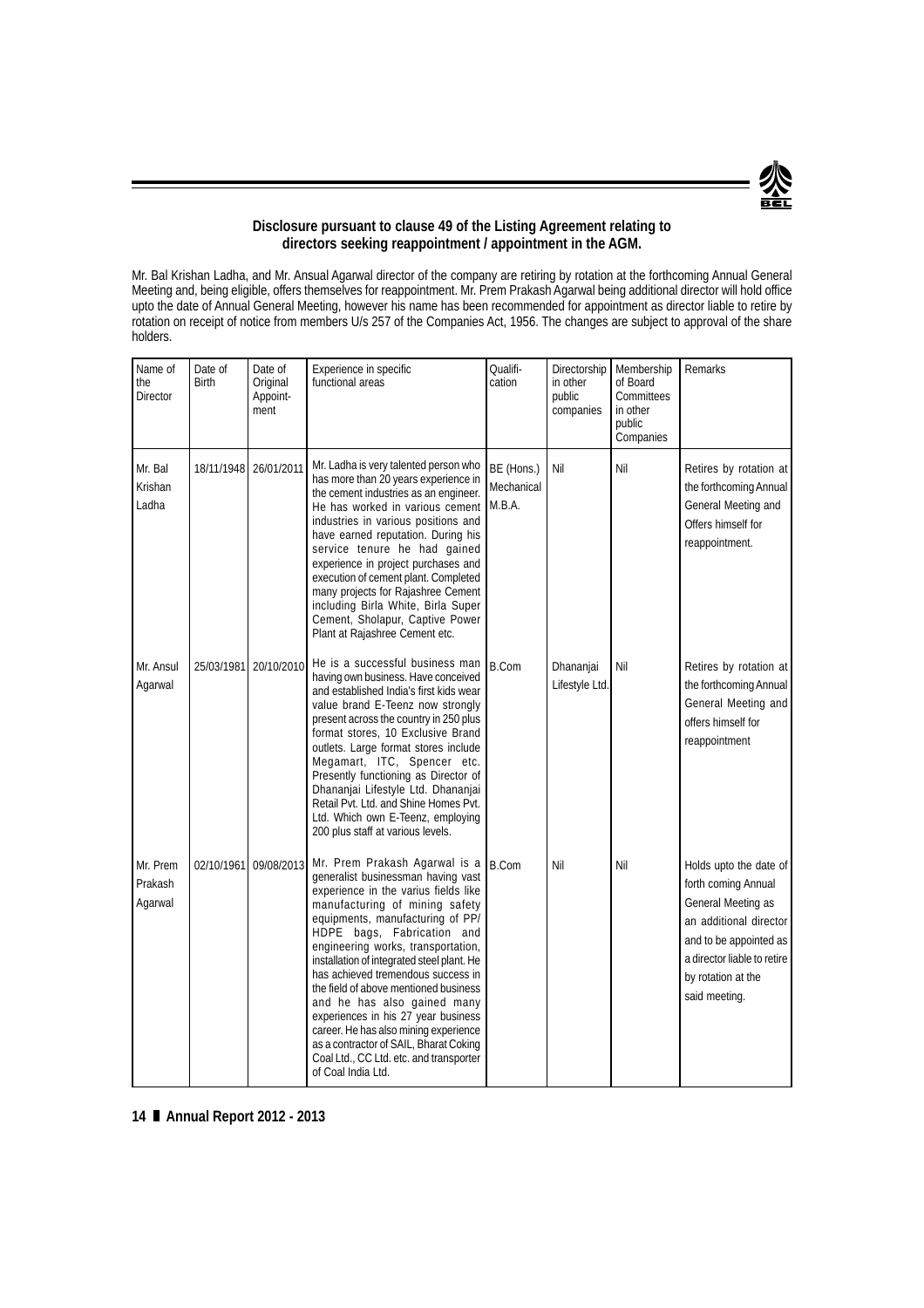**Disclosure pursuant to clause 49 of the Listing Agreement relating to directors seeking reappointment / appointment in the AGM.**

Mr. Bal Krishan Ladha, and Mr. Ansual Agarwal director of the company are retiring by rotation at the forthcoming Annual General Meeting and, being eligible, offers themselves for reappointment. Mr. Prem Prakash Agarwal being additional director will hold office upto the date of Annual General Meeting, however his name has been recommended for appointment as director liable to retire by rotation on receipt of notice from members U/s 257 of the Companies Act, 1956. The changes are subject to approval of the share holders.

| Name of the Director | Date of Birth | Date of Original Appoint-ment | Experience in specific functional areas | Qualifi-cation | Directorship in other public companies | Membership of Board Committees in other public Companies | Remarks |
|---|---|---|---|---|---|---|---|
| Mr. Bal Krishan Ladha | 18/11/1948 | 26/01/2011 | Mr. Ladha is very talented person who has more than 20 years experience in the cement industries as an engineer. He has worked in various cement industries in various positions and have earned reputation. During his service tenure he had gained experience in project purchases and execution of cement plant. Completed many projects for Rajashree Cement including Birla White, Birla Super Cement, Sholapur, Captive Power Plant at Rajashree Cement etc. | BE (Hons.) Mechanical M.B.A. | Nil | Nil | Retires by rotation at the forthcoming Annual General Meeting and Offers himself for reappointment. |
| Mr. Ansul Agarwal | 25/03/1981 | 20/10/2010 | He is a successful business man having own business. Have conceived and established India's first kids wear value brand E-Teenz now strongly present across the country in 250 plus format stores, 10 Exclusive Brand outlets. Large format stores include Megamart, ITC, Spencer etc. Presently functioning as Director of Dhananjai Lifestyle Ltd. Dhananjai Retail Pvt. Ltd. and Shine Homes Pvt. Ltd. Which own E-Teenz, employing 200 plus staff at various levels. | B.Com | Dhananjai Lifestyle Ltd. | Nil | Retires by rotation at the forthcoming Annual General Meeting and offers himself for reappointment |
| Mr. Prem Prakash Agarwal | 02/10/1961 | 09/08/2013 | Mr. Prem Prakash Agarwal is a generalist businessman having vast experience in the varius fields like manufacturing of mining safety equipments, manufacturing of PP/ HDPE bags, Fabrication and engineering works, transportation, installation of integrated steel plant. He has achieved tremendous success in the field of above mentioned business and he has also gained many experiences in his 27 year business career. He has also mining experience as a contractor of SAIL, Bharat Coking Coal Ltd., CC Ltd. etc. and transporter of Coal India Ltd. | B.Com | Nil | Nil | Holds upto the date of forth coming Annual General Meeting as an additional director and to be appointed as a director liable to retire by rotation at the said meeting. |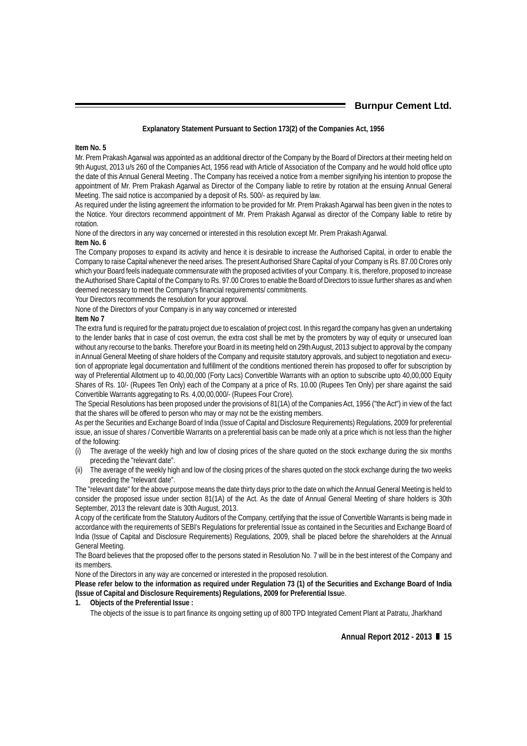## Explanatory Statement Pursuant to Section 173(2) of the Companies Act, 1956

**Item No. 5**

Mr. Prem Prakash Agarwal was appointed as an additional director of the Company by the Board of Directors at their meeting held on 9th August, 2013 u/s 260 of the Companies Act, 1956 read with Article of Association of the Company and he would hold office upto the date of this Annual General Meeting . The Company has received a notice from a member signifying his intention to propose the appointment of Mr. Prem Prakash Agarwal as Director of the Company liable to retire by rotation at the ensuing Annual General Meeting. The said notice is accompanied by a deposit of Rs. 500/- as required by law.

As required under the listing agreement the information to be provided for Mr. Prem Prakash Agarwal has been given in the notes to the Notice. Your directors recommend appointment of Mr. Prem Prakash Agarwal as director of the Company liable to retire by rotation.

None of the directors in any way concerned or interested in this resolution except Mr. Prem Prakash Agarwal.

**Item No. 6**

The Company proposes to expand its activity and hence it is desirable to increase the Authorised Capital, in order to enable the Company to raise Capital whenever the need arises. The present Authorised Share Capital of your Company is Rs. 87.00 Crores only which your Board feels inadequate commensurate with the proposed activities of your Company. It is, therefore, proposed to increase the Authorised Share Capital of the Company to Rs. 97.00 Crores to enable the Board of Directors to issue further shares as and when deemed necessary to meet the Company's financial requirements/ commitments.

Your Directors recommends the resolution for your approval.

None of the Directors of your Company is in any way concerned or interested

**Item No 7**

The extra fund is required for the patratu project due to escalation of project cost. In this regard the company has given an undertaking to the lender banks that in case of cost overrun, the extra cost shall be met by the promoters by way of equity or unsecured loan without any recourse to the banks. Therefore your Board in its meeting held on 29th August, 2013 subject to approval by the company in Annual General Meeting of share holders of the Company and requisite statutory approvals, and subject to negotiation and execution of appropriate legal documentation and fulfillment of the conditions mentioned therein has proposed to offer for subscription by way of Preferential Allotment up to 40,00,000 (Forty Lacs) Convertible Warrants with an option to subscribe upto 40,00,000 Equity Shares of Rs. 10/- (Rupees Ten Only) each of the Company at a price of Rs. 10.00 (Rupees Ten Only) per share against the said Convertible Warrants aggregating to Rs. 4,00,00,000/- (Rupees Four Crore).

The Special Resolutions has been proposed under the provisions of 81(1A) of the Companies Act, 1956 ("the Act") in view of the fact that the shares will be offered to person who may or may not be the existing members.

As per the Securities and Exchange Board of India (Issue of Capital and Disclosure Requirements) Regulations, 2009 for preferential issue, an issue of shares / Convertible Warrants on a preferential basis can be made only at a price which is not less than the higher of the following:

(i) The average of the weekly high and low of closing prices of the share quoted on the stock exchange during the six months preceding the "relevant date".

(ii) The average of the weekly high and low of the closing prices of the shares quoted on the stock exchange during the two weeks preceding the "relevant date".

The "relevant date" for the above purpose means the date thirty days prior to the date on which the Annual General Meeting is held to consider the proposed issue under section 81(1A) of the Act. As the date of Annual General Meeting of share holders is 30th September, 2013 the relevant date is 30th August, 2013.

A copy of the certificate from the Statutory Auditors of the Company, certifying that the issue of Convertible Warrants is being made in accordance with the requirements of SEBI's Regulations for preferential Issue as contained in the Securities and Exchange Board of India (Issue of Capital and Disclosure Requirements) Regulations, 2009, shall be placed before the shareholders at the Annual General Meeting.

The Board believes that the proposed offer to the persons stated in Resolution No. 7 will be in the best interest of the Company and its members.

None of the Directors in any way are concerned or interested in the proposed resolution.

**Please refer below to the information as required under Regulation 73 (1) of the Securities and Exchange Board of India (Issue of Capital and Disclosure Requirements) Regulations, 2009 for Preferential Issue.**

1. **Objects of the Preferential Issue :**

   The objects of the issue is to part finance its ongoing setting up of 800 TPD Integrated Cement Plant at Patratu, Jharkhand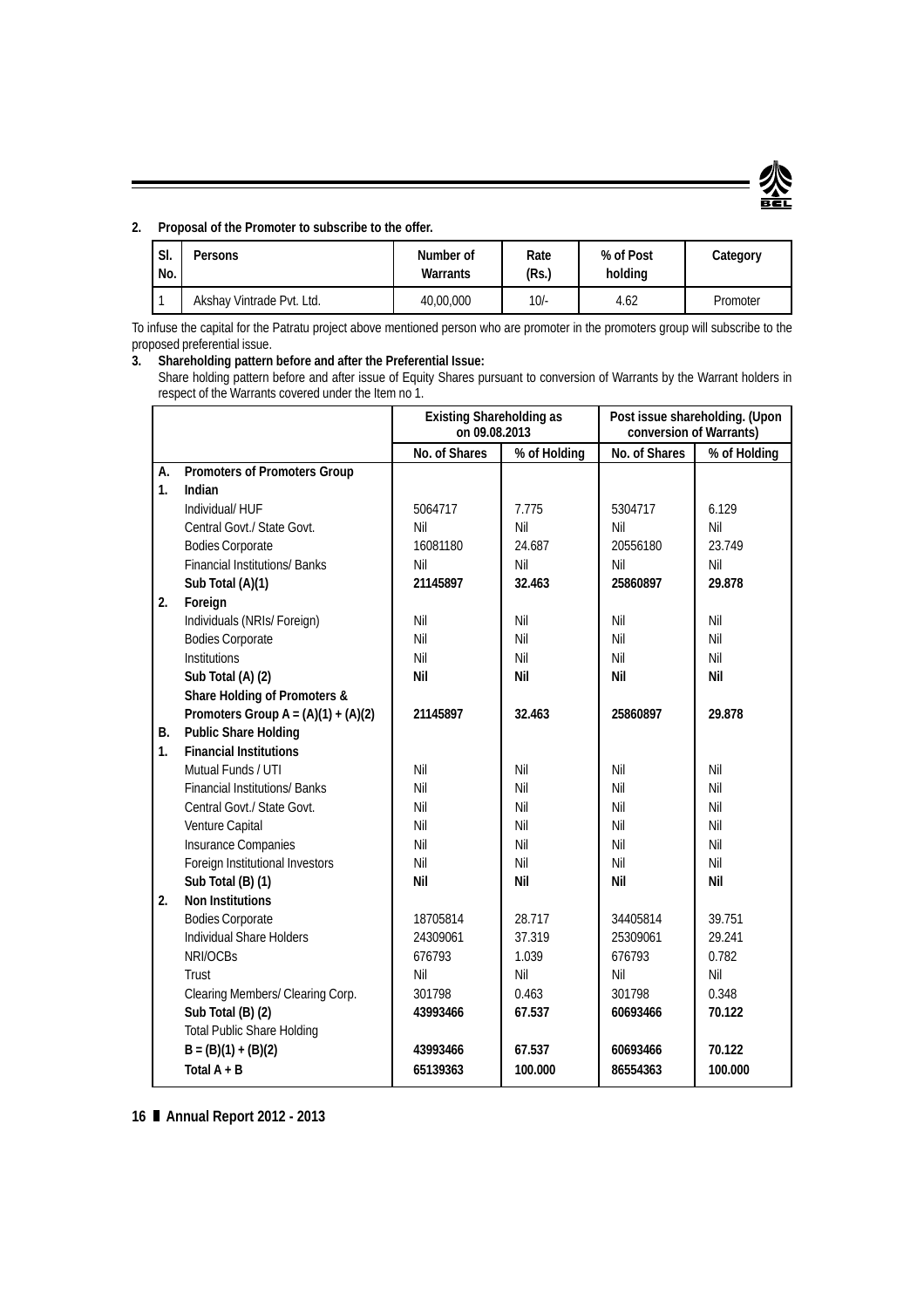**2. Proposal of the Promoter to subscribe to the offer.**

| Sl. No. | Persons | Number of Warrants | Rate (Rs.) | % of Post holding | Category |
|---|---|---|---|---|---|
| 1 | Akshay Vintrade Pvt. Ltd. | 40,00,000 | 10/- | 4.62 | Promoter |

To infuse the capital for the Patratu project above mentioned person who are promoter in the promoters group will subscribe to the proposed preferential issue.

**3. Shareholding pattern before and after the Preferential Issue:**

Share holding pattern before and after issue of Equity Shares pursuant to conversion of Warrants by the Warrant holders in respect of the Warrants covered under the Item no 1.

| | | Existing Shareholding as on 09.08.2013 | | Post issue shareholding. (Upon conversion of Warrants) | |
|---|---|---|---|---|---|
| | | No. of Shares | % of Holding | No. of Shares | % of Holding |
| **A.** | **Promoters of Promoters Group** | | | | |
| **1.** | **Indian** | | | | |
| | Individual/ HUF | 5064717 | 7.775 | 5304717 | 6.129 |
| | Central Govt./ State Govt. | Nil | Nil | Nil | Nil |
| | Bodies Corporate | 16081180 | 24.687 | 20556180 | 23.749 |
| | Financial Institutions/ Banks | Nil | Nil | Nil | Nil |
| | **Sub Total (A)(1)** | **21145897** | **32.463** | **25860897** | **29.878** |
| **2.** | **Foreign** | | | | |
| | Individuals (NRIs/ Foreign) | Nil | Nil | Nil | Nil |
| | Bodies Corporate | Nil | Nil | Nil | Nil |
| | Institutions | Nil | Nil | Nil | Nil |
| | **Sub Total (A) (2)** | **Nil** | **Nil** | **Nil** | **Nil** |
| | **Share Holding of Promoters & Promoters Group A = (A)(1) + (A)(2)** | **21145897** | **32.463** | **25860897** | **29.878** |
| **B.** | **Public Share Holding** | | | | |
| **1.** | **Financial Institutions** | | | | |
| | Mutual Funds / UTI | Nil | Nil | Nil | Nil |
| | Financial Institutions/ Banks | Nil | Nil | Nil | Nil |
| | Central Govt./ State Govt. | Nil | Nil | Nil | Nil |
| | Venture Capital | Nil | Nil | Nil | Nil |
| | Insurance Companies | Nil | Nil | Nil | Nil |
| | Foreign Institutional Investors | Nil | Nil | Nil | Nil |
| | **Sub Total (B) (1)** | **Nil** | **Nil** | **Nil** | **Nil** |
| **2.** | **Non Institutions** | | | | |
| | Bodies Corporate | 18705814 | 28.717 | 34405814 | 39.751 |
| | Individual Share Holders | 24309061 | 37.319 | 25309061 | 29.241 |
| | NRI/OCBs | 676793 | 1.039 | 676793 | 0.782 |
| | Trust | Nil | Nil | Nil | Nil |
| | Clearing Members/ Clearing Corp. | 301798 | 0.463 | 301798 | 0.348 |
| | **Sub Total (B) (2)** | **43993466** | **67.537** | **60693466** | **70.122** |
| | Total Public Share Holding **B = (B)(1) + (B)(2)** | **43993466** | **67.537** | **60693466** | **70.122** |
| | **Total A + B** | **65139363** | **100.000** | **86554363** | **100.000** |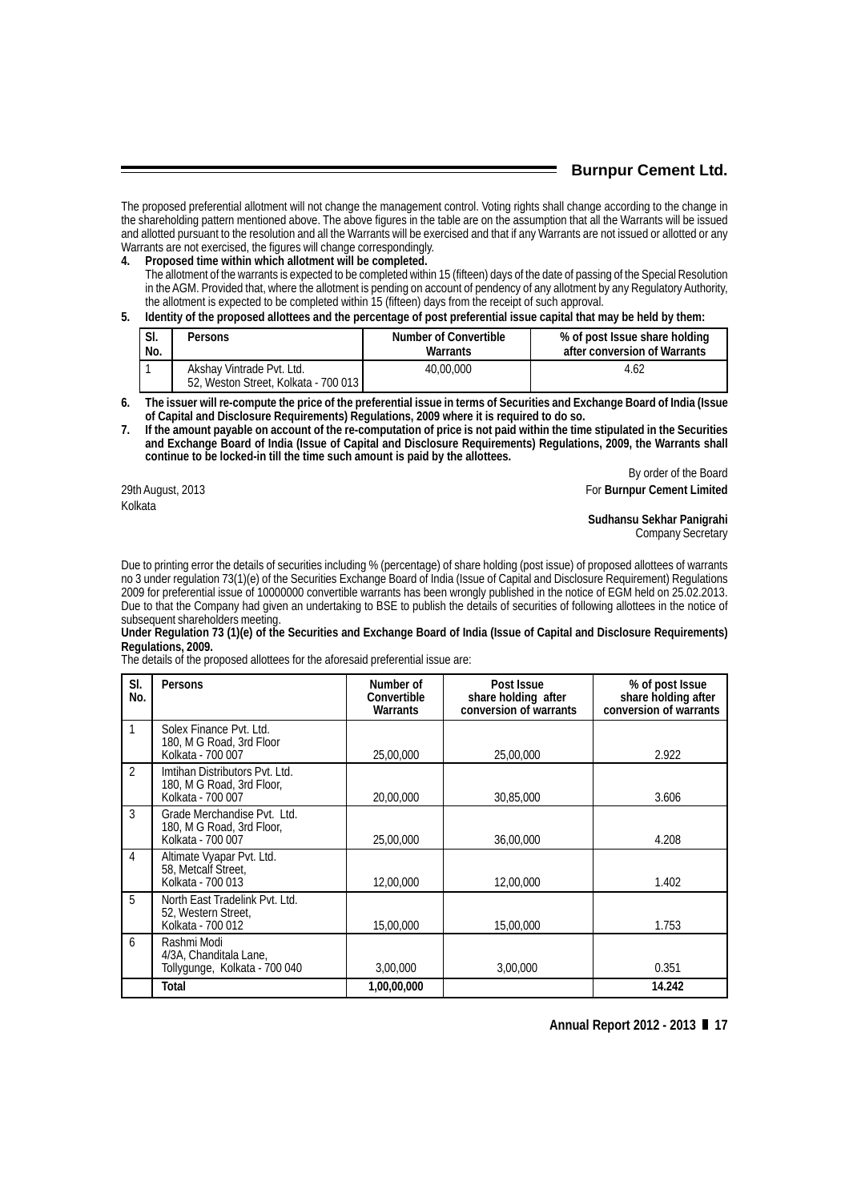The proposed preferential allotment will not change the management control. Voting rights shall change according to the change in the shareholding pattern mentioned above. The above figures in the table are on the assumption that all the Warrants will be issued and allotted pursuant to the resolution and all the Warrants will be exercised and that if any Warrants are not issued or allotted or any Warrants are not exercised, the figures will change correspondingly.

**4. Proposed time within which allotment will be completed.**

The allotment of the warrants is expected to be completed within 15 (fifteen) days of the date of passing of the Special Resolution in the AGM. Provided that, where the allotment is pending on account of pendency of any allotment by any Regulatory Authority, the allotment is expected to be completed within 15 (fifteen) days from the receipt of such approval.

**5. Identity of the proposed allottees and the percentage of post preferential issue capital that may be held by them:**

| Sl. No. | Persons | Number of Convertible Warrants | % of post Issue share holding after conversion of Warrants |
|---|---|---|---|
| 1 | Akshay Vintrade Pvt. Ltd. 52, Weston Street, Kolkata - 700 013 | 40,00,000 | 4.62 |

**6. The issuer will re-compute the price of the preferential issue in terms of Securities and Exchange Board of India (Issue of Capital and Disclosure Requirements) Regulations, 2009 where it is required to do so.**

**7. If the amount payable on account of the re-computation of price is not paid within the time stipulated in the Securities and Exchange Board of India (Issue of Capital and Disclosure Requirements) Regulations, 2009, the Warrants shall continue to be locked-in till the time such amount is paid by the allottees.**

By order of the Board
For **Burnpur Cement Limited**

29th August, 2013
Kolkata

**Sudhansu Sekhar Panigrahi**
Company Secretary

Due to printing error the details of securities including % (percentage) of share holding (post issue) of proposed allottees of warrants no 3 under regulation 73(1)(e) of the Securities Exchange Board of India (Issue of Capital and Disclosure Requirement) Regulations 2009 for preferential issue of 10000000 convertible warrants has been wrongly published in the notice of EGM held on 25.02.2013. Due to that the Company had given an undertaking to BSE to publish the details of securities of following allottees in the notice of subsequent shareholders meeting.

**Under Regulation 73 (1)(e) of the Securities and Exchange Board of India (Issue of Capital and Disclosure Requirements) Regulations, 2009.**

The details of the proposed allottees for the aforesaid preferential issue are:

| Sl. No. | Persons | Number of Convertible Warrants | Post Issue share holding after conversion of warrants | % of post Issue share holding after conversion of warrants |
|---|---|---|---|---|
| 1 | Solex Finance Pvt. Ltd. 180, M G Road, 3rd Floor Kolkata - 700 007 | 25,00,000 | 25,00,000 | 2.922 |
| 2 | Imtihan Distributors Pvt. Ltd. 180, M G Road, 3rd Floor, Kolkata - 700 007 | 20,00,000 | 30,85,000 | 3.606 |
| 3 | Grade Merchandise Pvt. Ltd. 180, M G Road, 3rd Floor, Kolkata - 700 007 | 25,00,000 | 36,00,000 | 4.208 |
| 4 | Altimate Vyapar Pvt. Ltd. 58, Metcalf Street, Kolkata - 700 013 | 12,00,000 | 12,00,000 | 1.402 |
| 5 | North East Tradelink Pvt. Ltd. 52, Western Street, Kolkata - 700 012 | 15,00,000 | 15,00,000 | 1.753 |
| 6 | Rashmi Modi 4/3A, Chanditala Lane, Tollygunge, Kolkata - 700 040 | 3,00,000 | 3,00,000 | 0.351 |
| | **Total** | **1,00,00,000** | | **14.242** |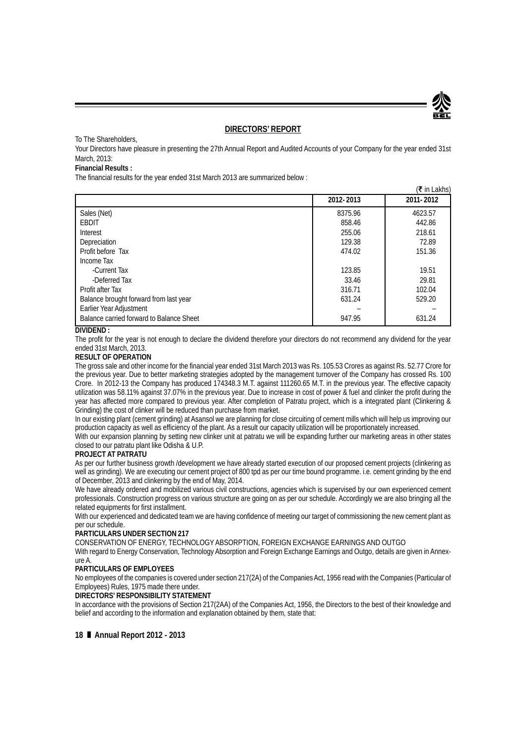## DIRECTORS' REPORT

To The Shareholders,

Your Directors have pleasure in presenting the 27th Annual Report and Audited Accounts of your Company for the year ended 31st March, 2013:

**Financial Results :**

The financial results for the year ended 31st March 2013 are summarized below :

(₹ in Lakhs)

| | 2012- 2013 | 2011- 2012 |
|---|---|---|
| Sales (Net) | 8375.96 | 4623.57 |
| EBDIT | 858.46 | 442.86 |
| Interest | 255.06 | 218.61 |
| Depreciation | 129.38 | 72.89 |
| Profit before Tax | 474.02 | 151.36 |
| Income Tax | | |
| -Current Tax | 123.85 | 19.51 |
| -Deferred Tax | 33.46 | 29.81 |
| Profit after Tax | 316.71 | 102.04 |
| Balance brought forward from last year | 631.24 | 529.20 |
| Earlier Year Adjustment | – | – |
| Balance carried forward to Balance Sheet | 947.95 | 631.24 |

**DIVIDEND :**

The profit for the year is not enough to declare the dividend therefore your directors do not recommend any dividend for the year ended 31st March, 2013.

**RESULT OF OPERATION**

The gross sale and other income for the financial year ended 31st March 2013 was Rs. 105.53 Crores as against Rs. 52.77 Crore for the previous year. Due to better marketing strategies adopted by the management turnover of the Company has crossed Rs. 100 Crore. In 2012-13 the Company has produced 174348.3 M.T. against 111260.65 M.T. in the previous year. The effective capacity utilization was 58.11% against 37.07% in the previous year. Due to increase in cost of power & fuel and clinker the profit during the year has affected more compared to previous year. After completion of Patratu project, which is a integrated plant (Clinkering & Grinding) the cost of clinker will be reduced than purchase from market.

In our existing plant (cement grinding) at Asansol we are planning for close circuiting of cement mills which will help us improving our production capacity as well as efficiency of the plant. As a result our capacity utilization will be proportionately increased.

With our expansion planning by setting new clinker unit at patratu we will be expanding further our marketing areas in other states closed to our patratu plant like Odisha & U.P.

**PROJECT AT PATRATU**

As per our further business growth /development we have already started execution of our proposed cement projects (clinkering as well as grinding). We are executing our cement project of 800 tpd as per our time bound programme. i.e. cement grinding by the end of December, 2013 and clinkering by the end of May, 2014.

We have already ordered and mobilized various civil constructions, agencies which is supervised by our own experienced cement professionals. Construction progress on various structure are going on as per our schedule. Accordingly we are also bringing all the related equipments for first installment.

With our experienced and dedicated team we are having confidence of meeting our target of commissioning the new cement plant as per our schedule.

**PARTICULARS UNDER SECTION 217**

CONSERVATION OF ENERGY, TECHNOLOGY ABSORPTION, FOREIGN EXCHANGE EARNINGS AND OUTGO

With regard to Energy Conservation, Technology Absorption and Foreign Exchange Earnings and Outgo, details are given in Annexure A.

**PARTICULARS OF EMPLOYEES**

No employees of the companies is covered under section 217(2A) of the Companies Act, 1956 read with the Companies (Particular of Employees) Rules, 1975 made there under.

**DIRECTORS' RESPONSIBILITY STATEMENT**

In accordance with the provisions of Section 217(2AA) of the Companies Act, 1956, the Directors to the best of their knowledge and belief and according to the information and explanation obtained by them, state that: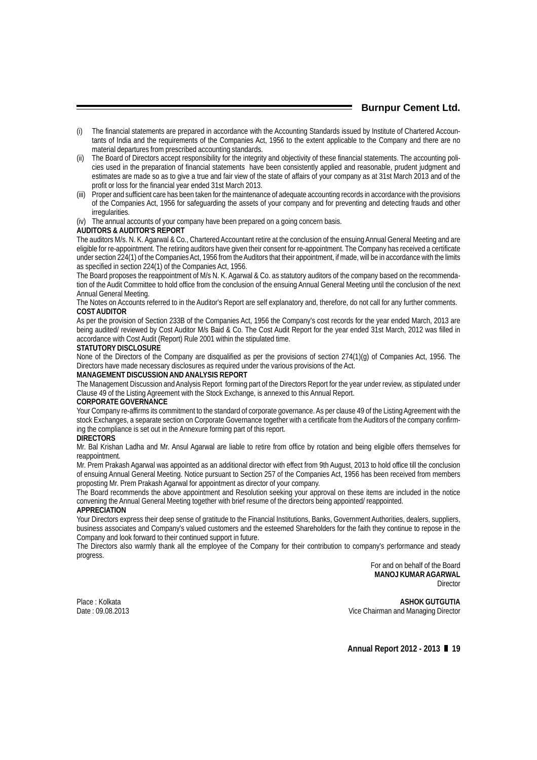(i) The financial statements are prepared in accordance with the Accounting Standards issued by Institute of Chartered Accountants of India and the requirements of the Companies Act, 1956 to the extent applicable to the Company and there are no material departures from prescribed accounting standards.

(ii) The Board of Directors accept responsibility for the integrity and objectivity of these financial statements. The accounting policies used in the preparation of financial statements have been consistently applied and reasonable, prudent judgment and estimates are made so as to give a true and fair view of the state of affairs of your company as at 31st March 2013 and of the profit or loss for the financial year ended 31st March 2013.

(iii) Proper and sufficient care has been taken for the maintenance of adequate accounting records in accordance with the provisions of the Companies Act, 1956 for safeguarding the assets of your company and for preventing and detecting frauds and other irregularities.

(iv) The annual accounts of your company have been prepared on a going concern basis.

**AUDITORS & AUDITOR'S REPORT**

The auditors M/s. N. K. Agarwal & Co., Chartered Accountant retire at the conclusion of the ensuing Annual General Meeting and are eligible for re-appointment. The retiring auditors have given their consent for re-appointment. The Company has received a certificate under section 224(1) of the Companies Act, 1956 from the Auditors that their appointment, if made, will be in accordance with the limits as specified in section 224(1) of the Companies Act, 1956.

The Board proposes the reappointment of M/s N. K. Agarwal & Co. as statutory auditors of the company based on the recommendation of the Audit Committee to hold office from the conclusion of the ensuing Annual General Meeting until the conclusion of the next Annual General Meeting.

The Notes on Accounts referred to in the Auditor's Report are self explanatory and, therefore, do not call for any further comments.

**COST AUDITOR**

As per the provision of Section 233B of the Companies Act, 1956 the Company's cost records for the year ended March, 2013 are being audited/ reviewed by Cost Auditor M/s Baid & Co. The Cost Audit Report for the year ended 31st March, 2012 was filled in accordance with Cost Audit (Report) Rule 2001 within the stipulated time.

**STATUTORY DISCLOSURE**

None of the Directors of the Company are disqualified as per the provisions of section 274(1)(g) of Companies Act, 1956. The Directors have made necessary disclosures as required under the various provisions of the Act.

**MANAGEMENT DISCUSSION AND ANALYSIS REPORT**

The Management Discussion and Analysis Report forming part of the Directors Report for the year under review, as stipulated under Clause 49 of the Listing Agreement with the Stock Exchange, is annexed to this Annual Report.

**CORPORATE GOVERNANCE**

Your Company re-affirms its commitment to the standard of corporate governance. As per clause 49 of the Listing Agreement with the stock Exchanges, a separate section on Corporate Governance together with a certificate from the Auditors of the company confirming the compliance is set out in the Annexure forming part of this report.

**DIRECTORS**

Mr. Bal Krishan Ladha and Mr. Ansul Agarwal are liable to retire from office by rotation and being eligible offers themselves for reappointment.

Mr. Prem Prakash Agarwal was appointed as an additional director with effect from 9th August, 2013 to hold office till the conclusion of ensuing Annual General Meeting. Notice pursuant to Section 257 of the Companies Act, 1956 has been received from members proposting Mr. Prem Prakash Agarwal for appointment as director of your company.

The Board recommends the above appointment and Resolution seeking your approval on these items are included in the notice convening the Annual General Meeting together with brief resume of the directors being appointed/ reappointed.

**APPRECIATION**

Your Directors express their deep sense of gratitude to the Financial Institutions, Banks, Government Authorities, dealers, suppliers, business associates and Company's valued customers and the esteemed Shareholders for the faith they continue to repose in the Company and look forward to their continued support in future.

The Directors also warmly thank all the employee of the Company for their contribution to company's performance and steady progress.

For and on behalf of the Board
**MANOJ KUMAR AGARWAL**
Director

Place : Kolkata
Date : 09.08.2013

**ASHOK GUTGUTIA**
Vice Chairman and Managing Director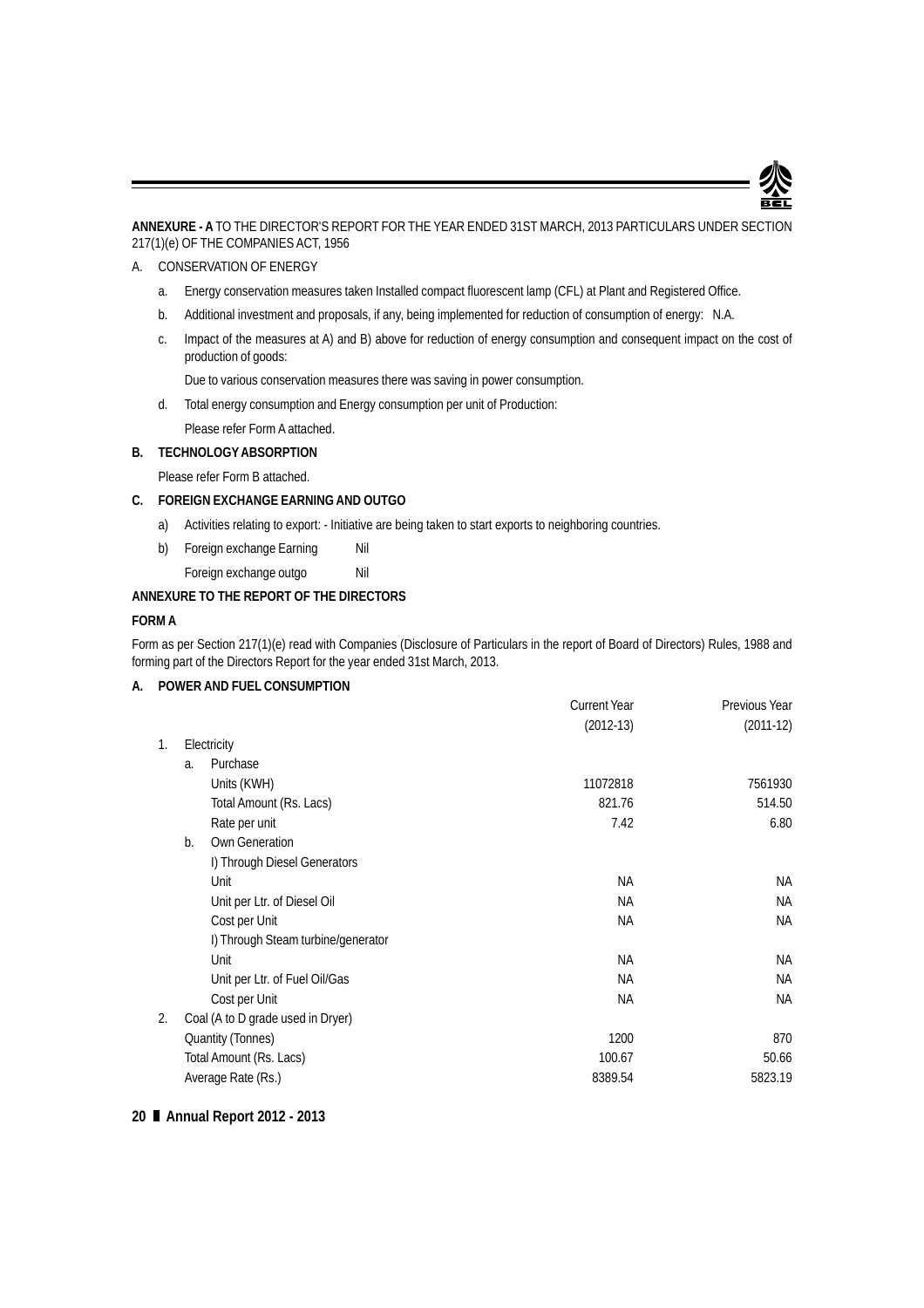**ANNEXURE - A** TO THE DIRECTOR'S REPORT FOR THE YEAR ENDED 31ST MARCH, 2013 PARTICULARS UNDER SECTION 217(1)(e) OF THE COMPANIES ACT, 1956

A. CONSERVATION OF ENERGY

a. Energy conservation measures taken Installed compact fluorescent lamp (CFL) at Plant and Registered Office.

b. Additional investment and proposals, if any, being implemented for reduction of consumption of energy: N.A.

c. Impact of the measures at A) and B) above for reduction of energy consumption and consequent impact on the cost of production of goods:

   Due to various conservation measures there was saving in power consumption.

d. Total energy consumption and Energy consumption per unit of Production:

   Please refer Form A attached.

**B. TECHNOLOGY ABSORPTION**

Please refer Form B attached.

**C. FOREIGN EXCHANGE EARNING AND OUTGO**

a) Activities relating to export: - Initiative are being taken to start exports to neighboring countries.

b) Foreign exchange Earning Nil

   Foreign exchange outgo Nil

**ANNEXURE TO THE REPORT OF THE DIRECTORS**

**FORM A**

Form as per Section 217(1)(e) read with Companies (Disclosure of Particulars in the report of Board of Directors) Rules, 1988 and forming part of the Directors Report for the year ended 31st March, 2013.

**A. POWER AND FUEL CONSUMPTION**

| | Current Year (2012-13) | Previous Year (2011-12) |
|---|---|---|
| 1. Electricity | | |
| a. Purchase | | |
| Units (KWH) | 11072818 | 7561930 |
| Total Amount (Rs. Lacs) | 821.76 | 514.50 |
| Rate per unit | 7.42 | 6.80 |
| b. Own Generation | | |
| I) Through Diesel Generators | | |
| Unit | NA | NA |
| Unit per Ltr. of Diesel Oil | NA | NA |
| Cost per Unit | NA | NA |
| I) Through Steam turbine/generator | | |
| Unit | NA | NA |
| Unit per Ltr. of Fuel Oil/Gas | NA | NA |
| Cost per Unit | NA | NA |
| 2. Coal (A to D grade used in Dryer) | | |
| Quantity (Tonnes) | 1200 | 870 |
| Total Amount (Rs. Lacs) | 100.67 | 50.66 |
| Average Rate (Rs.) | 8389.54 | 5823.19 |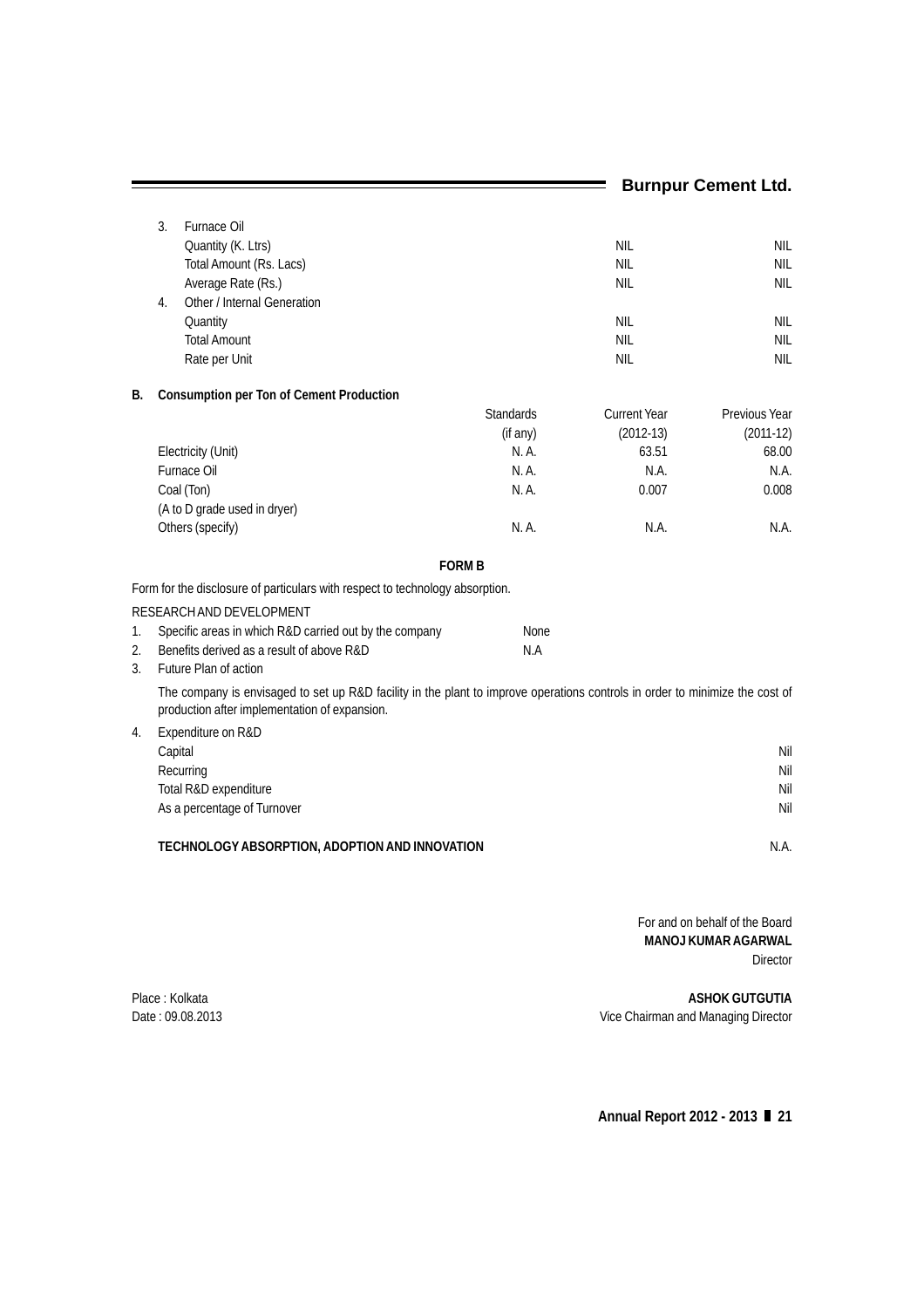| | | | |
|---|---|---|---|
| 3. | Furnace Oil | | |
| | Quantity (K. Ltrs) | NIL | NIL |
| | Total Amount (Rs. Lacs) | NIL | NIL |
| | Average Rate (Rs.) | NIL | NIL |
| 4. | Other / Internal Generation | | |
| | Quantity | NIL | NIL |
| | Total Amount | NIL | NIL |
| | Rate per Unit | NIL | NIL |

**B. Consumption per Ton of Cement Production**

| | Standards (if any) | Current Year (2012-13) | Previous Year (2011-12) |
|---|---|---|---|
| Electricity (Unit) | N. A. | 63.51 | 68.00 |
| Furnace Oil | N. A. | N.A. | N.A. |
| Coal (Ton) (A to D grade used in dryer) | N. A. | 0.007 | 0.008 |
| Others (specify) | N. A. | N.A. | N.A. |

**FORM B**

Form for the disclosure of particulars with respect to technology absorption.

RESEARCH AND DEVELOPMENT

1. Specific areas in which R&D carried out by the company — None
2. Benefits derived as a result of above R&D — N.A
3. Future Plan of action

   The company is envisaged to set up R&D facility in the plant to improve operations controls in order to minimize the cost of production after implementation of expansion.

4. Expenditure on R&D

| | |
|---|---|
| Capital | Nil |
| Recurring | Nil |
| Total R&D expenditure | Nil |
| As a percentage of Turnover | Nil |

**TECHNOLOGY ABSORPTION, ADOPTION AND INNOVATION** N.A.

For and on behalf of the Board
**MANOJ KUMAR AGARWAL**
Director

Place : Kolkata
Date : 09.08.2013

**ASHOK GUTGUTIA**
Vice Chairman and Managing Director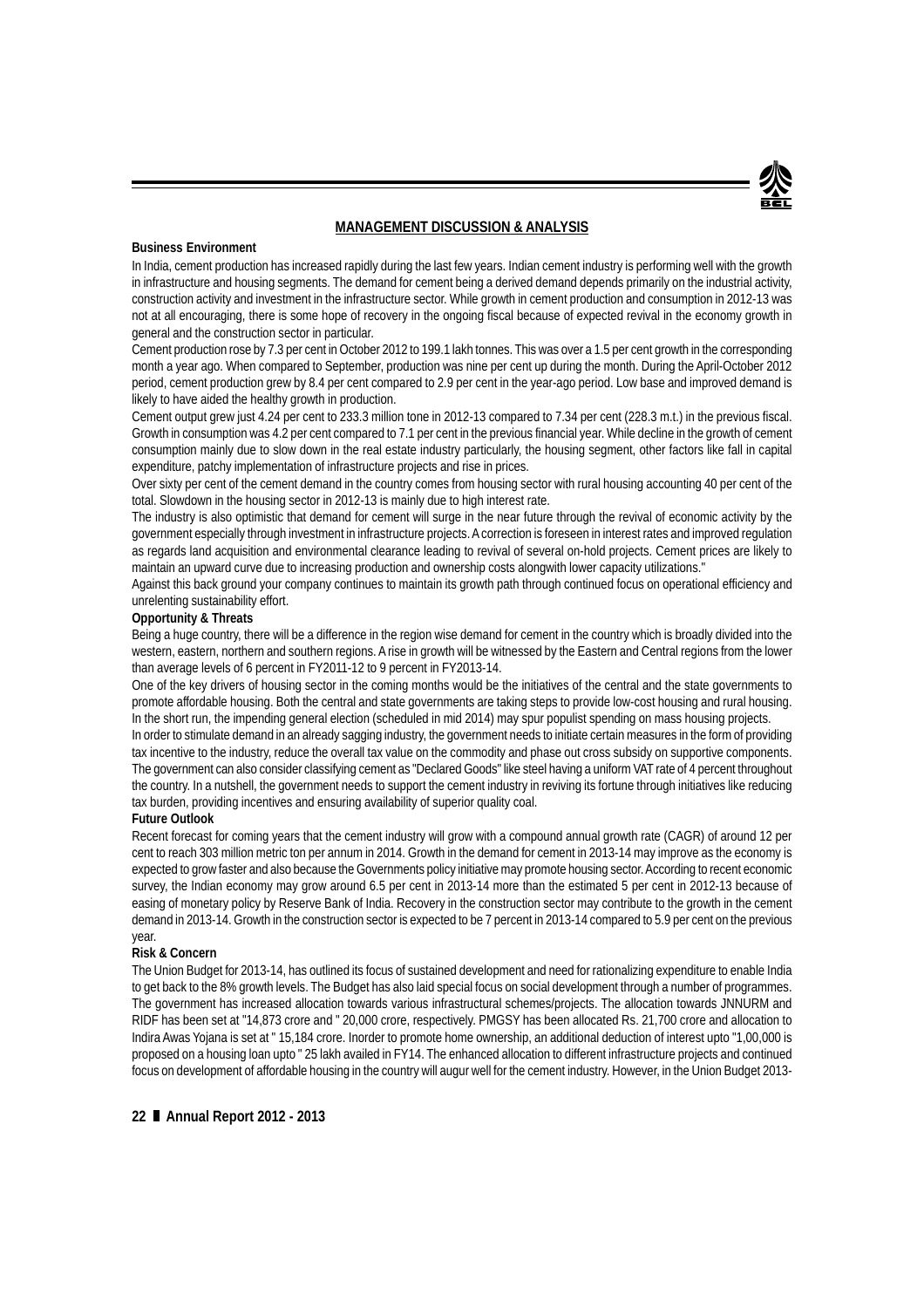## MANAGEMENT DISCUSSION & ANALYSIS

**Business Environment**

In India, cement production has increased rapidly during the last few years. Indian cement industry is performing well with the growth in infrastructure and housing segments. The demand for cement being a derived demand depends primarily on the industrial activity, construction activity and investment in the infrastructure sector. While growth in cement production and consumption in 2012-13 was not at all encouraging, there is some hope of recovery in the ongoing fiscal because of expected revival in the economy growth in general and the construction sector in particular.

Cement production rose by 7.3 per cent in October 2012 to 199.1 lakh tonnes. This was over a 1.5 per cent growth in the corresponding month a year ago. When compared to September, production was nine per cent up during the month. During the April-October 2012 period, cement production grew by 8.4 per cent compared to 2.9 per cent in the year-ago period. Low base and improved demand is likely to have aided the healthy growth in production.

Cement output grew just 4.24 per cent to 233.3 million tone in 2012-13 compared to 7.34 per cent (228.3 m.t.) in the previous fiscal. Growth in consumption was 4.2 per cent compared to 7.1 per cent in the previous financial year. While decline in the growth of cement consumption mainly due to slow down in the real estate industry particularly, the housing segment, other factors like fall in capital expenditure, patchy implementation of infrastructure projects and rise in prices.

Over sixty per cent of the cement demand in the country comes from housing sector with rural housing accounting 40 per cent of the total. Slowdown in the housing sector in 2012-13 is mainly due to high interest rate.

The industry is also optimistic that demand for cement will surge in the near future through the revival of economic activity by the government especially through investment in infrastructure projects. A correction is foreseen in interest rates and improved regulation as regards land acquisition and environmental clearance leading to revival of several on-hold projects. Cement prices are likely to maintain an upward curve due to increasing production and ownership costs alongwith lower capacity utilizations."

Against this back ground your company continues to maintain its growth path through continued focus on operational efficiency and unrelenting sustainability effort.

**Opportunity & Threats**

Being a huge country, there will be a difference in the region wise demand for cement in the country which is broadly divided into the western, eastern, northern and southern regions. A rise in growth will be witnessed by the Eastern and Central regions from the lower than average levels of 6 percent in FY2011-12 to 9 percent in FY2013-14.

One of the key drivers of housing sector in the coming months would be the initiatives of the central and the state governments to promote affordable housing. Both the central and state governments are taking steps to provide low-cost housing and rural housing. In the short run, the impending general election (scheduled in mid 2014) may spur populist spending on mass housing projects.

In order to stimulate demand in an already sagging industry, the government needs to initiate certain measures in the form of providing tax incentive to the industry, reduce the overall tax value on the commodity and phase out cross subsidy on supportive components. The government can also consider classifying cement as "Declared Goods" like steel having a uniform VAT rate of 4 percent throughout the country. In a nutshell, the government needs to support the cement industry in reviving its fortune through initiatives like reducing tax burden, providing incentives and ensuring availability of superior quality coal.

**Future Outlook**

Recent forecast for coming years that the cement industry will grow with a compound annual growth rate (CAGR) of around 12 per cent to reach 303 million metric ton per annum in 2014. Growth in the demand for cement in 2013-14 may improve as the economy is expected to grow faster and also because the Governments policy initiative may promote housing sector. According to recent economic survey, the Indian economy may grow around 6.5 per cent in 2013-14 more than the estimated 5 per cent in 2012-13 because of easing of monetary policy by Reserve Bank of India. Recovery in the construction sector may contribute to the growth in the cement demand in 2013-14. Growth in the construction sector is expected to be 7 percent in 2013-14 compared to 5.9 per cent on the previous year.

**Risk & Concern**

The Union Budget for 2013-14, has outlined its focus of sustained development and need for rationalizing expenditure to enable India to get back to the 8% growth levels. The Budget has also laid special focus on social development through a number of programmes. The government has increased allocation towards various infrastructural schemes/projects. The allocation towards JNNURM and RIDF has been set at "14,873 crore and " 20,000 crore, respectively. PMGSY has been allocated Rs. 21,700 crore and allocation to Indira Awas Yojana is set at " 15,184 crore. Inorder to promote home ownership, an additional deduction of interest upto "1,00,000 is proposed on a housing loan upto " 25 lakh availed in FY14. The enhanced allocation to different infrastructure projects and continued focus on development of affordable housing in the country will augur well for the cement industry. However, in the Union Budget 2013-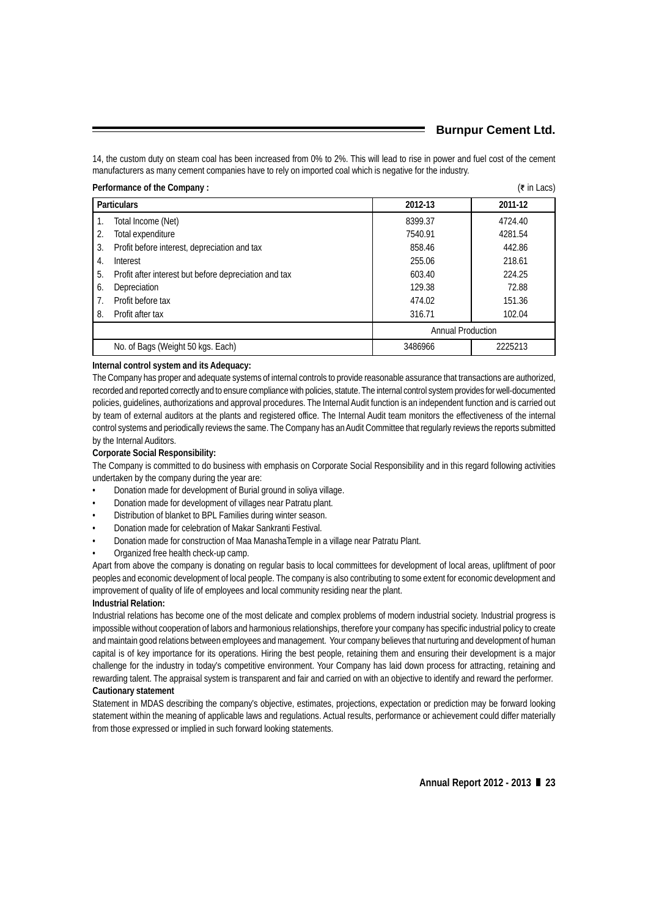14, the custom duty on steam coal has been increased from 0% to 2%. This will lead to rise in power and fuel cost of the cement manufacturers as many cement companies have to rely on imported coal which is negative for the industry.

**Performance of the Company :** (₹ in Lacs)

| | Particulars | 2012-13 | 2011-12 |
|---|---|---|---|
| 1. | Total Income (Net) | 8399.37 | 4724.40 |
| 2. | Total expenditure | 7540.91 | 4281.54 |
| 3. | Profit before interest, depreciation and tax | 858.46 | 442.86 |
| 4. | Interest | 255.06 | 218.61 |
| 5. | Profit after interest but before depreciation and tax | 603.40 | 224.25 |
| 6. | Depreciation | 129.38 | 72.88 |
| 7. | Profit before tax | 474.02 | 151.36 |
| 8. | Profit after tax | 316.71 | 102.04 |
| | | Annual Production | |
| | No. of Bags (Weight 50 kgs. Each) | 3486966 | 2225213 |

**Internal control system and its Adequacy:**

The Company has proper and adequate systems of internal controls to provide reasonable assurance that transactions are authorized, recorded and reported correctly and to ensure compliance with policies, statute. The internal control system provides for well-documented policies, guidelines, authorizations and approval procedures. The Internal Audit function is an independent function and is carried out by team of external auditors at the plants and registered office. The Internal Audit team monitors the effectiveness of the internal control systems and periodically reviews the same. The Company has an Audit Committee that regularly reviews the reports submitted by the Internal Auditors.

**Corporate Social Responsibility:**

The Company is committed to do business with emphasis on Corporate Social Responsibility and in this regard following activities undertaken by the company during the year are:

- Donation made for development of Burial ground in soliya village.
- Donation made for development of villages near Patratu plant.
- Distribution of blanket to BPL Families during winter season.
- Donation made for celebration of Makar Sankranti Festival.
- Donation made for construction of Maa ManashaTemple in a village near Patratu Plant.
- Organized free health check-up camp.

Apart from above the company is donating on regular basis to local committees for development of local areas, upliftment of poor peoples and economic development of local people. The company is also contributing to some extent for economic development and improvement of quality of life of employees and local community residing near the plant.

**Industrial Relation:**

Industrial relations has become one of the most delicate and complex problems of modern industrial society. Industrial progress is impossible without cooperation of labors and harmonious relationships, therefore your company has specific industrial policy to create and maintain good relations between employees and management. Your company believes that nurturing and development of human capital is of key importance for its operations. Hiring the best people, retaining them and ensuring their development is a major challenge for the industry in today's competitive environment. Your Company has laid down process for attracting, retaining and rewarding talent. The appraisal system is transparent and fair and carried on with an objective to identify and reward the performer.

**Cautionary statement**

Statement in MDAS describing the company's objective, estimates, projections, expectation or prediction may be forward looking statement within the meaning of applicable laws and regulations. Actual results, performance or achievement could differ materially from those expressed or implied in such forward looking statements.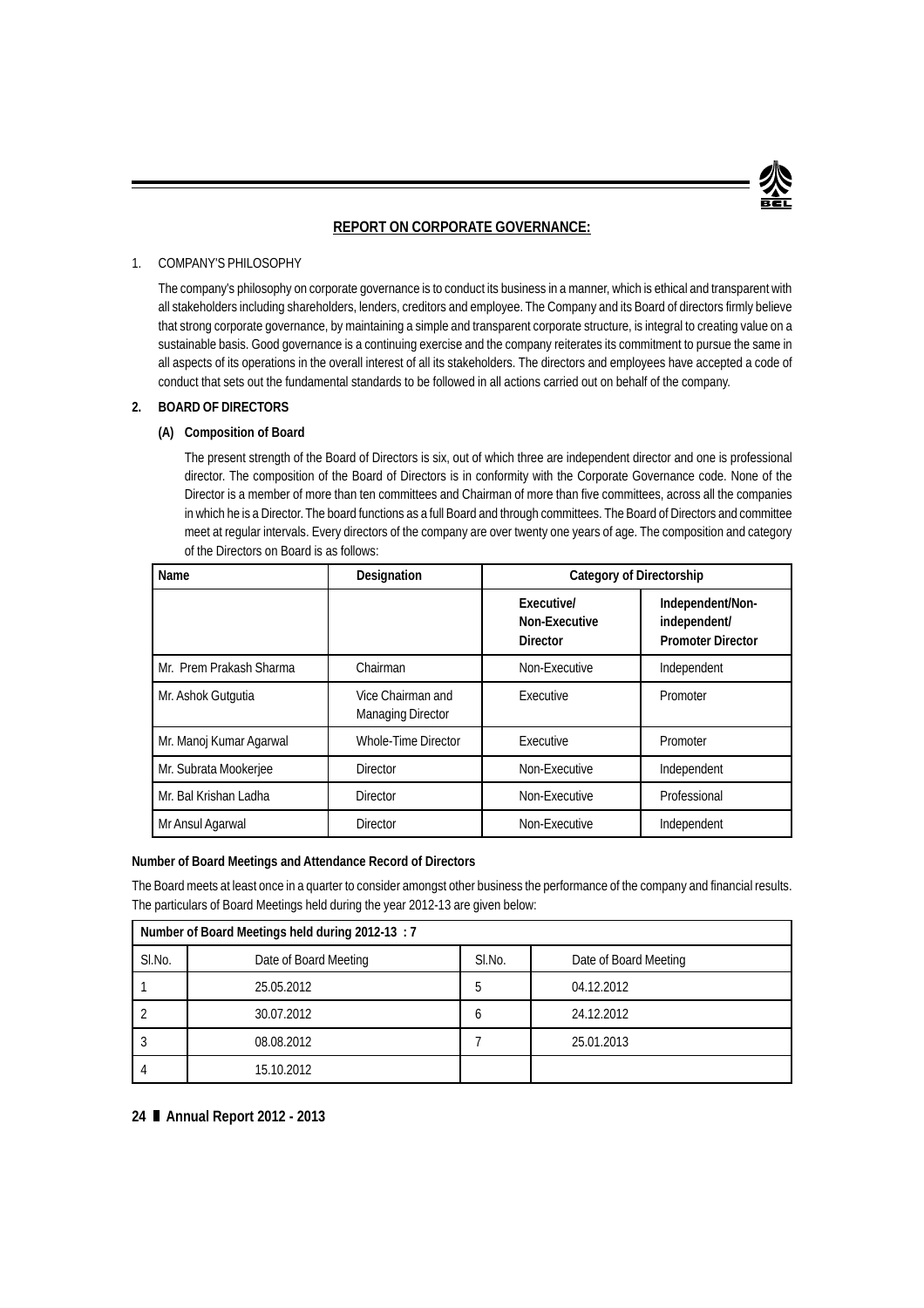## REPORT ON CORPORATE GOVERNANCE:

1. COMPANY'S PHILOSOPHY

   The company's philosophy on corporate governance is to conduct its business in a manner, which is ethical and transparent with all stakeholders including shareholders, lenders, creditors and employee. The Company and its Board of directors firmly believe that strong corporate governance, by maintaining a simple and transparent corporate structure, is integral to creating value on a sustainable basis. Good governance is a continuing exercise and the company reiterates its commitment to pursue the same in all aspects of its operations in the overall interest of all its stakeholders. The directors and employees have accepted a code of conduct that sets out the fundamental standards to be followed in all actions carried out on behalf of the company.

**2. BOARD OF DIRECTORS**

**(A) Composition of Board**

The present strength of the Board of Directors is six, out of which three are independent director and one is professional director. The composition of the Board of Directors is in conformity with the Corporate Governance code. None of the Director is a member of more than ten committees and Chairman of more than five committees, across all the companies in which he is a Director. The board functions as a full Board and through committees. The Board of Directors and committee meet at regular intervals. Every directors of the company are over twenty one years of age. The composition and category of the Directors on Board is as follows:

| Name | Designation | Category of Directorship | |
|---|---|---|---|
| | | Executive/ Non-Executive Director | Independent/Non-independent/ Promoter Director |
| Mr. Prem Prakash Sharma | Chairman | Non-Executive | Independent |
| Mr. Ashok Gutgutia | Vice Chairman and Managing Director | Executive | Promoter |
| Mr. Manoj Kumar Agarwal | Whole-Time Director | Executive | Promoter |
| Mr. Subrata Mookerjee | Director | Non-Executive | Independent |
| Mr. Bal Krishan Ladha | Director | Non-Executive | Professional |
| Mr Ansul Agarwal | Director | Non-Executive | Independent |

**Number of Board Meetings and Attendance Record of Directors**

The Board meets at least once in a quarter to consider amongst other business the performance of the company and financial results. The particulars of Board Meetings held during the year 2012-13 are given below:

| Number of Board Meetings held during 2012-13 : 7 | | | |
|---|---|---|---|
| Sl.No. | Date of Board Meeting | Sl.No. | Date of Board Meeting |
| 1 | 25.05.2012 | 5 | 04.12.2012 |
| 2 | 30.07.2012 | 6 | 24.12.2012 |
| 3 | 08.08.2012 | 7 | 25.01.2013 |
| 4 | 15.10.2012 | | |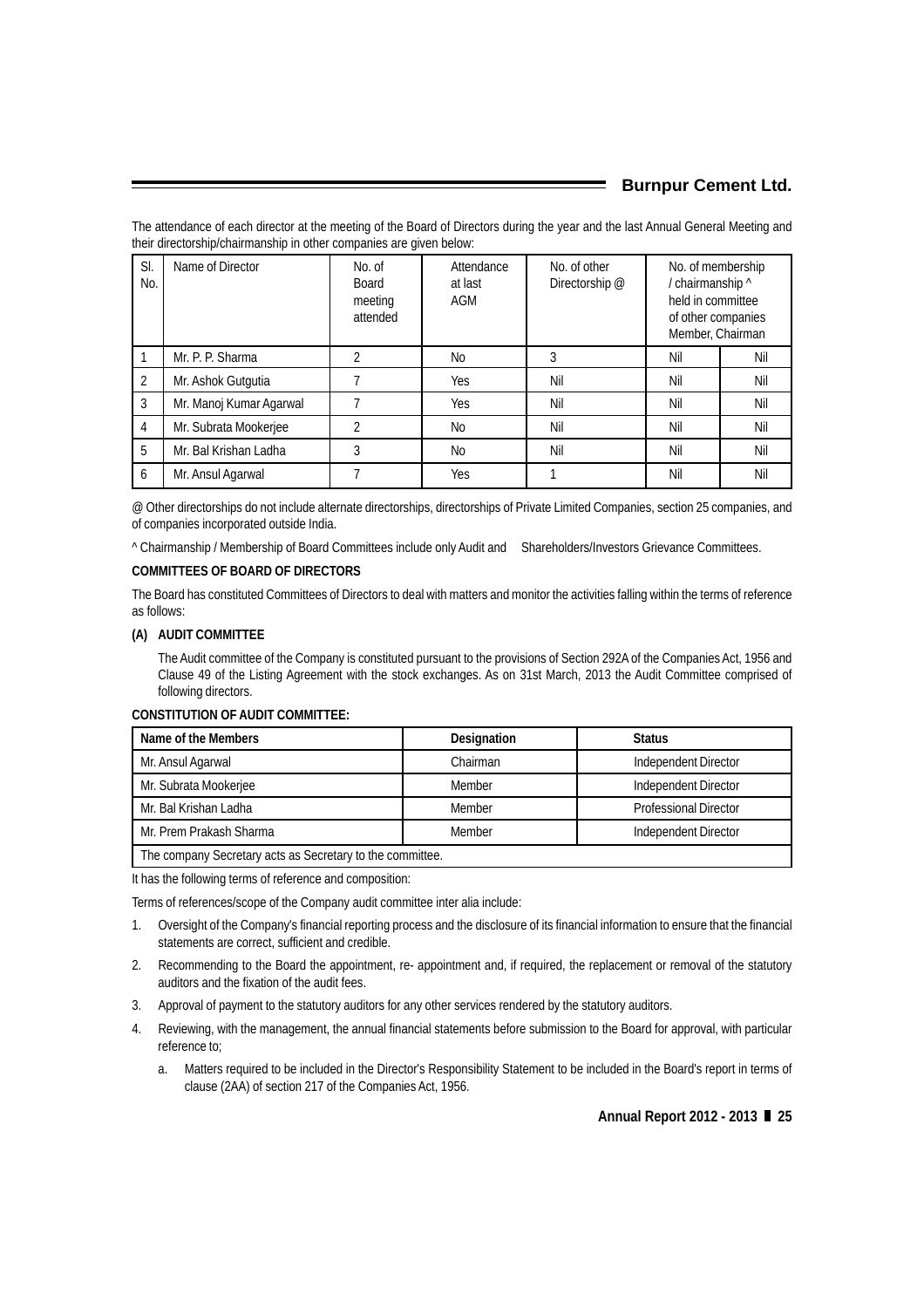The attendance of each director at the meeting of the Board of Directors during the year and the last Annual General Meeting and their directorship/chairmanship in other companies are given below:

| Sl. No. | Name of Director | No. of Board meeting attended | Attendance at last AGM | No. of other Directorship @ | No. of membership / chairmanship ^ held in committee of other companies Member, Chairman | |
|---|---|---|---|---|---|---|
| 1 | Mr. P. P. Sharma | 2 | No | 3 | Nil | Nil |
| 2 | Mr. Ashok Gutgutia | 7 | Yes | Nil | Nil | Nil |
| 3 | Mr. Manoj Kumar Agarwal | 7 | Yes | Nil | Nil | Nil |
| 4 | Mr. Subrata Mookerjee | 2 | No | Nil | Nil | Nil |
| 5 | Mr. Bal Krishan Ladha | 3 | No | Nil | Nil | Nil |
| 6 | Mr. Ansul Agarwal | 7 | Yes | 1 | Nil | Nil |

@ Other directorships do not include alternate directorships, directorships of Private Limited Companies, section 25 companies, and of companies incorporated outside India.

^ Chairmanship / Membership of Board Committees include only Audit and Shareholders/Investors Grievance Committees.

**COMMITTEES OF BOARD OF DIRECTORS**

The Board has constituted Committees of Directors to deal with matters and monitor the activities falling within the terms of reference as follows:

**(A) AUDIT COMMITTEE**

The Audit committee of the Company is constituted pursuant to the provisions of Section 292A of the Companies Act, 1956 and Clause 49 of the Listing Agreement with the stock exchanges. As on 31st March, 2013 the Audit Committee comprised of following directors.

**CONSTITUTION OF AUDIT COMMITTEE:**

| Name of the Members | Designation | Status |
|---|---|---|
| Mr. Ansul Agarwal | Chairman | Independent Director |
| Mr. Subrata Mookerjee | Member | Independent Director |
| Mr. Bal Krishan Ladha | Member | Professional Director |
| Mr. Prem Prakash Sharma | Member | Independent Director |
| The company Secretary acts as Secretary to the committee. | | |

It has the following terms of reference and composition:

Terms of references/scope of the Company audit committee inter alia include:

1. Oversight of the Company's financial reporting process and the disclosure of its financial information to ensure that the financial statements are correct, sufficient and credible.
2. Recommending to the Board the appointment, re- appointment and, if required, the replacement or removal of the statutory auditors and the fixation of the audit fees.
3. Approval of payment to the statutory auditors for any other services rendered by the statutory auditors.
4. Reviewing, with the management, the annual financial statements before submission to the Board for approval, with particular reference to;
   a. Matters required to be included in the Director's Responsibility Statement to be included in the Board's report in terms of clause (2AA) of section 217 of the Companies Act, 1956.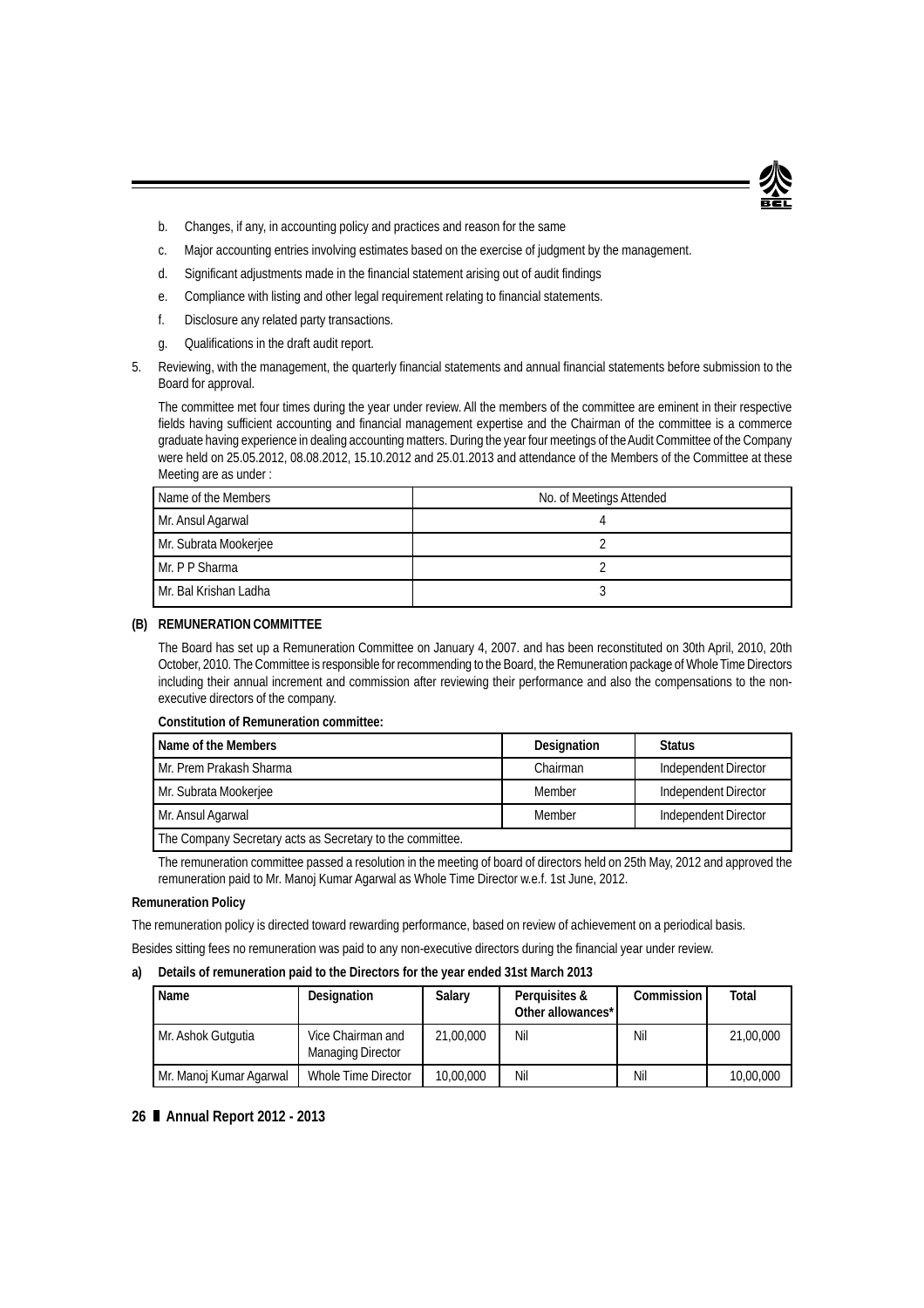b. Changes, if any, in accounting policy and practices and reason for the same

c. Major accounting entries involving estimates based on the exercise of judgment by the management.

d. Significant adjustments made in the financial statement arising out of audit findings

e. Compliance with listing and other legal requirement relating to financial statements.

f. Disclosure any related party transactions.

g. Qualifications in the draft audit report.

5. Reviewing, with the management, the quarterly financial statements and annual financial statements before submission to the Board for approval.

The committee met four times during the year under review. All the members of the committee are eminent in their respective fields having sufficient accounting and financial management expertise and the Chairman of the committee is a commerce graduate having experience in dealing accounting matters. During the year four meetings of the Audit Committee of the Company were held on 25.05.2012, 08.08.2012, 15.10.2012 and 25.01.2013 and attendance of the Members of the Committee at these Meeting are as under :

| Name of the Members | No. of Meetings Attended |
|---|---|
| Mr. Ansul Agarwal | 4 |
| Mr. Subrata Mookerjee | 2 |
| Mr. P P Sharma | 2 |
| Mr. Bal Krishan Ladha | 3 |

**(B) REMUNERATION COMMITTEE**

The Board has set up a Remuneration Committee on January 4, 2007. and has been reconstituted on 30th April, 2010, 20th October, 2010. The Committee is responsible for recommending to the Board, the Remuneration package of Whole Time Directors including their annual increment and commission after reviewing their performance and also the compensations to the non-executive directors of the company.

**Constitution of Remuneration committee:**

| Name of the Members | Designation | Status |
|---|---|---|
| Mr. Prem Prakash Sharma | Chairman | Independent Director |
| Mr. Subrata Mookerjee | Member | Independent Director |
| Mr. Ansul Agarwal | Member | Independent Director |
| The Company Secretary acts as Secretary to the committee. | | |

The remuneration committee passed a resolution in the meeting of board of directors held on 25th May, 2012 and approved the remuneration paid to Mr. Manoj Kumar Agarwal as Whole Time Director w.e.f. 1st June, 2012.

**Remuneration Policy**

The remuneration policy is directed toward rewarding performance, based on review of achievement on a periodical basis.

Besides sitting fees no remuneration was paid to any non-executive directors during the financial year under review.

**a) Details of remuneration paid to the Directors for the year ended 31st March 2013**

| Name | Designation | Salary | Perquisites & Other allowances* | Commission | Total |
|---|---|---|---|---|---|
| Mr. Ashok Gutgutia | Vice Chairman and Managing Director | 21,00,000 | Nil | Nil | 21,00,000 |
| Mr. Manoj Kumar Agarwal | Whole Time Director | 10,00,000 | Nil | Nil | 10,00,000 |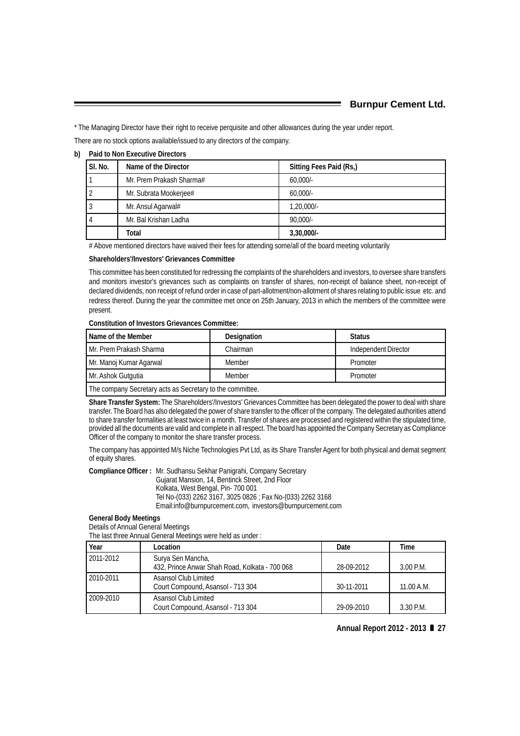* The Managing Director have their right to receive perquisite and other allowances during the year under report.

There are no stock options available/issued to any directors of the company.

**b) Paid to Non Executive Directors**

| Sl. No. | Name of the Director | Sitting Fees Paid (Rs,) |
|---|---|---|
| 1 | Mr. Prem Prakash Sharma# | 60,000/- |
| 2 | Mr. Subrata Mookerjee# | 60,000/- |
| 3 | Mr. Ansul Agarwal# | 1,20,000/- |
| 4 | Mr. Bal Krishan Ladha | 90,000/- |
| | **Total** | **3,30,000/-** |

# Above mentioned directors have waived their fees for attending some/all of the board meeting voluntarily

**Shareholders'/Investors' Grievances Committee**

This committee has been constituted for redressing the complaints of the shareholders and investors, to oversee share transfers and monitors investor's grievances such as complaints on transfer of shares, non-receipt of balance sheet, non-receipt of declared dividends, non receipt of refund order in case of part-allotment/non-allotment of shares relating to public issue etc. and redress thereof. During the year the committee met once on 25th January, 2013 in which the members of the committee were present.

**Constitution of Investors Grievances Committee:**

| Name of the Member | Designation | Status |
|---|---|---|
| Mr. Prem Prakash Sharma | Chairman | Independent Director |
| Mr. Manoj Kumar Agarwal | Member | Promoter |
| Mr. Ashok Gutgutia | Member | Promoter |
| The company Secretary acts as Secretary to the committee. | | |

**Share Transfer System:** The Shareholders'/Investors' Grievances Committee has been delegated the power to deal with share transfer. The Board has also delegated the power of share transfer to the officer of the company. The delegated authorities attend to share transfer formalities at least twice in a month. Transfer of shares are processed and registered within the stipulated time, provided all the documents are valid and complete in all respect. The board has appointed the Company Secretary as Compliance Officer of the company to monitor the share transfer process.

The company has appointed M/s Niche Technologies Pvt Ltd, as its Share Transfer Agent for both physical and demat segment of equity shares.

**Compliance Officer :** Mr. Sudhansu Sekhar Panigrahi, Company Secretary
Gujarat Mansion, 14, Bentinck Street, 2nd Floor
Kolkata, West Bengal, Pin- 700 001
Tel No-(033) 2262 3167, 3025 0826 ; Fax No-(033) 2262 3168
Email:info@burnpurcement.com, investors@burnpurcement.com

**General Body Meetings**

Details of Annual General Meetings

The last three Annual General Meetings were held as under :

| Year | Location | Date | Time |
|---|---|---|---|
| 2011-2012 | Surya Sen Mancha, 432, Prince Anwar Shah Road, Kolkata - 700 068 | 28-09-2012 | 3.00 P.M. |
| 2010-2011 | Asansol Club Limited Court Compound, Asansol - 713 304 | 30-11-2011 | 11.00 A.M. |
| 2009-2010 | Asansol Club Limited Court Compound, Asansol - 713 304 | 29-09-2010 | 3.30 P.M. |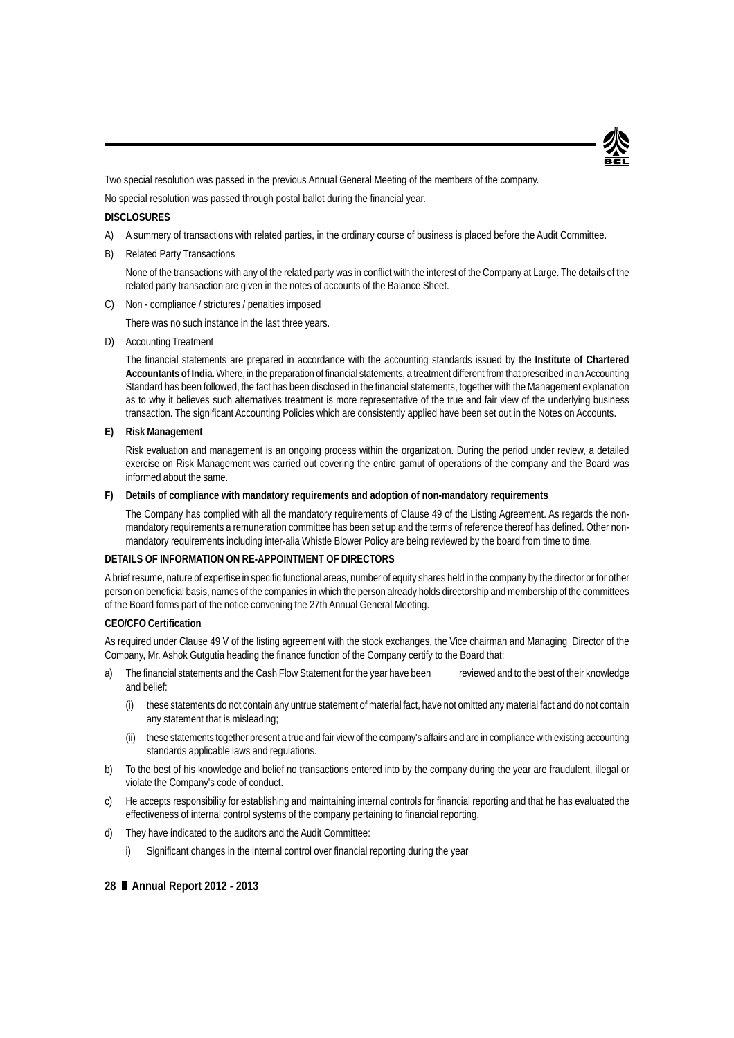Two special resolution was passed in the previous Annual General Meeting of the members of the company.

No special resolution was passed through postal ballot during the financial year.

**DISCLOSURES**

A) A summery of transactions with related parties, in the ordinary course of business is placed before the Audit Committee.

B) Related Party Transactions

None of the transactions with any of the related party was in conflict with the interest of the Company at Large. The details of the related party transaction are given in the notes of accounts of the Balance Sheet.

C) Non - compliance / strictures / penalties imposed

There was no such instance in the last three years.

D) Accounting Treatment

The financial statements are prepared in accordance with the accounting standards issued by the **Institute of Chartered Accountants of India.** Where, in the preparation of financial statements, a treatment different from that prescribed in an Accounting Standard has been followed, the fact has been disclosed in the financial statements, together with the Management explanation as to why it believes such alternatives treatment is more representative of the true and fair view of the underlying business transaction. The significant Accounting Policies which are consistently applied have been set out in the Notes on Accounts.

**E) Risk Management**

Risk evaluation and management is an ongoing process within the organization. During the period under review, a detailed exercise on Risk Management was carried out covering the entire gamut of operations of the company and the Board was informed about the same.

**F) Details of compliance with mandatory requirements and adoption of non-mandatory requirements**

The Company has complied with all the mandatory requirements of Clause 49 of the Listing Agreement. As regards the non-mandatory requirements a remuneration committee has been set up and the terms of reference thereof has defined. Other non-mandatory requirements including inter-alia Whistle Blower Policy are being reviewed by the board from time to time.

**DETAILS OF INFORMATION ON RE-APPOINTMENT OF DIRECTORS**

A brief resume, nature of expertise in specific functional areas, number of equity shares held in the company by the director or for other person on beneficial basis, names of the companies in which the person already holds directorship and membership of the committees of the Board forms part of the notice convening the 27th Annual General Meeting.

**CEO/CFO Certification**

As required under Clause 49 V of the listing agreement with the stock exchanges, the Vice chairman and Managing Director of the Company, Mr. Ashok Gutgutia heading the finance function of the Company certify to the Board that:

a) The financial statements and the Cash Flow Statement for the year have been reviewed and to the best of their knowledge and belief:

   (i) these statements do not contain any untrue statement of material fact, have not omitted any material fact and do not contain any statement that is misleading;

   (ii) these statements together present a true and fair view of the company's affairs and are in compliance with existing accounting standards applicable laws and regulations.

b) To the best of his knowledge and belief no transactions entered into by the company during the year are fraudulent, illegal or violate the Company's code of conduct.

c) He accepts responsibility for establishing and maintaining internal controls for financial reporting and that he has evaluated the effectiveness of internal control systems of the company pertaining to financial reporting.

d) They have indicated to the auditors and the Audit Committee:

   i) Significant changes in the internal control over financial reporting during the year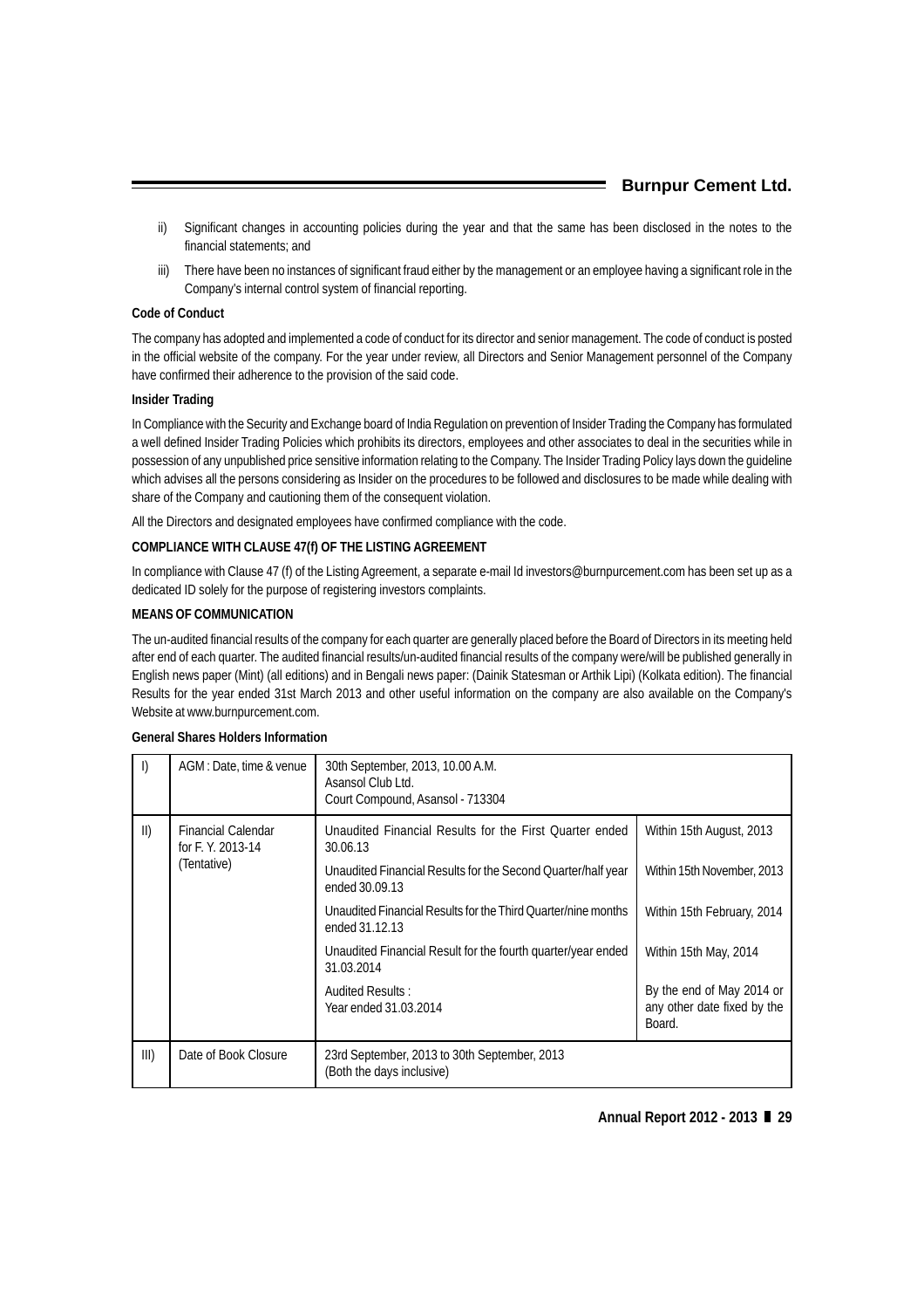ii) Significant changes in accounting policies during the year and that the same has been disclosed in the notes to the financial statements; and

iii) There have been no instances of significant fraud either by the management or an employee having a significant role in the Company's internal control system of financial reporting.

**Code of Conduct**

The company has adopted and implemented a code of conduct for its director and senior management. The code of conduct is posted in the official website of the company. For the year under review, all Directors and Senior Management personnel of the Company have confirmed their adherence to the provision of the said code.

**Insider Trading**

In Compliance with the Security and Exchange board of India Regulation on prevention of Insider Trading the Company has formulated a well defined Insider Trading Policies which prohibits its directors, employees and other associates to deal in the securities while in possession of any unpublished price sensitive information relating to the Company. The Insider Trading Policy lays down the guideline which advises all the persons considering as Insider on the procedures to be followed and disclosures to be made while dealing with share of the Company and cautioning them of the consequent violation.

All the Directors and designated employees have confirmed compliance with the code.

**COMPLIANCE WITH CLAUSE 47(f) OF THE LISTING AGREEMENT**

In compliance with Clause 47 (f) of the Listing Agreement, a separate e-mail Id investors@burnpurcement.com has been set up as a dedicated ID solely for the purpose of registering investors complaints.

**MEANS OF COMMUNICATION**

The un-audited financial results of the company for each quarter are generally placed before the Board of Directors in its meeting held after end of each quarter. The audited financial results/un-audited financial results of the company were/will be published generally in English news paper (Mint) (all editions) and in Bengali news paper: (Dainik Statesman or Arthik Lipi) (Kolkata edition). The financial Results for the year ended 31st March 2013 and other useful information on the company are also available on the Company's Website at www.burnpurcement.com.

**General Shares Holders Information**

| | | | |
|---|---|---|---|
| I) | AGM : Date, time & venue | 30th September, 2013, 10.00 A.M.<br>Asansol Club Ltd.<br>Court Compound, Asansol - 713304 | |
| II) | Financial Calendar for F. Y. 2013-14 (Tentative) | Unaudited Financial Results for the First Quarter ended 30.06.13 | Within 15th August, 2013 |
| | | Unaudited Financial Results for the Second Quarter/half year ended 30.09.13 | Within 15th November, 2013 |
| | | Unaudited Financial Results for the Third Quarter/nine months ended 31.12.13 | Within 15th February, 2014 |
| | | Unaudited Financial Result for the fourth quarter/year ended 31.03.2014 | Within 15th May, 2014 |
| | | Audited Results :<br>Year ended 31.03.2014 | By the end of May 2014 or any other date fixed by the Board. |
| III) | Date of Book Closure | 23rd September, 2013 to 30th September, 2013<br>(Both the days inclusive) | |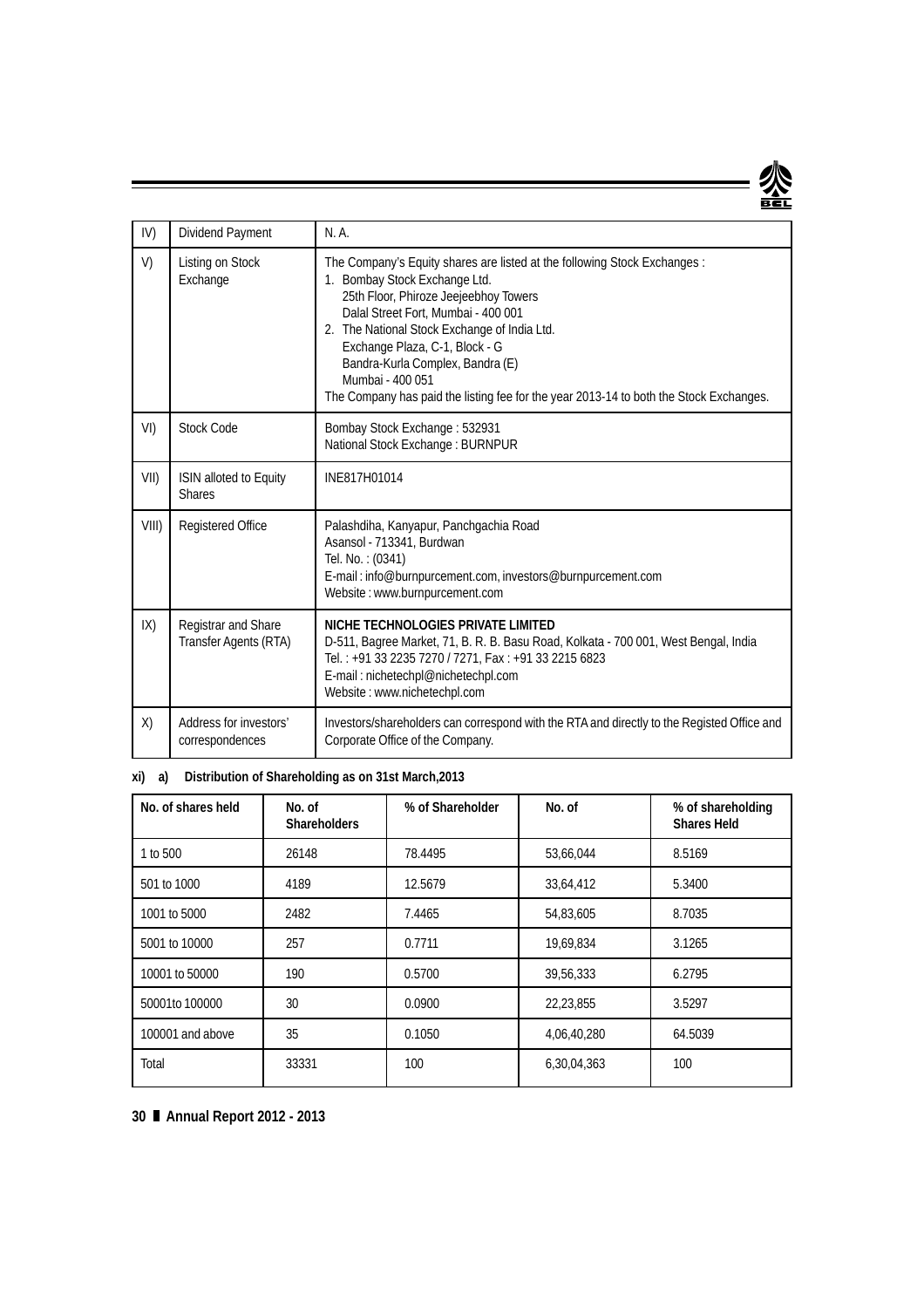| | | |
|---|---|---|
| IV) | Dividend Payment | N. A. |
| V) | Listing on Stock Exchange | The Company's Equity shares are listed at the following Stock Exchanges :<br>1. Bombay Stock Exchange Ltd.<br>25th Floor, Phiroze Jeejeebhoy Towers<br>Dalal Street Fort, Mumbai - 400 001<br>2. The National Stock Exchange of India Ltd.<br>Exchange Plaza, C-1, Block - G<br>Bandra-Kurla Complex, Bandra (E)<br>Mumbai - 400 051<br>The Company has paid the listing fee for the year 2013-14 to both the Stock Exchanges. |
| VI) | Stock Code | Bombay Stock Exchange : 532931<br>National Stock Exchange : BURNPUR |
| VII) | ISIN alloted to Equity Shares | INE817H01014 |
| VIII) | Registered Office | Palashdiha, Kanyapur, Panchgachia Road<br>Asansol - 713341, Burdwan<br>Tel. No. : (0341)<br>E-mail : info@burnpurcement.com, investors@burnpurcement.com<br>Website : www.burnpurcement.com |
| IX) | Registrar and Share Transfer Agents (RTA) | **NICHE TECHNOLOGIES PRIVATE LIMITED**<br>D-511, Bagree Market, 71, B. R. B. Basu Road, Kolkata - 700 001, West Bengal, India<br>Tel. : +91 33 2235 7270 / 7271, Fax : +91 33 2215 6823<br>E-mail : nichetechpl@nichetechpl.com<br>Website : www.nichetechpl.com |
| X) | Address for investors' correspondences | Investors/shareholders can correspond with the RTA and directly to the Registed Office and Corporate Office of the Company. |

**xi) a) Distribution of Shareholding as on 31st March,2013**

| No. of shares held | No. of Shareholders | % of Shareholder | No. of | % of shareholding Shares Held |
|---|---|---|---|---|
| 1 to 500 | 26148 | 78.4495 | 53,66,044 | 8.5169 |
| 501 to 1000 | 4189 | 12.5679 | 33,64,412 | 5.3400 |
| 1001 to 5000 | 2482 | 7.4465 | 54,83,605 | 8.7035 |
| 5001 to 10000 | 257 | 0.7711 | 19,69,834 | 3.1265 |
| 10001 to 50000 | 190 | 0.5700 | 39,56,333 | 6.2795 |
| 50001to 100000 | 30 | 0.0900 | 22,23,855 | 3.5297 |
| 100001 and above | 35 | 0.1050 | 4,06,40,280 | 64.5039 |
| Total | 33331 | 100 | 6,30,04,363 | 100 |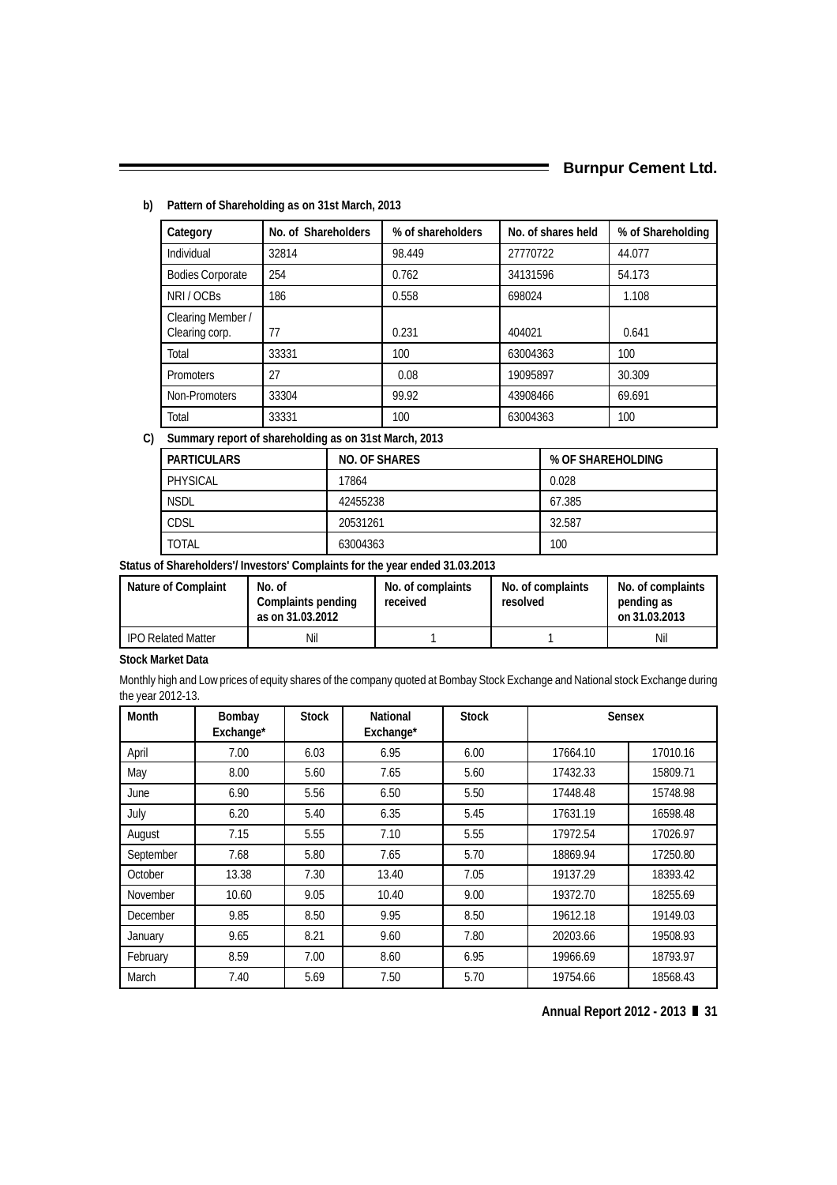**b) Pattern of Shareholding as on 31st March, 2013**

| Category | No. of Shareholders | % of shareholders | No. of shares held | % of Shareholding |
|---|---|---|---|---|
| Individual | 32814 | 98.449 | 27770722 | 44.077 |
| Bodies Corporate | 254 | 0.762 | 34131596 | 54.173 |
| NRI / OCBs | 186 | 0.558 | 698024 | 1.108 |
| Clearing Member / Clearing corp. | 77 | 0.231 | 404021 | 0.641 |
| Total | 33331 | 100 | 63004363 | 100 |
| Promoters | 27 | 0.08 | 19095897 | 30.309 |
| Non-Promoters | 33304 | 99.92 | 43908466 | 69.691 |
| Total | 33331 | 100 | 63004363 | 100 |

**C) Summary report of shareholding as on 31st March, 2013**

| PARTICULARS | NO. OF SHARES | % OF SHAREHOLDING |
|---|---|---|
| PHYSICAL | 17864 | 0.028 |
| NSDL | 42455238 | 67.385 |
| CDSL | 20531261 | 32.587 |
| TOTAL | 63004363 | 100 |

**Status of Shareholders'/ Investors' Complaints for the year ended 31.03.2013**

| Nature of Complaint | No. of Complaints pending as on 31.03.2012 | No. of complaints received | No. of complaints resolved | No. of complaints pending as on 31.03.2013 |
|---|---|---|---|---|
| IPO Related Matter | Nil | 1 | 1 | Nil |

**Stock Market Data**

Monthly high and Low prices of equity shares of the company quoted at Bombay Stock Exchange and National stock Exchange during the year 2012-13.

| Month | Bombay Exchange* | Stock | National Exchange* | Stock | Sensex | |
|---|---|---|---|---|---|---|
| April | 7.00 | 6.03 | 6.95 | 6.00 | 17664.10 | 17010.16 |
| May | 8.00 | 5.60 | 7.65 | 5.60 | 17432.33 | 15809.71 |
| June | 6.90 | 5.56 | 6.50 | 5.50 | 17448.48 | 15748.98 |
| July | 6.20 | 5.40 | 6.35 | 5.45 | 17631.19 | 16598.48 |
| August | 7.15 | 5.55 | 7.10 | 5.55 | 17972.54 | 17026.97 |
| September | 7.68 | 5.80 | 7.65 | 5.70 | 18869.94 | 17250.80 |
| October | 13.38 | 7.30 | 13.40 | 7.05 | 19137.29 | 18393.42 |
| November | 10.60 | 9.05 | 10.40 | 9.00 | 19372.70 | 18255.69 |
| December | 9.85 | 8.50 | 9.95 | 8.50 | 19612.18 | 19149.03 |
| January | 9.65 | 8.21 | 9.60 | 7.80 | 20203.66 | 19508.93 |
| February | 8.59 | 7.00 | 8.60 | 6.95 | 19966.69 | 18793.97 |
| March | 7.40 | 5.69 | 7.50 | 5.70 | 19754.66 | 18568.43 |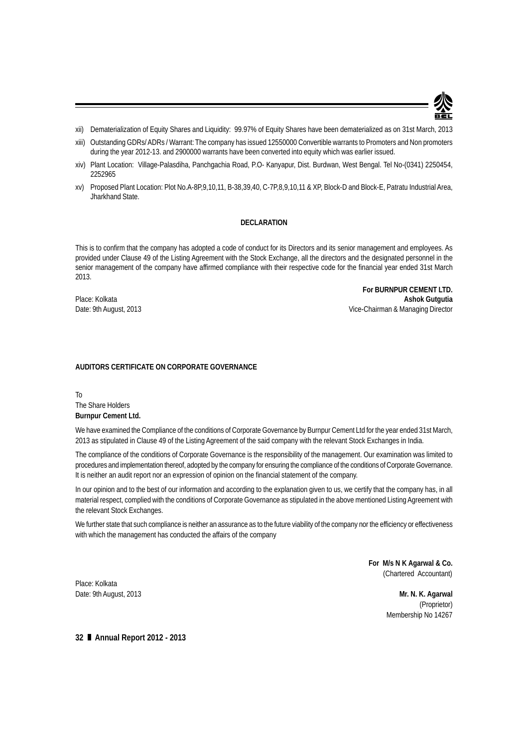xii) Dematerialization of Equity Shares and Liquidity: 99.97% of Equity Shares have been dematerialized as on 31st March, 2013

xiii) Outstanding GDRs/ ADRs / Warrant: The company has issued 12550000 Convertible warrants to Promoters and Non promoters during the year 2012-13. and 2900000 warrants have been converted into equity which was earlier issued.

xiv) Plant Location: Village-Palasdiha, Panchgachia Road, P.O- Kanyapur, Dist. Burdwan, West Bengal. Tel No-(0341) 2250454, 2252965

xv) Proposed Plant Location: Plot No.A-8P,9,10,11, B-38,39,40, C-7P,8,9,10,11 & XP, Block-D and Block-E, Patratu Industrial Area, Jharkhand State.

**DECLARATION**

This is to confirm that the company has adopted a code of conduct for its Directors and its senior management and employees. As provided under Clause 49 of the Listing Agreement with the Stock Exchange, all the directors and the designated personnel in the senior management of the company have affirmed compliance with their respective code for the financial year ended 31st March 2013.

**For BURNPUR CEMENT LTD.**

Place: Kolkata **Ashok Gutgutia**

Date: 9th August, 2013 Vice-Chairman & Managing Director

**AUDITORS CERTIFICATE ON CORPORATE GOVERNANCE**

To
The Share Holders
**Burnpur Cement Ltd.**

We have examined the Compliance of the conditions of Corporate Governance by Burnpur Cement Ltd for the year ended 31st March, 2013 as stipulated in Clause 49 of the Listing Agreement of the said company with the relevant Stock Exchanges in India.

The compliance of the conditions of Corporate Governance is the responsibility of the management. Our examination was limited to procedures and implementation thereof, adopted by the company for ensuring the compliance of the conditions of Corporate Governance. It is neither an audit report nor an expression of opinion on the financial statement of the company.

In our opinion and to the best of our information and according to the explanation given to us, we certify that the company has, in all material respect, complied with the conditions of Corporate Governance as stipulated in the above mentioned Listing Agreement with the relevant Stock Exchanges.

We further state that such compliance is neither an assurance as to the future viability of the company nor the efficiency or effectiveness with which the management has conducted the affairs of the company

**For M/s N K Agarwal & Co.**
(Chartered Accountant)

Place: Kolkata
Date: 9th August, 2013

**Mr. N. K. Agarwal**
(Proprietor)
Membership No 14267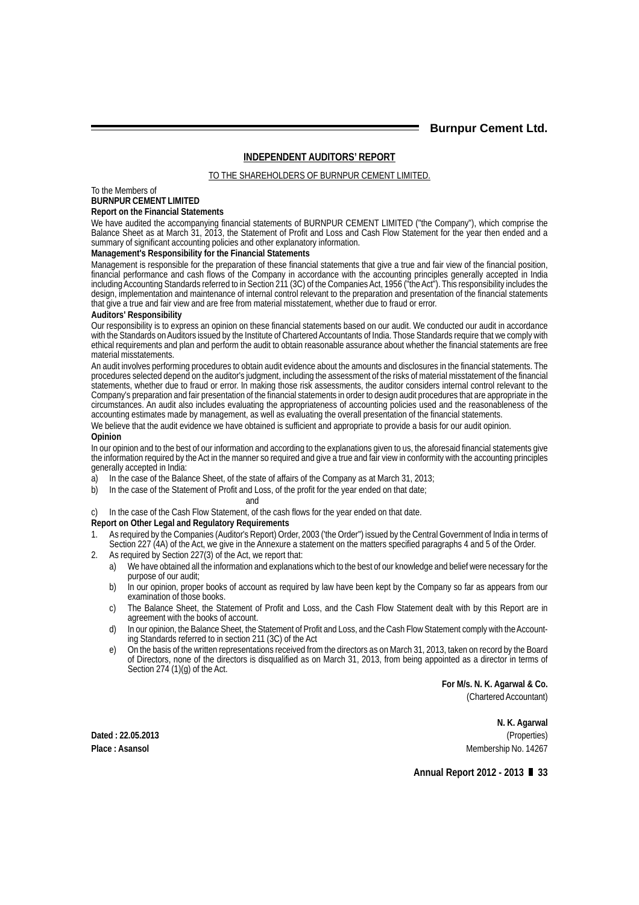## INDEPENDENT AUDITORS' REPORT

TO THE SHAREHOLDERS OF BURNPUR CEMENT LIMITED.

To the Members of
**BURNPUR CEMENT LIMITED**

**Report on the Financial Statements**

We have audited the accompanying financial statements of BURNPUR CEMENT LIMITED ("the Company"), which comprise the Balance Sheet as at March 31, 2013, the Statement of Profit and Loss and Cash Flow Statement for the year then ended and a summary of significant accounting policies and other explanatory information.

**Management's Responsibility for the Financial Statements**

Management is responsible for the preparation of these financial statements that give a true and fair view of the financial position, financial performance and cash flows of the Company in accordance with the accounting principles generally accepted in India including Accounting Standards referred to in Section 211 (3C) of the Companies Act, 1956 ("the Act"). This responsibility includes the design, implementation and maintenance of internal control relevant to the preparation and presentation of the financial statements that give a true and fair view and are free from material misstatement, whether due to fraud or error.

**Auditors' Responsibility**

Our responsibility is to express an opinion on these financial statements based on our audit. We conducted our audit in accordance with the Standards on Auditors issued by the Institute of Chartered Accountants of India. Those Standards require that we comply with ethical requirements and plan and perform the audit to obtain reasonable assurance about whether the financial statements are free material misstatements.

An audit involves performing procedures to obtain audit evidence about the amounts and disclosures in the financial statements. The procedures selected depend on the auditor's judgment, including the assessment of the risks of material misstatement of the financial statements, whether due to fraud or error. In making those risk assessments, the auditor considers internal control relevant to the Company's preparation and fair presentation of the financial statements in order to design audit procedures that are appropriate in the circumstances. An audit also includes evaluating the appropriateness of accounting policies used and the reasonableness of the accounting estimates made by management, as well as evaluating the overall presentation of the financial statements.

We believe that the audit evidence we have obtained is sufficient and appropriate to provide a basis for our audit opinion.

**Opinion**

In our opinion and to the best of our information and according to the explanations given to us, the aforesaid financial statements give the information required by the Act in the manner so required and give a true and fair view in conformity with the accounting principles generally accepted in India:

a) In the case of the Balance Sheet, of the state of affairs of the Company as at March 31, 2013;

b) In the case of the Statement of Profit and Loss, of the profit for the year ended on that date;

and

c) In the case of the Cash Flow Statement, of the cash flows for the year ended on that date.

**Report on Other Legal and Regulatory Requirements**

1. As required by the Companies (Auditor's Report) Order, 2003 ('the Order") issued by the Central Government of India in terms of Section 227 (4A) of the Act, we give in the Annexure a statement on the matters specified paragraphs 4 and 5 of the Order.
2. As required by Section 227(3) of the Act, we report that:
   a) We have obtained all the information and explanations which to the best of our knowledge and belief were necessary for the purpose of our audit;
   b) In our opinion, proper books of account as required by law have been kept by the Company so far as appears from our examination of those books.
   c) The Balance Sheet, the Statement of Profit and Loss, and the Cash Flow Statement dealt with by this Report are in agreement with the books of account.
   d) In our opinion, the Balance Sheet, the Statement of Profit and Loss, and the Cash Flow Statement comply with the Accounting Standards referred to in section 211 (3C) of the Act
   e) On the basis of the written representations received from the directors as on March 31, 2013, taken on record by the Board of Directors, none of the directors is disqualified as on March 31, 2013, from being appointed as a director in terms of Section 274 (1)(g) of the Act.

**For M/s. N. K. Agarwal & Co.**
(Chartered Accountant)

**N. K. Agarwal**
(Properties)
Membership No. 14267

**Dated : 22.05.2013**
**Place : Asansol**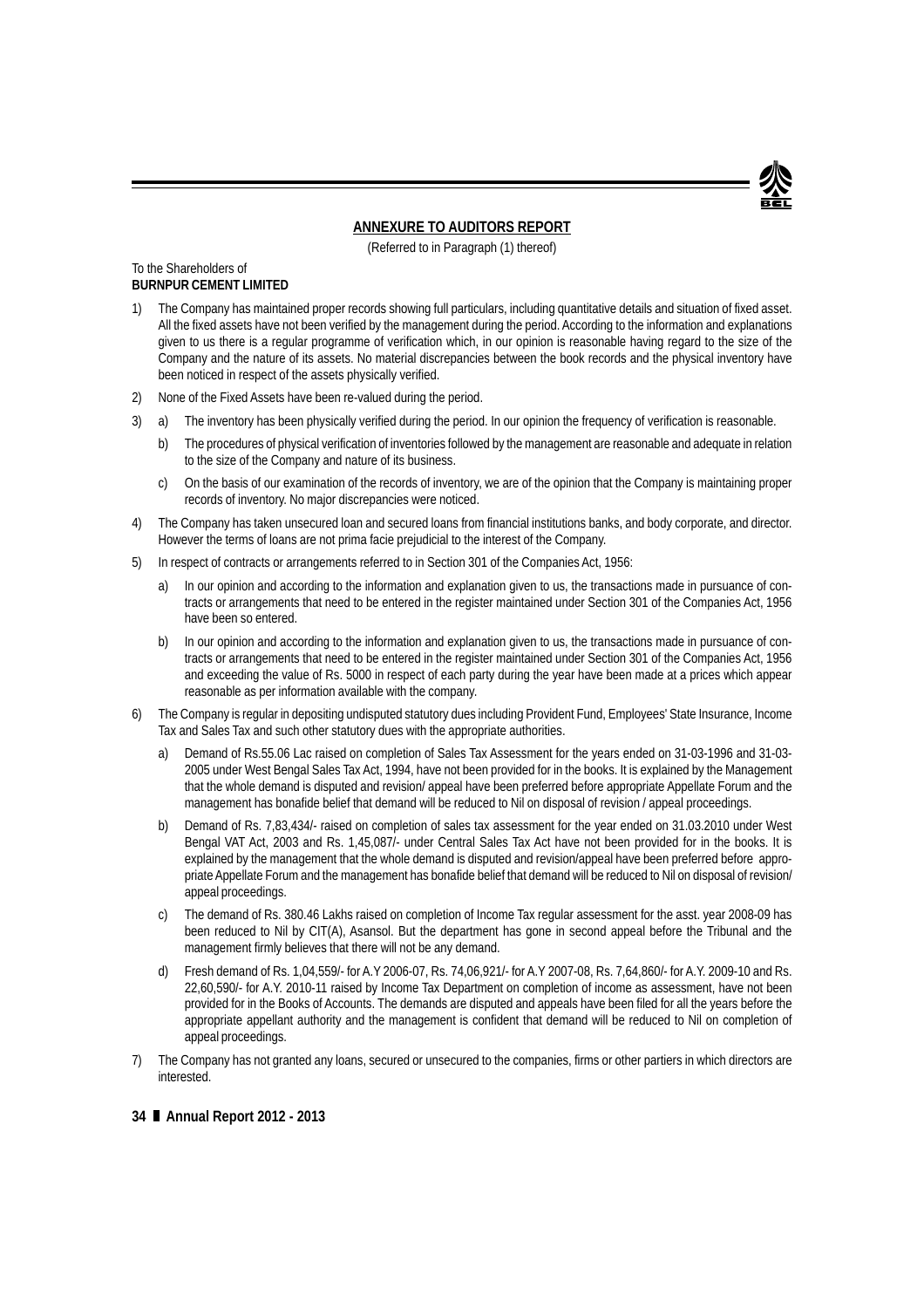## ANNEXURE TO AUDITORS REPORT

(Referred to in Paragraph (1) thereof)

To the Shareholders of
**BURNPUR CEMENT LIMITED**

1) The Company has maintained proper records showing full particulars, including quantitative details and situation of fixed asset. All the fixed assets have not been verified by the management during the period. According to the information and explanations given to us there is a regular programme of verification which, in our opinion is reasonable having regard to the size of the Company and the nature of its assets. No material discrepancies between the book records and the physical inventory have been noticed in respect of the assets physically verified.

2) None of the Fixed Assets have been re-valued during the period.

3) a) The inventory has been physically verified during the period. In our opinion the frequency of verification is reasonable.

   b) The procedures of physical verification of inventories followed by the management are reasonable and adequate in relation to the size of the Company and nature of its business.

   c) On the basis of our examination of the records of inventory, we are of the opinion that the Company is maintaining proper records of inventory. No major discrepancies were noticed.

4) The Company has taken unsecured loan and secured loans from financial institutions banks, and body corporate, and director. However the terms of loans are not prima facie prejudicial to the interest of the Company.

5) In respect of contracts or arrangements referred to in Section 301 of the Companies Act, 1956:

   a) In our opinion and according to the information and explanation given to us, the transactions made in pursuance of contracts or arrangements that need to be entered in the register maintained under Section 301 of the Companies Act, 1956 have been so entered.

   b) In our opinion and according to the information and explanation given to us, the transactions made in pursuance of contracts or arrangements that need to be entered in the register maintained under Section 301 of the Companies Act, 1956 and exceeding the value of Rs. 5000 in respect of each party during the year have been made at a prices which appear reasonable as per information available with the company.

6) The Company is regular in depositing undisputed statutory dues including Provident Fund, Employees' State Insurance, Income Tax and Sales Tax and such other statutory dues with the appropriate authorities.

   a) Demand of Rs.55.06 Lac raised on completion of Sales Tax Assessment for the years ended on 31-03-1996 and 31-03-2005 under West Bengal Sales Tax Act, 1994, have not been provided for in the books. It is explained by the Management that the whole demand is disputed and revision/ appeal have been preferred before appropriate Appellate Forum and the management has bonafide belief that demand will be reduced to Nil on disposal of revision / appeal proceedings.

   b) Demand of Rs. 7,83,434/- raised on completion of sales tax assessment for the year ended on 31.03.2010 under West Bengal VAT Act, 2003 and Rs. 1,45,087/- under Central Sales Tax Act have not been provided for in the books. It is explained by the management that the whole demand is disputed and revision/appeal have been preferred before appropriate Appellate Forum and the management has bonafide belief that demand will be reduced to Nil on disposal of revision/ appeal proceedings.

   c) The demand of Rs. 380.46 Lakhs raised on completion of Income Tax regular assessment for the asst. year 2008-09 has been reduced to Nil by CIT(A), Asansol. But the department has gone in second appeal before the Tribunal and the management firmly believes that there will not be any demand.

   d) Fresh demand of Rs. 1,04,559/- for A.Y 2006-07, Rs. 74,06,921/- for A.Y 2007-08, Rs. 7,64,860/- for A.Y. 2009-10 and Rs. 22,60,590/- for A.Y. 2010-11 raised by Income Tax Department on completion of income as assessment, have not been provided for in the Books of Accounts. The demands are disputed and appeals have been filed for all the years before the appropriate appellant authority and the management is confident that demand will be reduced to Nil on completion of appeal proceedings.

7) The Company has not granted any loans, secured or unsecured to the companies, firms or other partiers in which directors are interested.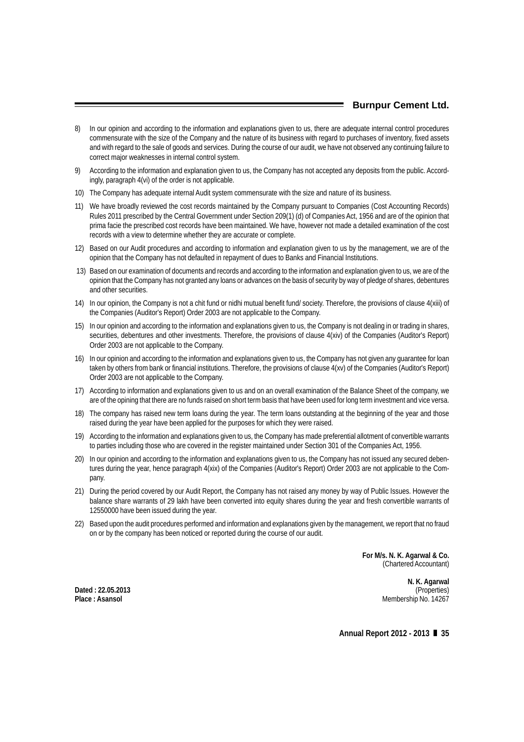8) In our opinion and according to the information and explanations given to us, there are adequate internal control procedures commensurate with the size of the Company and the nature of its business with regard to purchases of inventory, fixed assets and with regard to the sale of goods and services. During the course of our audit, we have not observed any continuing failure to correct major weaknesses in internal control system.

9) According to the information and explanation given to us, the Company has not accepted any deposits from the public. Accordingly, paragraph 4(vi) of the order is not applicable.

10) The Company has adequate internal Audit system commensurate with the size and nature of its business.

11) We have broadly reviewed the cost records maintained by the Company pursuant to Companies (Cost Accounting Records) Rules 2011 prescribed by the Central Government under Section 209(1) (d) of Companies Act, 1956 and are of the opinion that prima facie the prescribed cost records have been maintained. We have, however not made a detailed examination of the cost records with a view to determine whether they are accurate or complete.

12) Based on our Audit procedures and according to information and explanation given to us by the management, we are of the opinion that the Company has not defaulted in repayment of dues to Banks and Financial Institutions.

13) Based on our examination of documents and records and according to the information and explanation given to us, we are of the opinion that the Company has not granted any loans or advances on the basis of security by way of pledge of shares, debentures and other securities.

14) In our opinion, the Company is not a chit fund or nidhi mutual benefit fund/ society. Therefore, the provisions of clause 4(xiii) of the Companies (Auditor's Report) Order 2003 are not applicable to the Company.

15) In our opinion and according to the information and explanations given to us, the Company is not dealing in or trading in shares, securities, debentures and other investments. Therefore, the provisions of clause 4(xiv) of the Companies (Auditor's Report) Order 2003 are not applicable to the Company.

16) In our opinion and according to the information and explanations given to us, the Company has not given any guarantee for loan taken by others from bank or financial institutions. Therefore, the provisions of clause 4(xv) of the Companies (Auditor's Report) Order 2003 are not applicable to the Company.

17) According to information and explanations given to us and on an overall examination of the Balance Sheet of the company, we are of the opining that there are no funds raised on short term basis that have been used for long term investment and vice versa.

18) The company has raised new term loans during the year. The term loans outstanding at the beginning of the year and those raised during the year have been applied for the purposes for which they were raised.

19) According to the information and explanations given to us, the Company has made preferential allotment of convertible warrants to parties including those who are covered in the register maintained under Section 301 of the Companies Act, 1956.

20) In our opinion and according to the information and explanations given to us, the Company has not issued any secured debentures during the year, hence paragraph 4(xix) of the Companies (Auditor's Report) Order 2003 are not applicable to the Company.

21) During the period covered by our Audit Report, the Company has not raised any money by way of Public Issues. However the balance share warrants of 29 lakh have been converted into equity shares during the year and fresh convertible warrants of 12550000 have been issued during the year.

22) Based upon the audit procedures performed and information and explanations given by the management, we report that no fraud on or by the company has been noticed or reported during the course of our audit.

**For M/s. N. K. Agarwal & Co.**
(Chartered Accountant)

**N. K. Agarwal**
(Properties)
Membership No. 14267

**Dated : 22.05.2013**
**Place : Asansol**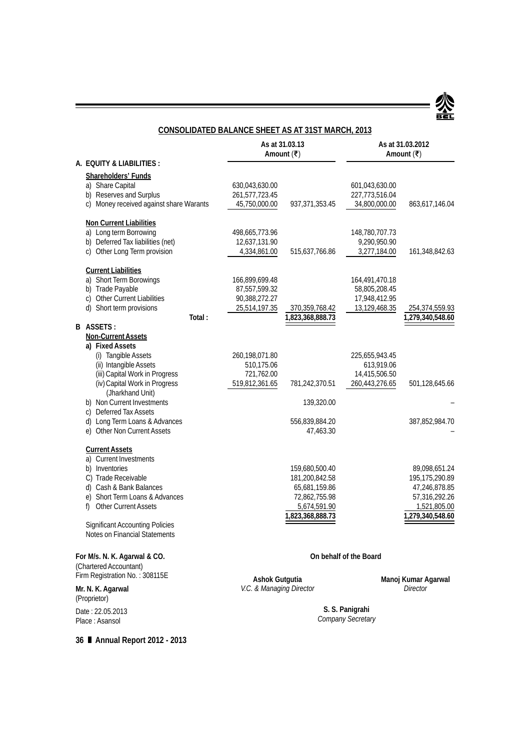## CONSOLIDATED BALANCE SHEET AS AT 31ST MARCH, 2013

| | As at 31.03.13 Amount (₹) | | As at 31.03.2012 Amount (₹) | |
|---|---|---|---|---|
| **A. EQUITY & LIABILITIES :** | | | | |
| **Shareholders' Funds** | | | | |
| a) Share Capital | 630,043,630.00 | | 601,043,630.00 | |
| b) Reserves and Surplus | 261,577,723.45 | | 227,773,516.04 | |
| c) Money received against share Warants | 45,750,000.00 | 937,371,353.45 | 34,800,000.00 | 863,617,146.04 |
| **Non Current Liabilities** | | | | |
| a) Long term Borrowing | 498,665,773.96 | | 148,780,707.73 | |
| b) Deferred Tax liabilities (net) | 12,637,131.90 | | 9,290,950.90 | |
| c) Other Long Term provision | 4,334,861.00 | 515,637,766.86 | 3,277,184.00 | 161,348,842.63 |
| **Current Liabilities** | | | | |
| a) Short Term Borowings | 166,899,699.48 | | 164,491,470.18 | |
| b) Trade Payable | 87,557,599.32 | | 58,805,208.45 | |
| c) Other Current Liabilities | 90,388,272.27 | | 17,948,412.95 | |
| d) Short term provisions | 25,514,197.35 | 370,359,768.42 | 13,129,468.35 | 254,374,559.93 |
| **Total :** | | 1,823,368,888.73 | | 1,279,340,548.60 |
| **B ASSETS :** | | | | |
| **Non-Current Assets** | | | | |
| **a) Fixed Assets** | | | | |
| (i) Tangible Assets | 260,198,071.80 | | 225,655,943.45 | |
| (ii) Intangible Assets | 510,175.06 | | 613,919.06 | |
| (iii) Capital Work in Progress | 721,762.00 | | 14,415,506.50 | |
| (iv) Capital Work in Progress (Jharkhand Unit) | 519,812,361.65 | 781,242,370.51 | 260,443,276.65 | 501,128,645.66 |
| b) Non Current Investments | | 139,320.00 | | – |
| c) Deferred Tax Assets | | | | |
| d) Long Term Loans & Advances | | 556,839,884.20 | | 387,852,984.70 |
| e) Other Non Current Assets | | 47,463.30 | | – |
| **Current Assets** | | | | |
| a) Current Investments | | | | |
| b) Inventories | | 159,680,500.40 | | 89,098,651.24 |
| C) Trade Receivable | | 181,200,842.58 | | 195,175,290.89 |
| d) Cash & Bank Balances | | 65,681,159.86 | | 47,246,878.85 |
| e) Short Term Loans & Advances | | 72,862,755.98 | | 57,316,292.26 |
| f) Other Current Assets | | 5,674,591.90 | | 1,521,805.00 |
| | | 1,823,368,888.73 | | 1,279,340,548.60 |

Significant Accounting Policies
Notes on Financial Statements

**For M/s. N. K. Agarwal & CO.**
(Chartered Accountant)
Firm Registration No. : 308115E

**Mr. N. K. Agarwal**
(Proprietor)

Date : 22.05.2013
Place : Asansol

**On behalf of the Board**

**Ashok Gutgutia**
*V.C. & Managing Director*

**Manoj Kumar Agarwal**
*Director*

**S. S. Panigrahi**
*Company Secretary*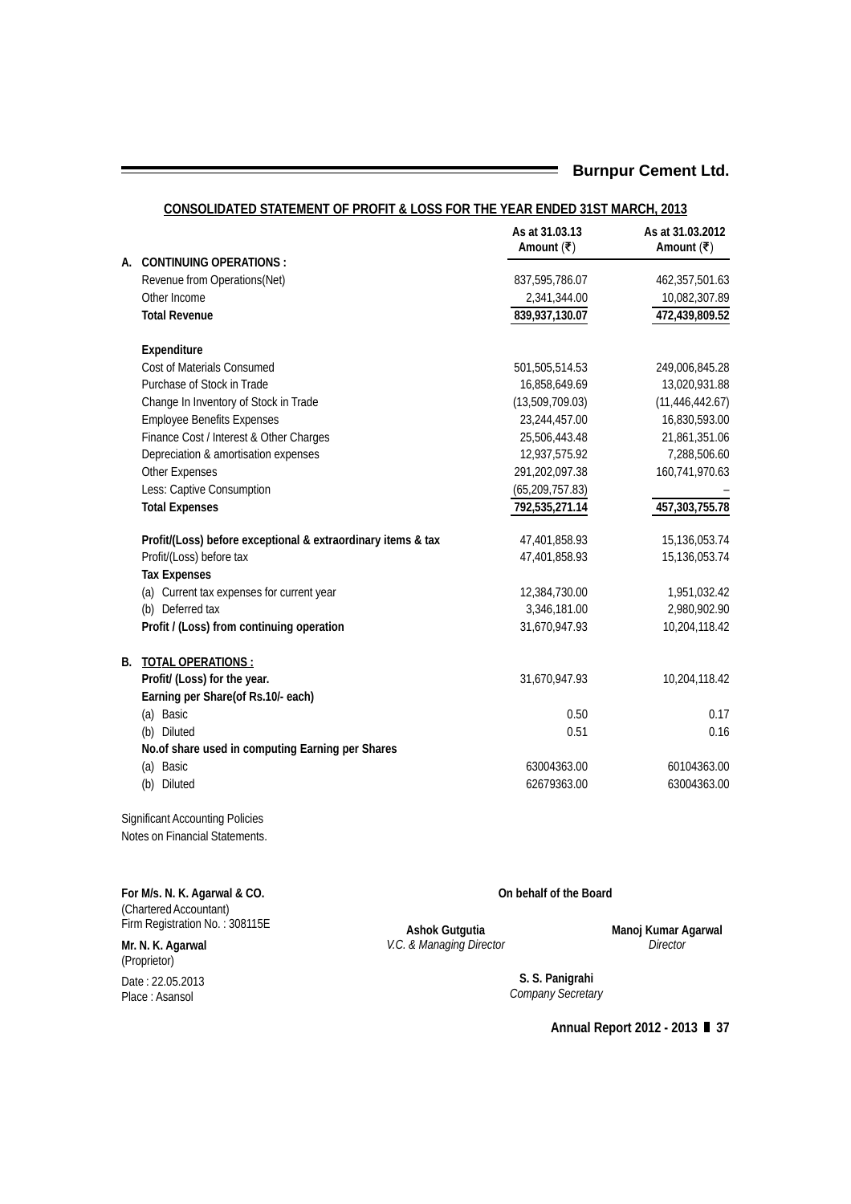## CONSOLIDATED STATEMENT OF PROFIT & LOSS FOR THE YEAR ENDED 31ST MARCH, 2013

| | | As at 31.03.13 Amount (₹) | As at 31.03.2012 Amount (₹) |
|---|---|---|---|
| **A.** | **CONTINUING OPERATIONS :** | | |
| | Revenue from Operations(Net) | 837,595,786.07 | 462,357,501.63 |
| | Other Income | 2,341,344.00 | 10,082,307.89 |
| | **Total Revenue** | **839,937,130.07** | **472,439,809.52** |
| | **Expenditure** | | |
| | Cost of Materials Consumed | 501,505,514.53 | 249,006,845.28 |
| | Purchase of Stock in Trade | 16,858,649.69 | 13,020,931.88 |
| | Change In Inventory of Stock in Trade | (13,509,709.03) | (11,446,442.67) |
| | Employee Benefits Expenses | 23,244,457.00 | 16,830,593.00 |
| | Finance Cost / Interest & Other Charges | 25,506,443.48 | 21,861,351.06 |
| | Depreciation & amortisation expenses | 12,937,575.92 | 7,288,506.60 |
| | Other Expenses | 291,202,097.38 | 160,741,970.63 |
| | Less: Captive Consumption | (65,209,757.83) | – |
| | **Total Expenses** | **792,535,271.14** | **457,303,755.78** |
| | **Profit/(Loss) before exceptional & extraordinary items & tax** | 47,401,858.93 | 15,136,053.74 |
| | Profit/(Loss) before tax | 47,401,858.93 | 15,136,053.74 |
| | **Tax Expenses** | | |
| | (a) Current tax expenses for current year | 12,384,730.00 | 1,951,032.42 |
| | (b) Deferred tax | 3,346,181.00 | 2,980,902.90 |
| | **Profit / (Loss) from continuing operation** | 31,670,947.93 | 10,204,118.42 |
| **B.** | **TOTAL OPERATIONS :** | | |
| | **Profit/ (Loss) for the year.** | 31,670,947.93 | 10,204,118.42 |
| | **Earning per Share(of Rs.10/- each)** | | |
| | (a) Basic | 0.50 | 0.17 |
| | (b) Diluted | 0.51 | 0.16 |
| | **No.of share used in computing Earning per Shares** | | |
| | (a) Basic | 63004363.00 | 60104363.00 |
| | (b) Diluted | 62679363.00 | 63004363.00 |

Significant Accounting Policies

Notes on Financial Statements.

**For M/s. N. K. Agarwal & CO.**
(Chartered Accountant)
Firm Registration No. : 308115E

**Mr. N. K. Agarwal**
(Proprietor)

Date : 22.05.2013
Place : Asansol

**On behalf of the Board**

**Ashok Gutgutia**
*V.C. & Managing Director*

**Manoj Kumar Agarwal**
*Director*

**S. S. Panigrahi**
*Company Secretary*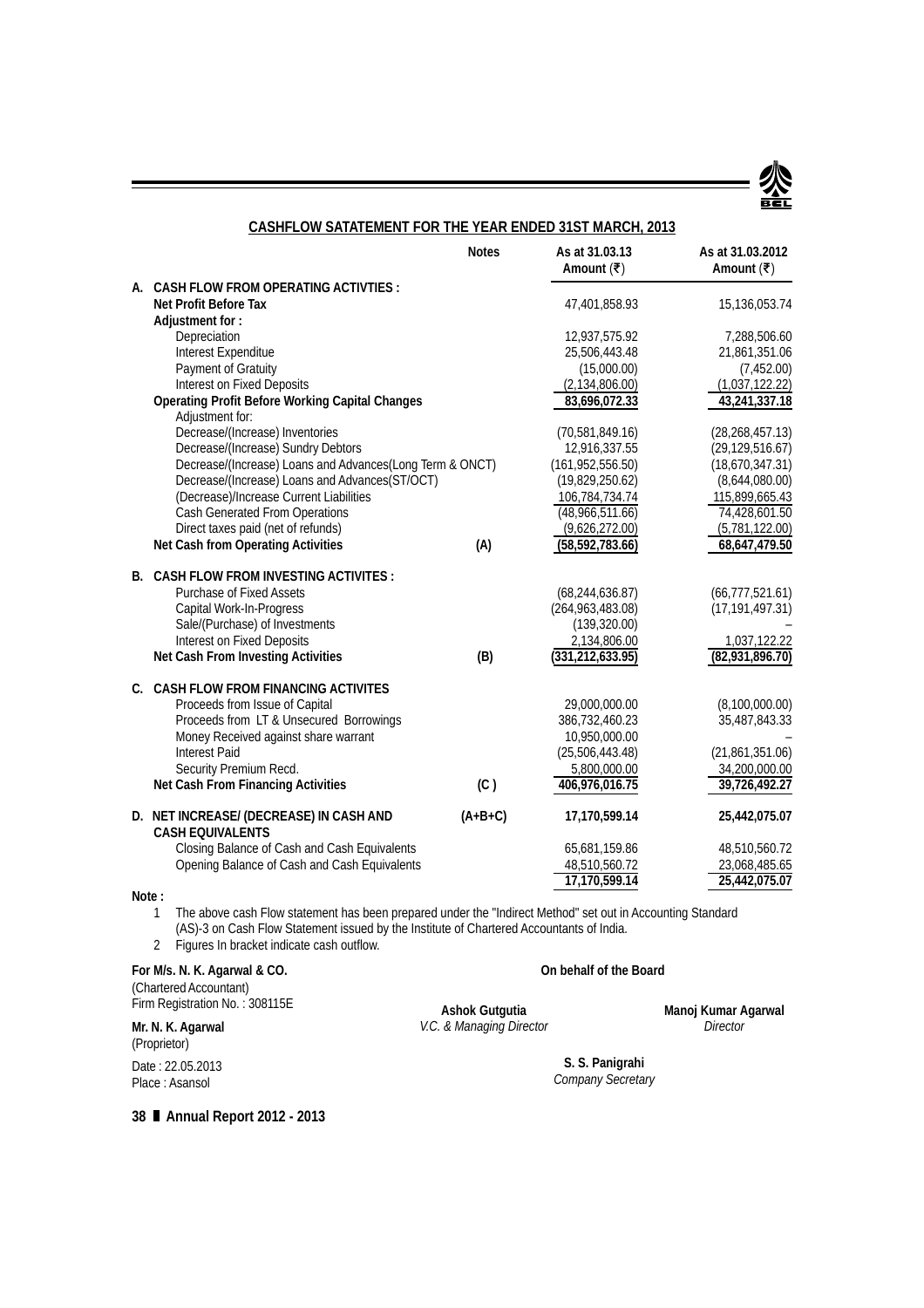## CASHFLOW SATATEMENT FOR THE YEAR ENDED 31ST MARCH, 2013

| | Notes | As at 31.03.13 Amount (₹) | As at 31.03.2012 Amount (₹) |
|---|---|---|---|
| **A. CASH FLOW FROM OPERATING ACTIVTIES :** | | | |
| **Net Profit Before Tax** | | 47,401,858.93 | 15,136,053.74 |
| **Adjustment for :** | | | |
| Depreciation | | 12,937,575.92 | 7,288,506.60 |
| Interest Expenditue | | 25,506,443.48 | 21,861,351.06 |
| Payment of Gratuity | | (15,000.00) | (7,452.00) |
| Interest on Fixed Deposits | | (2,134,806.00) | (1,037,122.22) |
| **Operating Profit Before Working Capital Changes** | | **83,696,072.33** | **43,241,337.18** |
| Adjustment for: | | | |
| Decrease/(Increase) Inventories | | (70,581,849.16) | (28,268,457.13) |
| Decrease/(Increase) Sundry Debtors | | 12,916,337.55 | (29,129,516.67) |
| Decrease/(Increase) Loans and Advances(Long Term & ONCT) | | (161,952,556.50) | (18,670,347.31) |
| Decrease/(Increase) Loans and Advances(ST/OCT) | | (19,829,250.62) | (8,644,080.00) |
| (Decrease)/Increase Current Liabilities | | 106,784,734.74 | 115,899,665.43 |
| Cash Generated From Operations | | (48,966,511.66) | 74,428,601.50 |
| Direct taxes paid (net of refunds) | | (9,626,272.00) | (5,781,122.00) |
| **Net Cash from Operating Activities** | **(A)** | **(58,592,783.66)** | **68,647,479.50** |
| **B. CASH FLOW FROM INVESTING ACTIVITES :** | | | |
| Purchase of Fixed Assets | | (68,244,636.87) | (66,777,521.61) |
| Capital Work-In-Progress | | (264,963,483.08) | (17,191,497.31) |
| Sale/(Purchase) of Investments | | (139,320.00) | – |
| Interest on Fixed Deposits | | 2,134,806.00 | 1,037,122.22 |
| **Net Cash From Investing Activities** | **(B)** | **(331,212,633.95)** | **(82,931,896.70)** |
| **C. CASH FLOW FROM FINANCING ACTIVITES** | | | |
| Proceeds from Issue of Capital | | 29,000,000.00 | (8,100,000.00) |
| Proceeds from LT & Unsecured Borrowings | | 386,732,460.23 | 35,487,843.33 |
| Money Received against share warrant | | 10,950,000.00 | – |
| Interest Paid | | (25,506,443.48) | (21,861,351.06) |
| Security Premium Recd. | | 5,800,000.00 | 34,200,000.00 |
| **Net Cash From Financing Activities** | **(C )** | **406,976,016.75** | **39,726,492.27** |
| **D. NET INCREASE/ (DECREASE) IN CASH AND CASH EQUIVALENTS** | **(A+B+C)** | **17,170,599.14** | **25,442,075.07** |
| Closing Balance of Cash and Cash Equivalents | | 65,681,159.86 | 48,510,560.72 |
| Opening Balance of Cash and Cash Equivalents | | 48,510,560.72 | 23,068,485.65 |
| | | **17,170,599.14** | **25,442,075.07** |

**Note :**

1. The above cash Flow statement has been prepared under the "Indirect Method" set out in Accounting Standard (AS)-3 on Cash Flow Statement issued by the Institute of Chartered Accountants of India.
2. Figures In bracket indicate cash outflow.

**For M/s. N. K. Agarwal & CO.**
(Chartered Accountant)
Firm Registration No. : 308115E

**Mr. N. K. Agarwal**
(Proprietor)

Date : 22.05.2013
Place : Asansol

**On behalf of the Board**

**Ashok Gutgutia**
*V.C. & Managing Director*

**Manoj Kumar Agarwal**
*Director*

**S. S. Panigrahi**
*Company Secretary*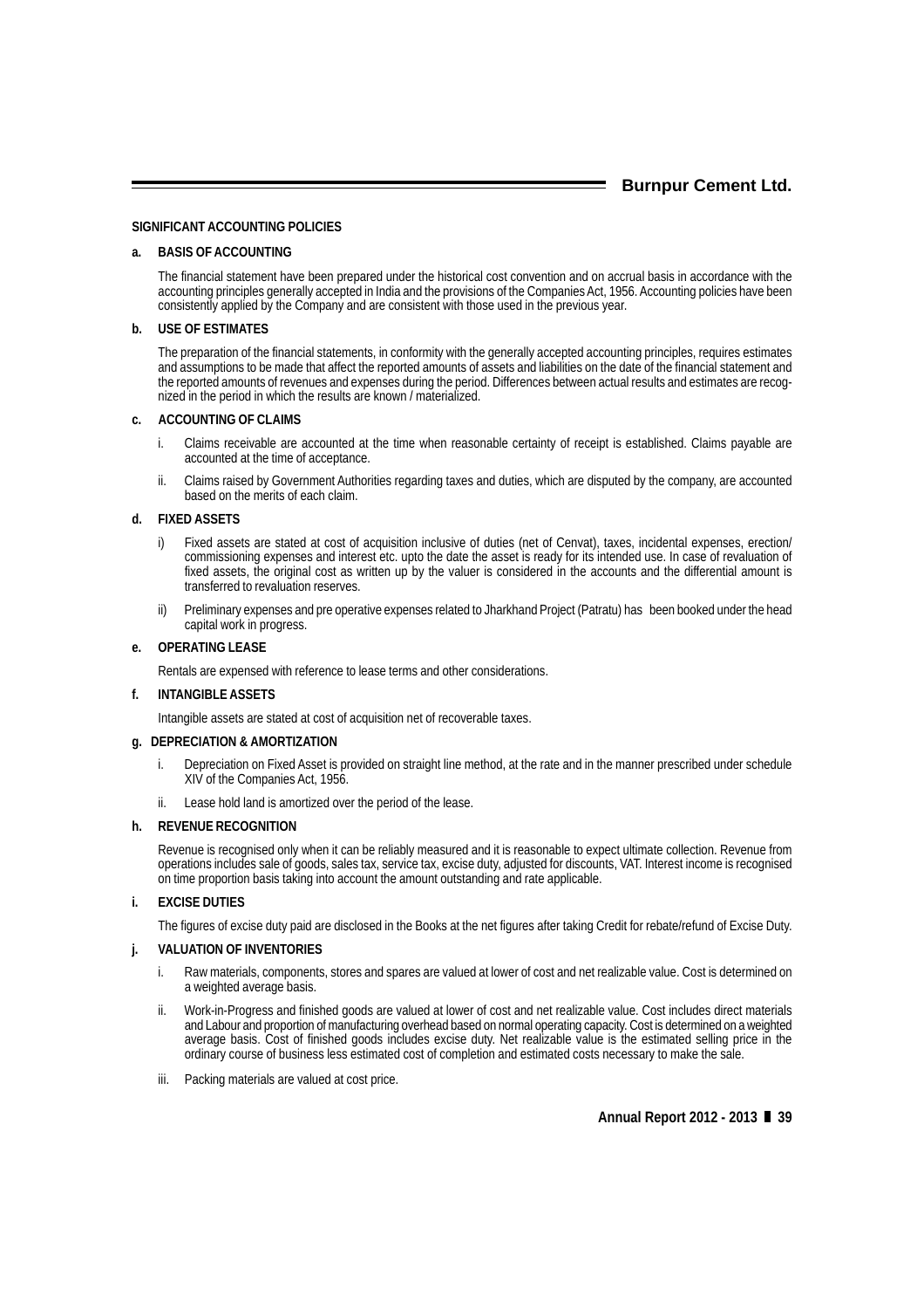## SIGNIFICANT ACCOUNTING POLICIES

### a. BASIS OF ACCOUNTING

The financial statement have been prepared under the historical cost convention and on accrual basis in accordance with the accounting principles generally accepted in India and the provisions of the Companies Act, 1956. Accounting policies have been consistently applied by the Company and are consistent with those used in the previous year.

### b. USE OF ESTIMATES

The preparation of the financial statements, in conformity with the generally accepted accounting principles, requires estimates and assumptions to be made that affect the reported amounts of assets and liabilities on the date of the financial statement and the reported amounts of revenues and expenses during the period. Differences between actual results and estimates are recognized in the period in which the results are known / materialized.

### c. ACCOUNTING OF CLAIMS

i. Claims receivable are accounted at the time when reasonable certainty of receipt is established. Claims payable are accounted at the time of acceptance.

ii. Claims raised by Government Authorities regarding taxes and duties, which are disputed by the company, are accounted based on the merits of each claim.

### d. FIXED ASSETS

i) Fixed assets are stated at cost of acquisition inclusive of duties (net of Cenvat), taxes, incidental expenses, erection/ commissioning expenses and interest etc. upto the date the asset is ready for its intended use. In case of revaluation of fixed assets, the original cost as written up by the valuer is considered in the accounts and the differential amount is transferred to revaluation reserves.

ii) Preliminary expenses and pre operative expenses related to Jharkhand Project (Patratu) has been booked under the head capital work in progress.

### e. OPERATING LEASE

Rentals are expensed with reference to lease terms and other considerations.

### f. INTANGIBLE ASSETS

Intangible assets are stated at cost of acquisition net of recoverable taxes.

### g. DEPRECIATION & AMORTIZATION

i. Depreciation on Fixed Asset is provided on straight line method, at the rate and in the manner prescribed under schedule XIV of the Companies Act, 1956.

ii. Lease hold land is amortized over the period of the lease.

### h. REVENUE RECOGNITION

Revenue is recognised only when it can be reliably measured and it is reasonable to expect ultimate collection. Revenue from operations includes sale of goods, sales tax, service tax, excise duty, adjusted for discounts, VAT. Interest income is recognised on time proportion basis taking into account the amount outstanding and rate applicable.

### i. EXCISE DUTIES

The figures of excise duty paid are disclosed in the Books at the net figures after taking Credit for rebate/refund of Excise Duty.

### j. VALUATION OF INVENTORIES

i. Raw materials, components, stores and spares are valued at lower of cost and net realizable value. Cost is determined on a weighted average basis.

ii. Work-in-Progress and finished goods are valued at lower of cost and net realizable value. Cost includes direct materials and Labour and proportion of manufacturing overhead based on normal operating capacity. Cost is determined on a weighted average basis. Cost of finished goods includes excise duty. Net realizable value is the estimated selling price in the ordinary course of business less estimated cost of completion and estimated costs necessary to make the sale.

iii. Packing materials are valued at cost price.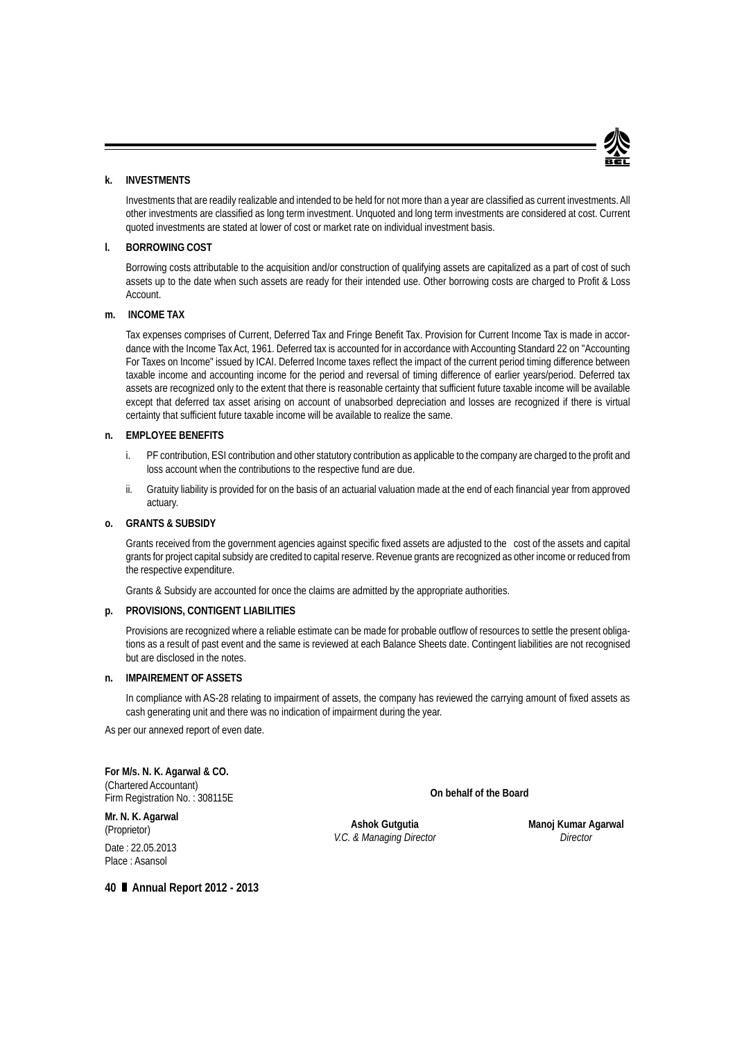**k. INVESTMENTS**

Investments that are readily realizable and intended to be held for not more than a year are classified as current investments. All other investments are classified as long term investment. Unquoted and long term investments are considered at cost. Current quoted investments are stated at lower of cost or market rate on individual investment basis.

**l. BORROWING COST**

Borrowing costs attributable to the acquisition and/or construction of qualifying assets are capitalized as a part of cost of such assets up to the date when such assets are ready for their intended use. Other borrowing costs are charged to Profit & Loss Account.

**m. INCOME TAX**

Tax expenses comprises of Current, Deferred Tax and Fringe Benefit Tax. Provision for Current Income Tax is made in accordance with the Income Tax Act, 1961. Deferred tax is accounted for in accordance with Accounting Standard 22 on "Accounting For Taxes on Income" issued by ICAI. Deferred Income taxes reflect the impact of the current period timing difference between taxable income and accounting income for the period and reversal of timing difference of earlier years/period. Deferred tax assets are recognized only to the extent that there is reasonable certainty that sufficient future taxable income will be available except that deferred tax asset arising on account of unabsorbed depreciation and losses are recognized if there is virtual certainty that sufficient future taxable income will be available to realize the same.

**n. EMPLOYEE BENEFITS**

i. PF contribution, ESI contribution and other statutory contribution as applicable to the company are charged to the profit and loss account when the contributions to the respective fund are due.

ii. Gratuity liability is provided for on the basis of an actuarial valuation made at the end of each financial year from approved actuary.

**o. GRANTS & SUBSIDY**

Grants received from the government agencies against specific fixed assets are adjusted to the cost of the assets and capital grants for project capital subsidy are credited to capital reserve. Revenue grants are recognized as other income or reduced from the respective expenditure.

Grants & Subsidy are accounted for once the claims are admitted by the appropriate authorities.

**p. PROVISIONS, CONTIGENT LIABILITIES**

Provisions are recognized where a reliable estimate can be made for probable outflow of resources to settle the present obligations as a result of past event and the same is reviewed at each Balance Sheets date. Contingent liabilities are not recognised but are disclosed in the notes.

**n. IMPAIREMENT OF ASSETS**

In compliance with AS-28 relating to impairment of assets, the company has reviewed the carrying amount of fixed assets as cash generating unit and there was no indication of impairment during the year.

As per our annexed report of even date.

**For M/s. N. K. Agarwal & CO.**
(Chartered Accountant)
Firm Registration No. : 308115E

**Mr. N. K. Agarwal**
(Proprietor)

Date : 22.05.2013
Place : Asansol

**On behalf of the Board**

**Ashok Gutgutia**
*V.C. & Managing Director*

**Manoj Kumar Agarwal**
*Director*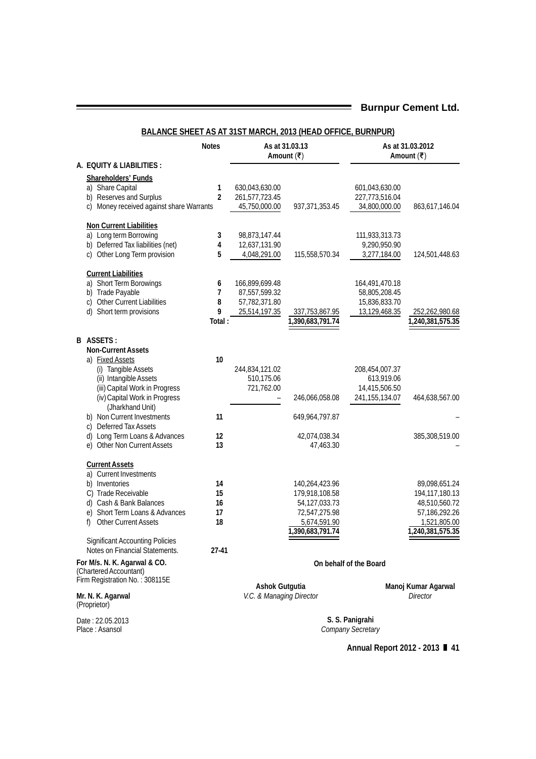## BALANCE SHEET AS AT 31ST MARCH, 2013 (HEAD OFFICE, BURNPUR)

| | Notes | As at 31.03.13 Amount (₹) | | As at 31.03.2012 Amount (₹) | |
|---|---|---|---|---|---|
| **A. EQUITY & LIABILITIES :** | | | | | |
| **Shareholders' Funds** | | | | | |
| a) Share Capital | 1 | 630,043,630.00 | | 601,043,630.00 | |
| b) Reserves and Surplus | 2 | 261,577,723.45 | | 227,773,516.04 | |
| c) Money received against share Warrants | | 45,750,000.00 | 937,371,353.45 | 34,800,000.00 | 863,617,146.04 |
| **Non Current Liabilities** | | | | | |
| a) Long term Borrowing | 3 | 98,873,147.44 | | 111,933,313.73 | |
| b) Deferred Tax liabilities (net) | 4 | 12,637,131.90 | | 9,290,950.90 | |
| c) Other Long Term provision | 5 | 4,048,291.00 | 115,558,570.34 | 3,277,184.00 | 124,501,448.63 |
| **Current Liabilities** | | | | | |
| a) Short Term Borowings | 6 | 166,899,699.48 | | 164,491,470.18 | |
| b) Trade Payable | 7 | 87,557,599.32 | | 58,805,208.45 | |
| c) Other Current Liabilities | 8 | 57,782,371.80 | | 15,836,833.70 | |
| d) Short term provisions | 9 | 25,514,197.35 | 337,753,867.95 | 13,129,468.35 | 252,262,980.68 |
| | Total : | | 1,390,683,791.74 | | 1,240,381,575.35 |
| **B ASSETS :** | | | | | |
| **Non-Current Assets** | | | | | |
| a) Fixed Assets | 10 | | | | |
| (i) Tangible Assets | | 244,834,121.02 | | 208,454,007.37 | |
| (ii) Intangible Assets | | 510,175.06 | | 613,919.06 | |
| (iii) Capital Work in Progress | | 721,762.00 | | 14,415,506.50 | |
| (iv) Capital Work in Progress (Jharkhand Unit) | | – | 246,066,058.08 | 241,155,134.07 | 464,638,567.00 |
| b) Non Current Investments | 11 | | 649,964,797.87 | | – |
| c) Deferred Tax Assets | | | | | |
| d) Long Term Loans & Advances | 12 | | 42,074,038.34 | | 385,308,519.00 |
| e) Other Non Current Assets | 13 | | 47,463.30 | | – |
| **Current Assets** | | | | | |
| a) Current Investments | | | | | |
| b) Inventories | 14 | | 140,264,423.96 | | 89,098,651.24 |
| C) Trade Receivable | 15 | | 179,918,108.58 | | 194,117,180.13 |
| d) Cash & Bank Balances | 16 | | 54,127,033.73 | | 48,510,560.72 |
| e) Short Term Loans & Advances | 17 | | 72,547,275.98 | | 57,186,292.26 |
| f) Other Current Assets | 18 | | 5,674,591.90 | | 1,521,805.00 |
| | | | 1,390,683,791.74 | | 1,240,381,575.35 |
| Significant Accounting Policies | | | | | |
| Notes on Financial Statements. | 27-41 | | | | |

**For M/s. N. K. Agarwal & CO.**
(Chartered Accountant)
Firm Registration No. : 308115E

**Mr. N. K. Agarwal**
(Proprietor)

Date : 22.05.2013
Place : Asansol

**On behalf of the Board**

**Ashok Gutgutia**
*V.C. & Managing Director*

**Manoj Kumar Agarwal**
*Director*

**S. S. Panigrahi**
*Company Secretary*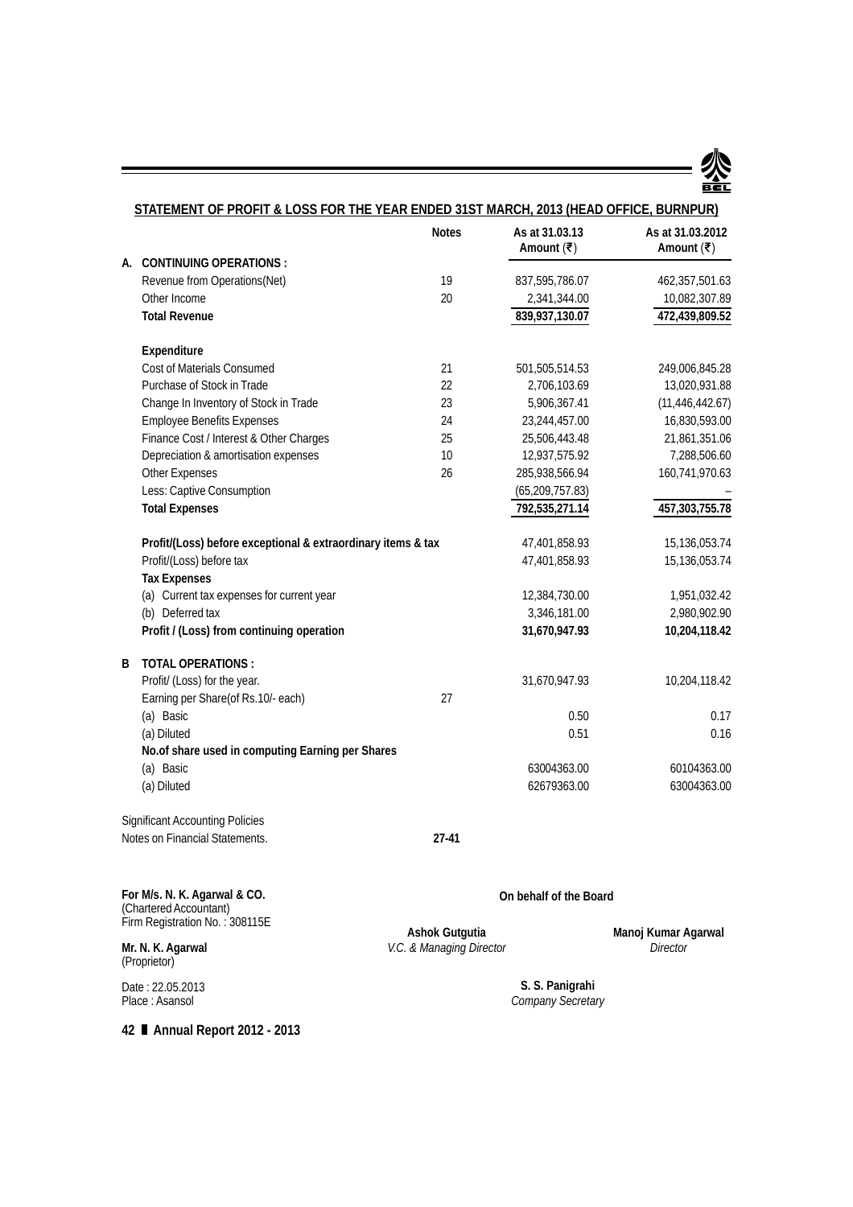## STATEMENT OF PROFIT & LOSS FOR THE YEAR ENDED 31ST MARCH, 2013 (HEAD OFFICE, BURNPUR)

| | | Notes | As at 31.03.13 Amount (₹) | As at 31.03.2012 Amount (₹) |
|---|---|---|---|---|
| **A.** | **CONTINUING OPERATIONS :** | | | |
| | Revenue from Operations(Net) | 19 | 837,595,786.07 | 462,357,501.63 |
| | Other Income | 20 | 2,341,344.00 | 10,082,307.89 |
| | **Total Revenue** | | 839,937,130.07 | 472,439,809.52 |
| | **Expenditure** | | | |
| | Cost of Materials Consumed | 21 | 501,505,514.53 | 249,006,845.28 |
| | Purchase of Stock in Trade | 22 | 2,706,103.69 | 13,020,931.88 |
| | Change In Inventory of Stock in Trade | 23 | 5,906,367.41 | (11,446,442.67) |
| | Employee Benefits Expenses | 24 | 23,244,457.00 | 16,830,593.00 |
| | Finance Cost / Interest & Other Charges | 25 | 25,506,443.48 | 21,861,351.06 |
| | Depreciation & amortisation expenses | 10 | 12,937,575.92 | 7,288,506.60 |
| | Other Expenses | 26 | 285,938,566.94 | 160,741,970.63 |
| | Less: Captive Consumption | | (65,209,757.83) | – |
| | **Total Expenses** | | 792,535,271.14 | 457,303,755.78 |
| | **Profit/(Loss) before exceptional & extraordinary items & tax** | | 47,401,858.93 | 15,136,053.74 |
| | Profit/(Loss) before tax | | 47,401,858.93 | 15,136,053.74 |
| | **Tax Expenses** | | | |
| | (a) Current tax expenses for current year | | 12,384,730.00 | 1,951,032.42 |
| | (b) Deferred tax | | 3,346,181.00 | 2,980,902.90 |
| | **Profit / (Loss) from continuing operation** | | **31,670,947.93** | **10,204,118.42** |
| **B** | **TOTAL OPERATIONS :** | | | |
| | Profit/ (Loss) for the year. | | 31,670,947.93 | 10,204,118.42 |
| | Earning per Share(of Rs.10/- each) | 27 | | |
| | (a) Basic | | 0.50 | 0.17 |
| | (a) Diluted | | 0.51 | 0.16 |
| | **No.of share used in computing Earning per Shares** | | | |
| | (a) Basic | | 63004363.00 | 60104363.00 |
| | (a) Diluted | | 62679363.00 | 63004363.00 |
| | Significant Accounting Policies | | | |
| | Notes on Financial Statements. | **27-41** | | |

**For M/s. N. K. Agarwal & CO.**
(Chartered Accountant)
Firm Registration No. : 308115E

**Mr. N. K. Agarwal**
(Proprietor)

Date : 22.05.2013
Place : Asansol

**On behalf of the Board**

**Ashok Gutgutia**
*V.C. & Managing Director*

**Manoj Kumar Agarwal**
*Director*

**S. S. Panigrahi**
*Company Secretary*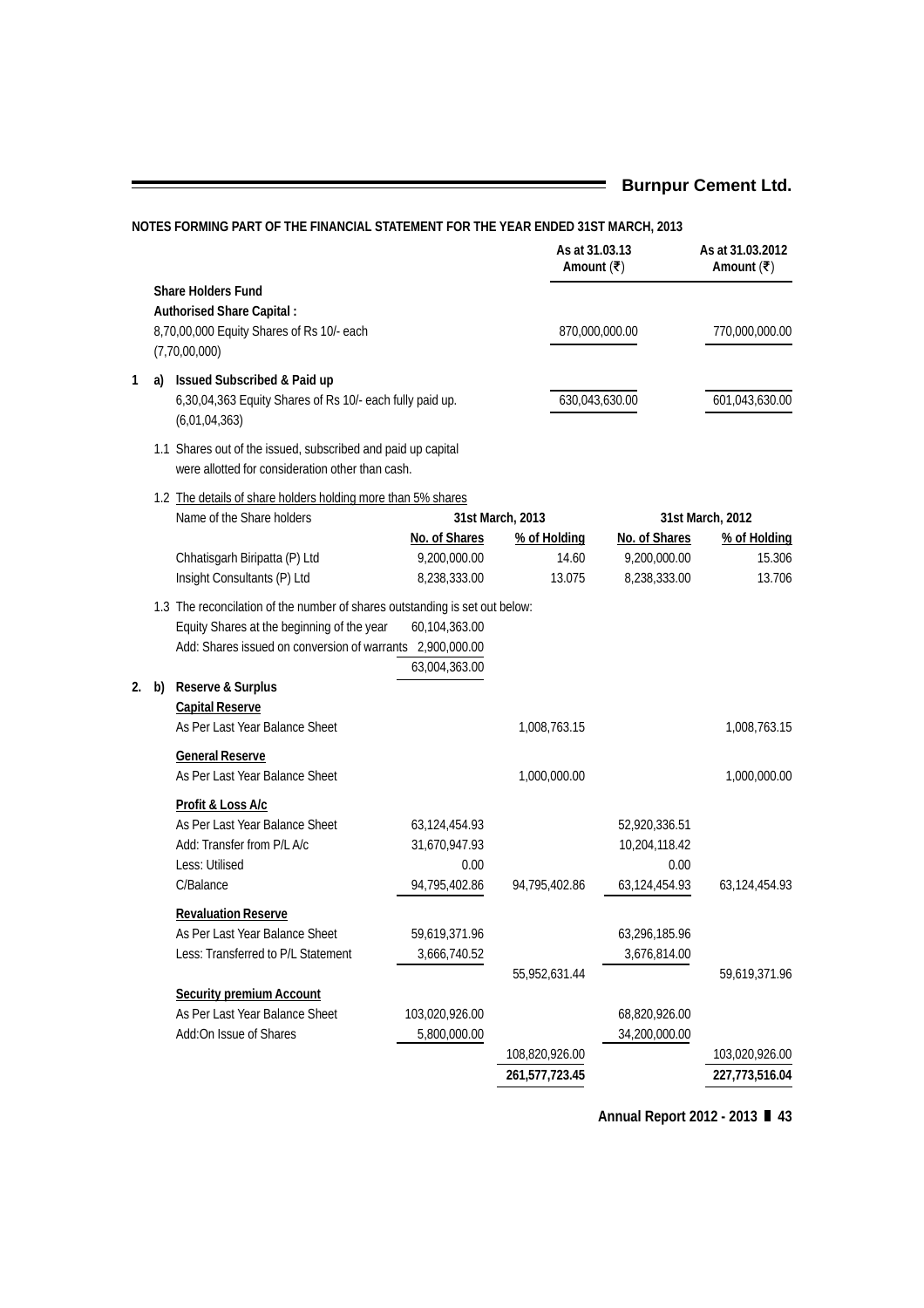## NOTES FORMING PART OF THE FINANCIAL STATEMENT FOR THE YEAR ENDED 31ST MARCH, 2013

| | | | As at 31.03.13 Amount (₹) | | As at 31.03.2012 Amount (₹) |
|---|---|---|---|---|---|
| **Share Holders Fund** | | | | | |
| **Authorised Share Capital :** | | | | | |
| 8,70,00,000 Equity Shares of Rs 10/- each (7,70,00,000) | | | 870,000,000.00 | | 770,000,000.00 |
| **1 a) Issued Subscribed & Paid up** | | | | | |
| 6,30,04,363 Equity Shares of Rs 10/- each fully paid up. (6,01,04,363) | | | 630,043,630.00 | | 601,043,630.00 |

1.1 Shares out of the issued, subscribed and paid up capital were allotted for consideration other than cash.

1.2 The details of share holders holding more than 5% shares

| Name of the Share holders | 31st March, 2013 | | 31st March, 2012 | |
|---|---|---|---|---|
| | No. of Shares | % of Holding | No. of Shares | % of Holding |
| Chhatisgarh Biripatta (P) Ltd | 9,200,000.00 | 14.60 | 9,200,000.00 | 15.306 |
| Insight Consultants (P) Ltd | 8,238,333.00 | 13.075 | 8,238,333.00 | 13.706 |

1.3 The reconciliation of the number of shares outstanding is set out below:

| | |
|---|---|
| Equity Shares at the beginning of the year | 60,104,363.00 |
| Add: Shares issued on conversion of warrants | 2,900,000.00 |
| | 63,004,363.00 |

**2. b) Reserve & Surplus**

| | | As at 31.03.13 | | As at 31.03.2012 |
|---|---|---|---|---|
| **Capital Reserve** | | | | |
| As Per Last Year Balance Sheet | | 1,008,763.15 | | 1,008,763.15 |
| **General Reserve** | | | | |
| As Per Last Year Balance Sheet | | 1,000,000.00 | | 1,000,000.00 |
| **Profit & Loss A/c** | | | | |
| As Per Last Year Balance Sheet | 63,124,454.93 | | 52,920,336.51 | |
| Add: Transfer from P/L A/c | 31,670,947.93 | | 10,204,118.42 | |
| Less: Utilised | 0.00 | | 0.00 | |
| C/Balance | 94,795,402.86 | 94,795,402.86 | 63,124,454.93 | 63,124,454.93 |
| **Revaluation Reserve** | | | | |
| As Per Last Year Balance Sheet | 59,619,371.96 | | 63,296,185.96 | |
| Less: Transferred to P/L Statement | 3,666,740.52 | | 3,676,814.00 | |
| | | 55,952,631.44 | | 59,619,371.96 |
| **Security premium Account** | | | | |
| As Per Last Year Balance Sheet | 103,020,926.00 | | 68,820,926.00 | |
| Add:On Issue of Shares | 5,800,000.00 | | 34,200,000.00 | |
| | | 108,820,926.00 | | 103,020,926.00 |
| | | 261,577,723.45 | | 227,773,516.04 |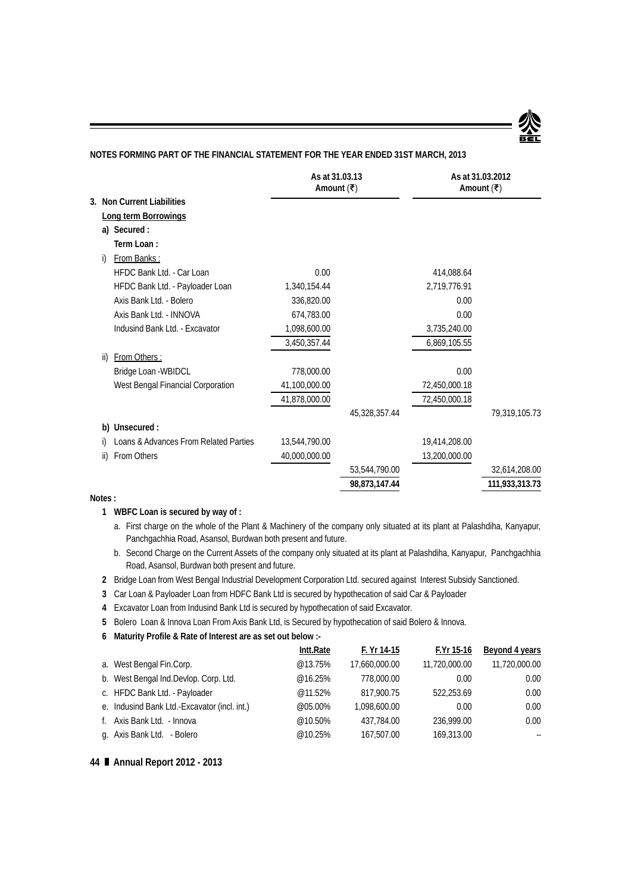**NOTES FORMING PART OF THE FINANCIAL STATEMENT FOR THE YEAR ENDED 31ST MARCH, 2013**

| | | As at 31.03.13 Amount (₹) | | As at 31.03.2012 Amount (₹) | |
|---|---|---|---|---|---|
| **3.** | **Non Current Liabilities** | | | | |
| | **Long term Borrowings** | | | | |
| **a)** | **Secured :** | | | | |
| | **Term Loan :** | | | | |
| i) | From Banks : | | | | |
| | HFDC Bank Ltd. - Car Loan | 0.00 | | 414,088.64 | |
| | HFDC Bank Ltd. - Payloader Loan | 1,340,154.44 | | 2,719,776.91 | |
| | Axis Bank Ltd. - Bolero | 336,820.00 | | 0.00 | |
| | Axis Bank Ltd. - INNOVA | 674,783.00 | | 0.00 | |
| | Indusind Bank Ltd. - Excavator | 1,098,600.00 | | 3,735,240.00 | |
| | | 3,450,357.44 | | 6,869,105.55 | |
| ii) | From Others : | | | | |
| | Bridge Loan -WBIDCL | 778,000.00 | | 0.00 | |
| | West Bengal Financial Corporation | 41,100,000.00 | | 72,450,000.18 | |
| | | 41,878,000.00 | | 72,450,000.18 | |
| | | | 45,328,357.44 | | 79,319,105.73 |
| **b)** | **Unsecured :** | | | | |
| i) | Loans & Advances From Related Parties | 13,544,790.00 | | 19,414,208.00 | |
| ii) | From Others | 40,000,000.00 | | 13,200,000.00 | |
| | | | 53,544,790.00 | | 32,614,208.00 |
| | | | **98,873,147.44** | | **111,933,313.73** |

**Notes :**

1. **WBFC Loan is secured by way of :**
   a. First charge on the whole of the Plant & Machinery of the company only situated at its plant at Palashdiha, Kanyapur, Panchgachhia Road, Asansol, Burdwan both present and future.
   b. Second Charge on the Current Assets of the company only situated at its plant at Palashdiha, Kanyapur, Panchgachhia Road, Asansol, Burdwan both present and future.
2. Bridge Loan from West Bengal Industrial Development Corporation Ltd. secured against Interest Subsidy Sanctioned.
3. Car Loan & Payloader Loan from HDFC Bank Ltd is secured by hypothecation of said Car & Payloader
4. Excavator Loan from Indusind Bank Ltd is secured by hypothecation of said Excavator.
5. Bolero Loan & Innova Loan From Axis Bank Ltd, is Secured by hypothecation of said Bolero & Innova.
6. **Maturity Profile & Rate of Interest are as set out below :-**

| | Intt.Rate | F. Yr 14-15 | F.Yr 15-16 | Beyond 4 years |
|---|---|---|---|---|
| a. West Bengal Fin.Corp. | @13.75% | 17,660,000.00 | 11,720,000.00 | 11,720,000.00 |
| b. West Bengal Ind.Devlop. Corp. Ltd. | @16.25% | 778,000.00 | 0.00 | 0.00 |
| c. HFDC Bank Ltd. - Payloader | @11.52% | 817,900.75 | 522,253.69 | 0.00 |
| e. Indusind Bank Ltd.-Excavator (incl. int.) | @05.00% | 1,098,600.00 | 0.00 | 0.00 |
| f. Axis Bank Ltd. - Innova | @10.50% | 437,784.00 | 236,999.00 | 0.00 |
| g. Axis Bank Ltd. - Bolero | @10.25% | 167,507.00 | 169,313.00 | – |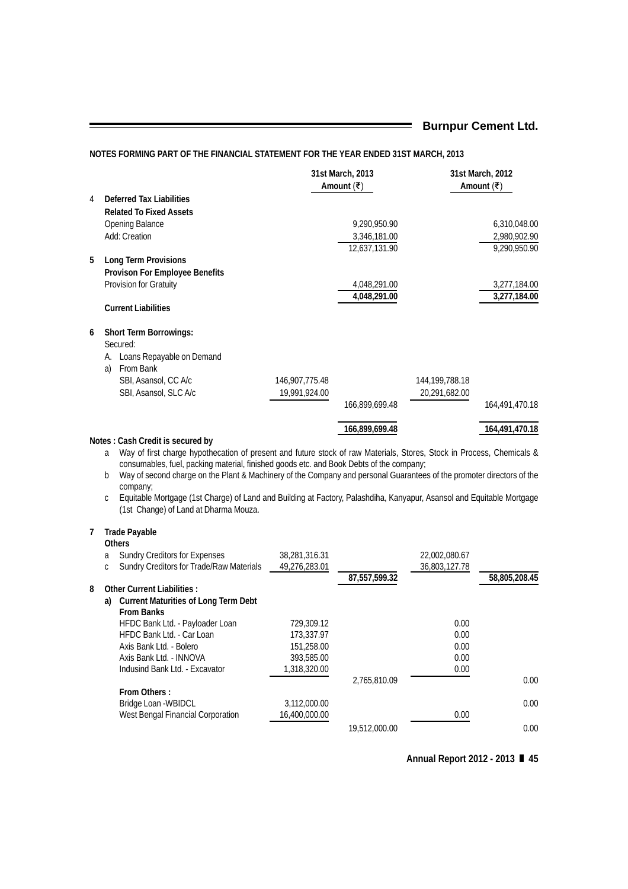**NOTES FORMING PART OF THE FINANCIAL STATEMENT FOR THE YEAR ENDED 31ST MARCH, 2013**

| | | | 31st March, 2013 Amount (₹) | | 31st March, 2012 Amount (₹) |
|---|---|---|---|---|---|
| 4 | **Deferred Tax Liabilities** | | | | |
| | **Related To Fixed Assets** | | | | |
| | Opening Balance | | 9,290,950.90 | | 6,310,048.00 |
| | Add: Creation | | 3,346,181.00 | | 2,980,902.90 |
| | | | 12,637,131.90 | | 9,290,950.90 |
| **5** | **Long Term Provisions** | | | | |
| | **Provison For Employee Benefits** | | | | |
| | Provision for Gratuity | | 4,048,291.00 | | 3,277,184.00 |
| | | | **4,048,291.00** | | **3,277,184.00** |
| | **Current Liabilities** | | | | |
| **6** | **Short Term Borrowings:** | | | | |
| | Secured: | | | | |
| | A. Loans Repayable on Demand | | | | |
| | a) From Bank | | | | |
| | SBI, Asansol, CC A/c | 146,907,775.48 | | 144,199,788.18 | |
| | SBI, Asansol, SLC A/c | 19,991,924.00 | | 20,291,682.00 | |
| | | | 166,899,699.48 | | 164,491,470.18 |
| | | | **166,899,699.48** | | **164,491,470.18** |

**Notes : Cash Credit is secured by**

a Way of first charge hypothecation of present and future stock of raw Materials, Stores, Stock in Process, Chemicals & consumables, fuel, packing material, finished goods etc. and Book Debts of the company;

b Way of second charge on the Plant & Machinery of the Company and personal Guarantees of the promoter directors of the company;

c Equitable Mortgage (1st Charge) of Land and Building at Factory, Palashdiha, Kanyapur, Asansol and Equitable Mortgage (1st Change) of Land at Dharma Mouza.

| | | | 31st March, 2013 Amount (₹) | | 31st March, 2012 Amount (₹) |
|---|---|---|---|---|---|
| **7** | **Trade Payable** | | | | |
| | **Others** | | | | |
| | a Sundry Creditors for Expenses | 38,281,316.31 | | 22,002,080.67 | |
| | c Sundry Creditors for Trade/Raw Materials | 49,276,283.01 | | 36,803,127.78 | |
| | | | **87,557,599.32** | | **58,805,208.45** |
| **8** | **Other Current Liabilities :** | | | | |
| | **a) Current Maturities of Long Term Debt** | | | | |
| | **From Banks** | | | | |
| | HFDC Bank Ltd. - Payloader Loan | 729,309.12 | | 0.00 | |
| | HFDC Bank Ltd. - Car Loan | 173,337.97 | | 0.00 | |
| | Axis Bank Ltd. - Bolero | 151,258.00 | | 0.00 | |
| | Axis Bank Ltd. - INNOVA | 393,585.00 | | 0.00 | |
| | Indusind Bank Ltd. - Excavator | 1,318,320.00 | | 0.00 | |
| | | | 2,765,810.09 | | 0.00 |
| | **From Others :** | | | | |
| | Bridge Loan -WBIDCL | 3,112,000.00 | | | 0.00 |
| | West Bengal Financial Corporation | 16,400,000.00 | | 0.00 | |
| | | | 19,512,000.00 | | 0.00 |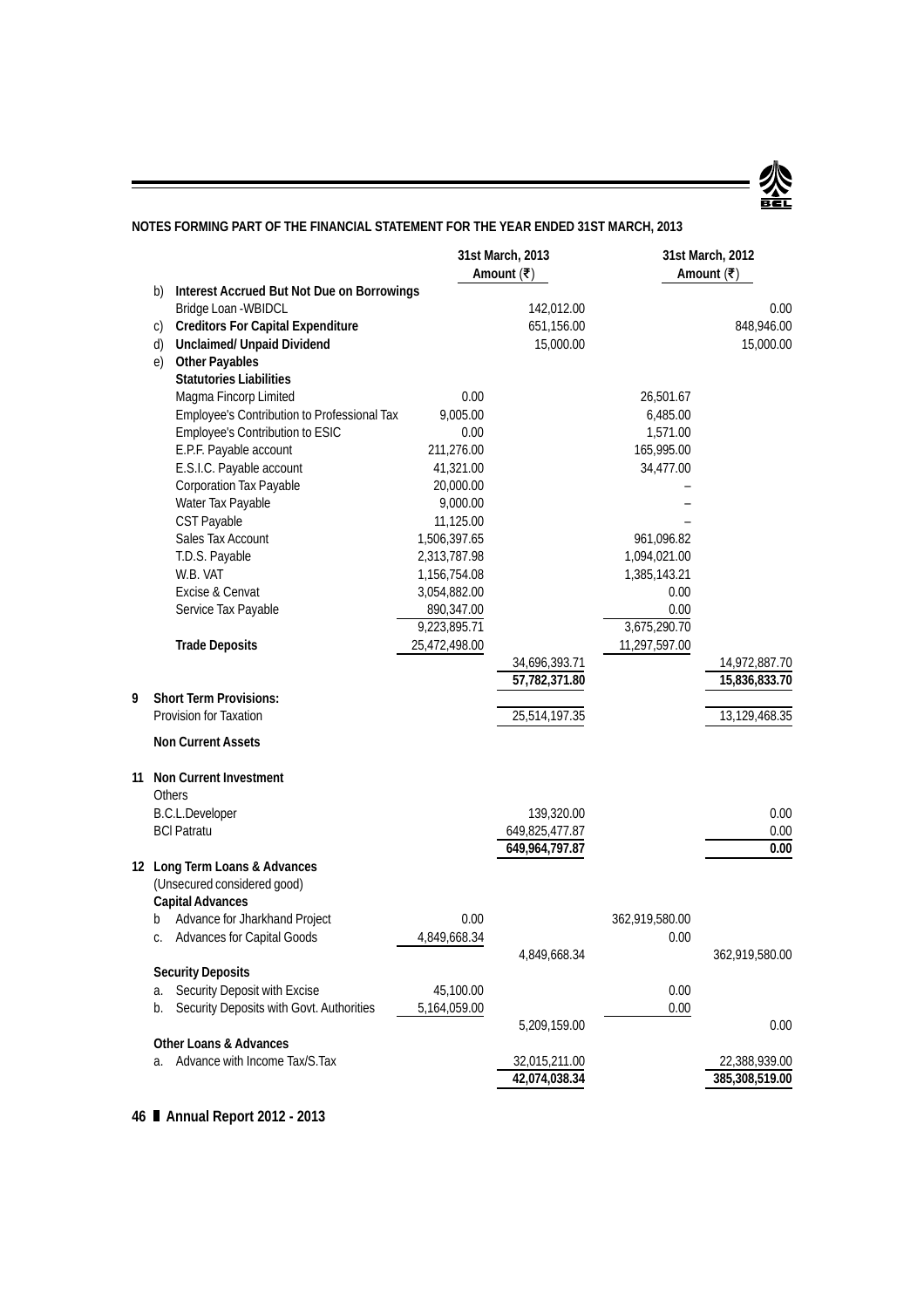**NOTES FORMING PART OF THE FINANCIAL STATEMENT FOR THE YEAR ENDED 31ST MARCH, 2013**

| | | | 31st March, 2013 Amount (₹) | | 31st March, 2012 Amount (₹) |
|---|---|---|---|---|---|
| | **b) Interest Accrued But Not Due on Borrowings** | | | | |
| | Bridge Loan -WBIDCL | | 142,012.00 | | 0.00 |
| | **c) Creditors For Capital Expenditure** | | 651,156.00 | | 848,946.00 |
| | **d) Unclaimed/ Unpaid Dividend** | | 15,000.00 | | 15,000.00 |
| | **e) Other Payables** | | | | |
| | **Statutories Liabilities** | | | | |
| | Magma Fincorp Limited | 0.00 | | 26,501.67 | |
| | Employee's Contribution to Professional Tax | 9,005.00 | | 6,485.00 | |
| | Employee's Contribution to ESIC | 0.00 | | 1,571.00 | |
| | E.P.F. Payable account | 211,276.00 | | 165,995.00 | |
| | E.S.I.C. Payable account | 41,321.00 | | 34,477.00 | |
| | Corporation Tax Payable | 20,000.00 | | – | |
| | Water Tax Payable | 9,000.00 | | – | |
| | CST Payable | 11,125.00 | | – | |
| | Sales Tax Account | 1,506,397.65 | | 961,096.82 | |
| | T.D.S. Payable | 2,313,787.98 | | 1,094,021.00 | |
| | W.B. VAT | 1,156,754.08 | | 1,385,143.21 | |
| | Excise & Cenvat | 3,054,882.00 | | 0.00 | |
| | Service Tax Payable | 890,347.00 | | 0.00 | |
| | | 9,223,895.71 | | 3,675,290.70 | |
| | **Trade Deposits** | 25,472,498.00 | | 11,297,597.00 | |
| | | | 34,696,393.71 | | 14,972,887.70 |
| | | | **57,782,371.80** | | **15,836,833.70** |
| **9** | **Short Term Provisions:** | | | | |
| | Provision for Taxation | | 25,514,197.35 | | 13,129,468.35 |
| | **Non Current Assets** | | | | |
| **11** | **Non Current Investment** | | | | |
| | Others | | | | |
| | B.C.L.Developer | | 139,320.00 | | 0.00 |
| | BCl Patratu | | 649,825,477.87 | | 0.00 |
| | | | **649,964,797.87** | | **0.00** |
| **12** | **Long Term Loans & Advances** | | | | |
| | (Unsecured considered good) | | | | |
| | **Capital Advances** | | | | |
| | b Advance for Jharkhand Project | 0.00 | | 362,919,580.00 | |
| | c. Advances for Capital Goods | 4,849,668.34 | | 0.00 | |
| | | | 4,849,668.34 | | 362,919,580.00 |
| | **Security Deposits** | | | | |
| | a. Security Deposit with Excise | 45,100.00 | | 0.00 | |
| | b. Security Deposits with Govt. Authorities | 5,164,059.00 | | 0.00 | |
| | | | 5,209,159.00 | | 0.00 |
| | **Other Loans & Advances** | | | | |
| | a. Advance with Income Tax/S.Tax | | 32,015,211.00 | | 22,388,939.00 |
| | | | **42,074,038.34** | | **385,308,519.00** |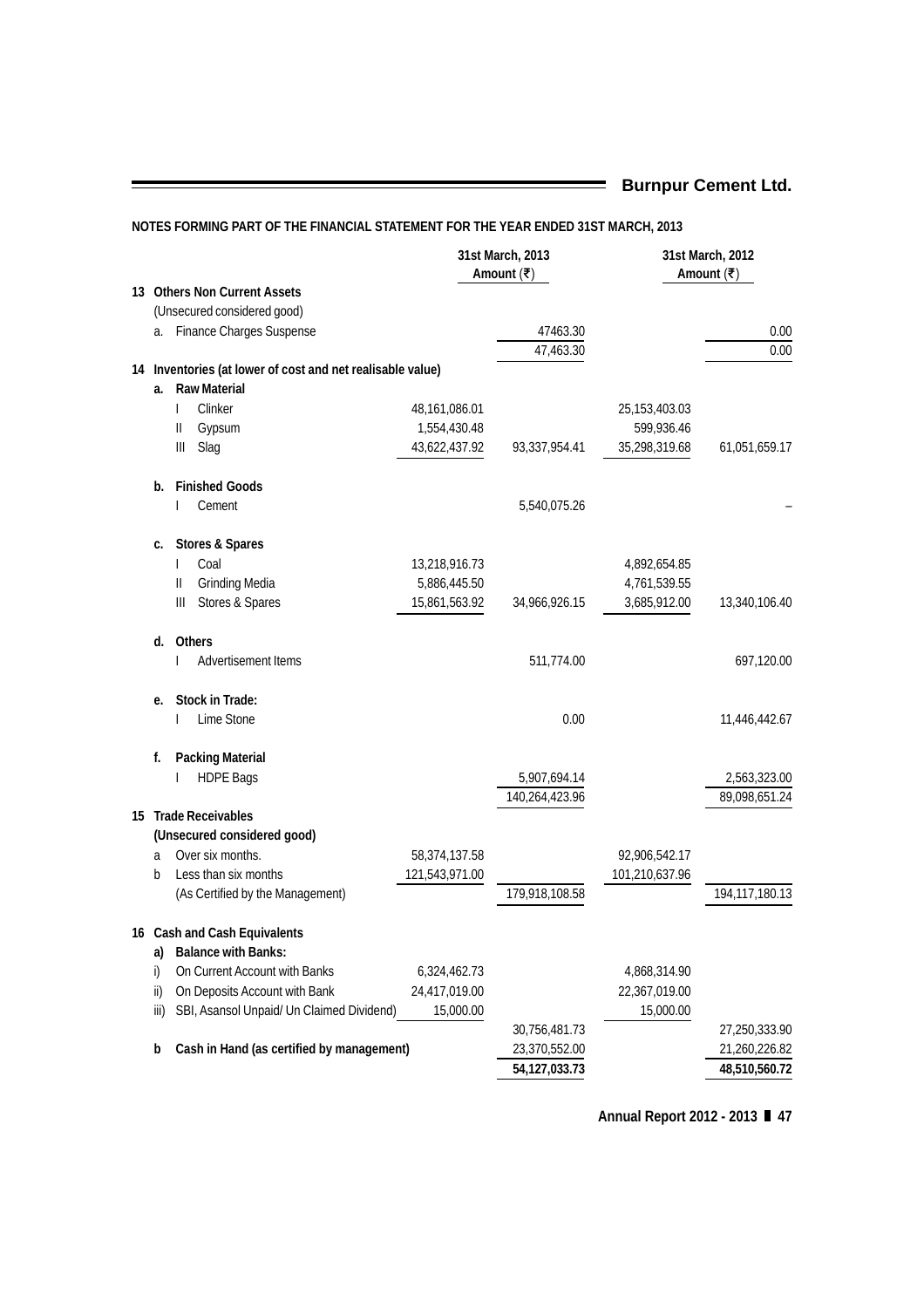## NOTES FORMING PART OF THE FINANCIAL STATEMENT FOR THE YEAR ENDED 31ST MARCH, 2013

| | | | 31st March, 2013 Amount (₹) | | 31st March, 2012 Amount (₹) |
|---|---|---|---|---|---|
| **13** | **Others Non Current Assets** | | | | |
| | (Unsecured considered good) | | | | |
| a. | Finance Charges Suspense | | 47463.30 | | 0.00 |
| | | | 47,463.30 | | 0.00 |
| **14** | **Inventories (at lower of cost and net realisable value)** | | | | |
| **a.** | **Raw Material** | | | | |
| | I Clinker | 48,161,086.01 | | 25,153,403.03 | |
| | II Gypsum | 1,554,430.48 | | 599,936.46 | |
| | III Slag | 43,622,437.92 | 93,337,954.41 | 35,298,319.68 | 61,051,659.17 |
| **b.** | **Finished Goods** | | | | |
| | I Cement | | 5,540,075.26 | | – |
| **c.** | **Stores & Spares** | | | | |
| | I Coal | 13,218,916.73 | | 4,892,654.85 | |
| | II Grinding Media | 5,886,445.50 | | 4,761,539.55 | |
| | III Stores & Spares | 15,861,563.92 | 34,966,926.15 | 3,685,912.00 | 13,340,106.40 |
| **d.** | **Others** | | | | |
| | I Advertisement Items | | 511,774.00 | | 697,120.00 |
| **e.** | **Stock in Trade:** | | | | |
| | I Lime Stone | | 0.00 | | 11,446,442.67 |
| **f.** | **Packing Material** | | | | |
| | I HDPE Bags | | 5,907,694.14 | | 2,563,323.00 |
| | | | 140,264,423.96 | | 89,098,651.24 |
| **15** | **Trade Receivables** | | | | |
| | **(Unsecured considered good)** | | | | |
| a | Over six months. | 58,374,137.58 | | 92,906,542.17 | |
| b | Less than six months | 121,543,971.00 | | 101,210,637.96 | |
| | (As Certified by the Management) | | 179,918,108.58 | | 194,117,180.13 |
| **16** | **Cash and Cash Equivalents** | | | | |
| **a)** | **Balance with Banks:** | | | | |
| i) | On Current Account with Banks | 6,324,462.73 | | 4,868,314.90 | |
| ii) | On Deposits Account with Bank | 24,417,019.00 | | 22,367,019.00 | |
| iii) | SBI, Asansol Unpaid/ Un Claimed Dividend) | 15,000.00 | | 15,000.00 | |
| | | | 30,756,481.73 | | 27,250,333.90 |
| **b** | **Cash in Hand (as certified by management)** | | 23,370,552.00 | | 21,260,226.82 |
| | | | **54,127,033.73** | | **48,510,560.72** |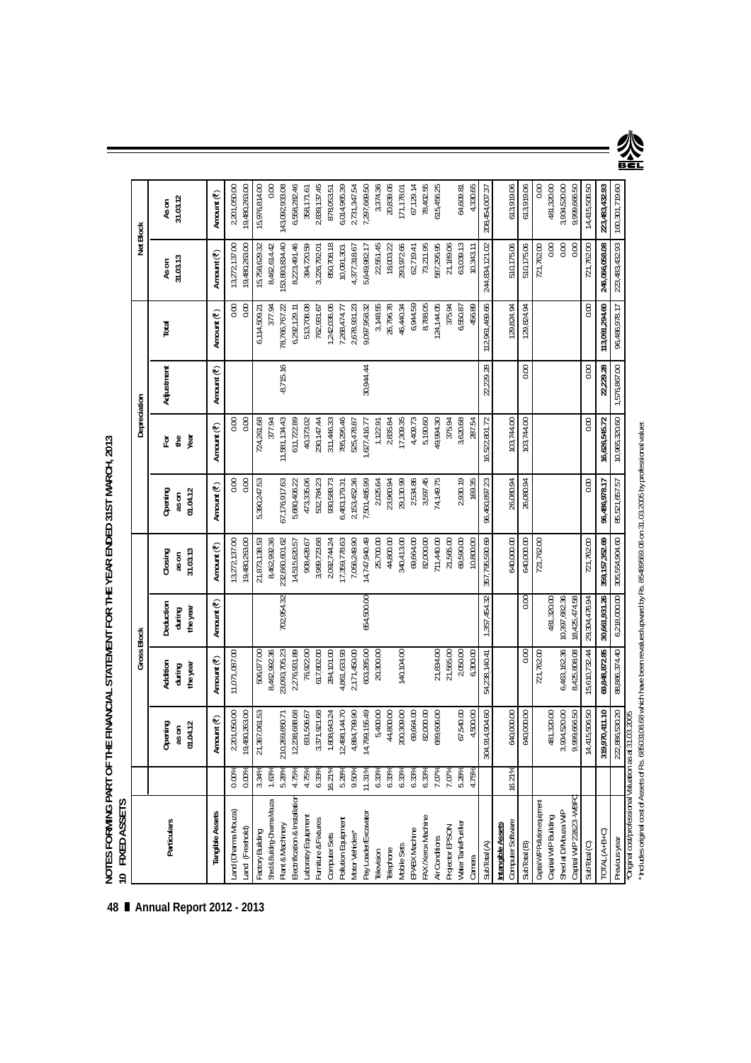# NOTES FORMING PART OF THE FINANCIAL STATEMENT FOR THE YEAR ENDED 31ST MARCH, 2013

## 10 FIXED ASSETS

| Particulars | Rate | Gross Block | | | | Depreciation | | | | Net Block | |
|---|---|---|---|---|---|---|---|---|---|---|---|
| | | Opening as on 01.04.12 | Addition during the year | Deduction during the year | Closing as on 31.03.13 | Opening as on 01.04.12 | For the Year | Adjustment | Total | As on 31.03.13 | As on 31.03.12 |
| | | Amount (₹) | Amount (₹) | Amount (₹) | Amount (₹) | Amount (₹) | Amount (₹) | Amount (₹) | Amount (₹) | Amount (₹) | Amount (₹) |
| **Tangible Assets** | | | | | | | | | | | |
| Land (Dharma Mouza) | 0.00% | 2,201,050.00 | 11,071,087.00 | | 13,272,137.00 | 0.00 | 0.00 | | 0.00 | 13,272,137.00 | 2,201,050.00 |
| Land (Freehold) | 0.00% | 19,480,263.00 | | | 19,480,263.00 | 0.00 | 0.00 | | 0.00 | 19,480,263.00 | 19,480,263.00 |
| Factory Building | 3.34% | 21,367,061.53 | 506,077.00 | | 21,873,138.53 | 5,390,247.53 | 724,261.68 | | 6,114,509.21 | 15,758,629.32 | 15,976,814.00 |
| Shed & Building-Dharma Mouza | 1.63% | | 8,462,992.36 | | 8,462,992.36 | | 377.94 | | 377.94 | 8,462,614.42 | 0.00 |
| Plant & Machinery | 5.28% | 210,269,850.71 | 23,093,705.23 | 702,954.32 | 232,660,601.62 | 67,176,917.63 | 11,581,134.43 | -8,715.16 | 78,766,767.22 | 153,893,834.40 | 143,092,933.08 |
| Electrification & Installation | 4.75% | 12,238,688.68 | 2,276,931.89 | | 14,515,620.57 | 5,680,406.22 | 611,722.89 | | 6,292,129.11 | 8,223,491.46 | 6,558,282.46 |
| Laboratory Equipment | 4.75% | 831,506.67 | 76,922.00 | | 908,428.67 | 473,335.06 | 40,373.02 | | 513,708.08 | 394,720.59 | 358,171.61 |
| Furniture & Fixtures | 6.33% | 3,371,921.68 | 617,802.00 | | 3,989,723.68 | 532,784.23 | 230,147.44 | | 762,931.67 | 3,226,792.01 | 2,839,137.45 |
| Computer Sets | 16.21% | 1,808,643.24 | 284,101.00 | | 2,092,744.24 | 930,589.73 | 311,446.33 | | 1,242,036.06 | 850,708.18 | 878,053.51 |
| Pollution Equipment | 5.28% | 12,498,144.70 | 4,861,633.93 | | 17,359,778.63 | 6,483,179.31 | 785,295.46 | | 7,268,474.77 | 10,091,303 | 6,014,965.39 |
| Motor Vehicles* | 9.50% | 4,884,799.90 | 2,171,450.00 | | 7,056,249.90 | 2,153,452.36 | 525,478.87 | | 2,678,931.23 | 4,377,318.67 | 2,731,347.54 |
| Pay Loader/Excavator | 11.31% | 14,799,155.49 | 603,285.00 | 654,500.00 | 14,747,940.49 | 7,501,485.99 | 1,627,416.77 | 30,944.44 | 9,097,958.32 | 5,649,982.17 | 7,297,669.50 |
| Television | 6.33% | 5,400.00 | 20,300.00 | | 25,700.00 | 2,025.64 | 1,122.91 | | 3,148.55 | 22,551.45 | 3,374.36 |
| Telephone | 6.33% | 44,800.00 | | | 44,800.00 | 23,960.94 | 2,835.84 | | 26,796.78 | 18,003.22 | 20,839.06 |
| Mobile Sets | 6.33% | 200,309.00 | 140,104.00 | | 340,413.00 | 29,130.99 | 17,309.35 | | 46,440.34 | 293,972.66 | 171,178.01 |
| EPABX Machine | 6.33% | 69,664.00 | | | 69,664.00 | 2,534.86 | 4,409.73 | | 6,944.59 | 62,719.41 | 67,129.14 |
| FAX/Xerox Machine | 6.33% | 82,000.00 | | | 82,000.00 | 3,597.45 | 5,190.60 | | 8,788.05 | 73,211.95 | 78,402.55 |
| Air Conditions | 7.07% | 689,606.00 | 21,834.00 | | 711,440.00 | 74,149.75 | 49,994.30 | | 124,144.05 | 587,295.95 | 615,456.25 |
| Projector EPSON | 7.07% | | 21,565.00 | | 21,565.00 | | 375.94 | | 375.94 | 21,189.06 | |
| Water Tank/Purifier | 5.28% | 67,540.00 | 2,050.00 | | 69,590.00 | 2,930.19 | 3,620.68 | | 6,550.87 | 63,039.13 | 64,609.81 |
| Camera | 4.75% | 4,500.00 | 6,300.00 | | 10,800.00 | 169.35 | 287.54 | | 456.89 | 10,343.11 | 4,330.65 |
| Sub Total (A) | | 304,914,904.60 | 54,238,140.41 | 1,357,454.32 | 357,795,590.69 | 96,460,897.23 | 16,522,801.72 | 22,229.28 | 112,961,469.66 | 244,834,121.02 | 208,454,007.37 |
| **Intangible Assets** | | | | | | | | | | | |
| Computer Software | 16.21% | 640,000.00 | | | 640,000.00 | 26,080.94 | 103,744.00 | | 129,824.94 | 510,175.06 | 613,919.06 |
| Sub Total (B) | | 640,000.00 | 0.00 | 0.00 | 640,000.00 | 26,080.94 | 103,744.00 | 0.00 | 129,824.94 | 510,175.06 | 613,919.06 |
| Capital WIP Pollution equipment | | | 721,762.00 | | 721,762.00 | | | | | 721,762.00 | 0.00 |
| Capital WIP Building | | 481,320.00 | | 481,320.00 | | | | | | 0.00 | 481,320.00 |
| Shed at D/Mouza WIP | | 3,934,520.00 | 6,463,162.36 | 10,397,682.36 | | | | | | 0.00 | 3,934,520.00 |
| Capital WIP 22823 -WBFC | | 9,999,666.50 | 8,425,808.08 | 18,425,474.58 | | | | | | 0.00 | 9,999,666.50 |
| Sub Total (C) | | 14,415,506.50 | 15,610,732.44 | 29,304,476.94 | 721,762.00 | 0.00 | 0.00 | 0.00 | 0.00 | 721,762.00 | 14,415,506.50 |
| TOTAL (A+B+C) | | 319,970,411.10 | 69,848,872.85 | 30,661,931.26 | 359,157,352.69 | 96,486,978.17 | 16,626,545.72 | 22,229.28 | 113,091,294.60 | 246,066,058.08 | 223,483,432.93 |
| Previous year | | 222,886,530.20 | 88,886,374.40 | 6,218,000.00 | 305,554,904.60 | 85,521,657.57 | 10,965,320.60 | 1,576,867.00 | 96,486,978.17 | 223,483,432.93 | 160,301,719.60 |

*Original cost/professional Valuation as at 31.03.2005

* Includes original cost of Assets of Rs. 6850308.68 which have been revalued upward by Rs. 85489569.06 on 31.03.2005 by professional valuer.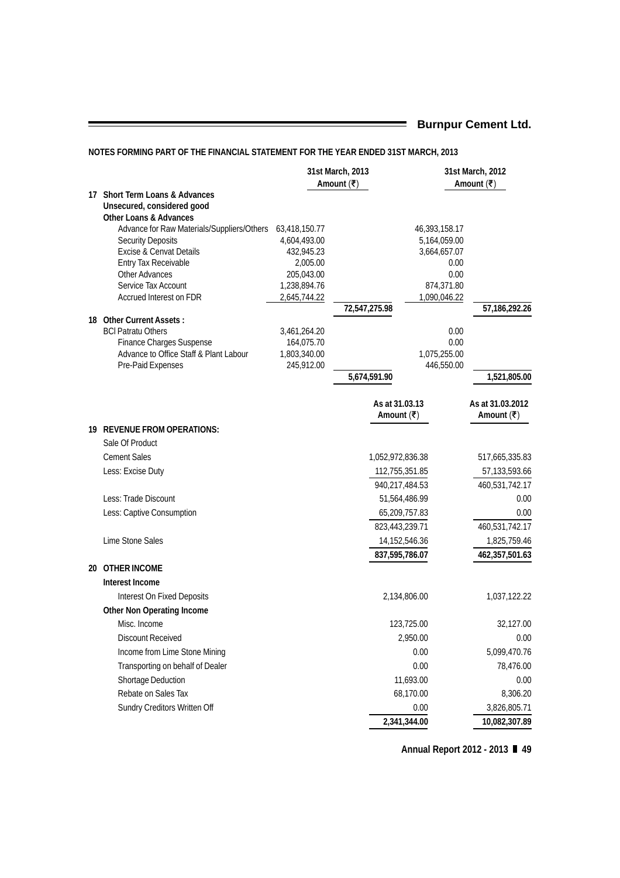## NOTES FORMING PART OF THE FINANCIAL STATEMENT FOR THE YEAR ENDED 31ST MARCH, 2013

| | | 31st March, 2013 Amount (₹) | | 31st March, 2012 Amount (₹) |
|---|---|---|---|---|
| **17 Short Term Loans & Advances** | | | | |
| **Unsecured, considered good** | | | | |
| **Other Loans & Advances** | | | | |
| Advance for Raw Materials/Suppliers/Others | 63,418,150.77 | | 46,393,158.17 | |
| Security Deposits | 4,604,493.00 | | 5,164,059.00 | |
| Excise & Cenvat Details | 432,945.23 | | 3,664,657.07 | |
| Entry Tax Receivable | 2,005.00 | | 0.00 | |
| Other Advances | 205,043.00 | | 0.00 | |
| Service Tax Account | 1,238,894.76 | | 874,371.80 | |
| Accrued Interest on FDR | 2,645,744.22 | | 1,090,046.22 | |
| | | **72,547,275.98** | | **57,186,292.26** |
| **18 Other Current Assets :** | | | | |
| BCI Patratu Others | 3,461,264.20 | | 0.00 | |
| Finance Charges Suspense | 164,075.70 | | 0.00 | |
| Advance to Office Staff & Plant Labour | 1,803,340.00 | | 1,075,255.00 | |
| Pre-Paid Expenses | 245,912.00 | | 446,550.00 | |
| | | **5,674,591.90** | | **1,521,805.00** |

| | As at 31.03.13 Amount (₹) | As at 31.03.2012 Amount (₹) |
|---|---|---|
| **19 REVENUE FROM OPERATIONS:** | | |
| Sale Of Product | | |
| Cement Sales | 1,052,972,836.38 | 517,665,335.83 |
| Less: Excise Duty | 112,755,351.85 | 57,133,593.66 |
| | 940,217,484.53 | 460,531,742.17 |
| Less: Trade Discount | 51,564,486.99 | 0.00 |
| Less: Captive Consumption | 65,209,757.83 | 0.00 |
| | 823,443,239.71 | 460,531,742.17 |
| Lime Stone Sales | 14,152,546.36 | 1,825,759.46 |
| | **837,595,786.07** | **462,357,501.63** |
| **20 OTHER INCOME** | | |
| **Interest Income** | | |
| Interest On Fixed Deposits | 2,134,806.00 | 1,037,122.22 |
| **Other Non Operating Income** | | |
| Misc. Income | 123,725.00 | 32,127.00 |
| Discount Received | 2,950.00 | 0.00 |
| Income from Lime Stone Mining | 0.00 | 5,099,470.76 |
| Transporting on behalf of Dealer | 0.00 | 78,476.00 |
| Shortage Deduction | 11,693.00 | 0.00 |
| Rebate on Sales Tax | 68,170.00 | 8,306.20 |
| Sundry Creditors Written Off | 0.00 | 3,826,805.71 |
| | **2,341,344.00** | **10,082,307.89** |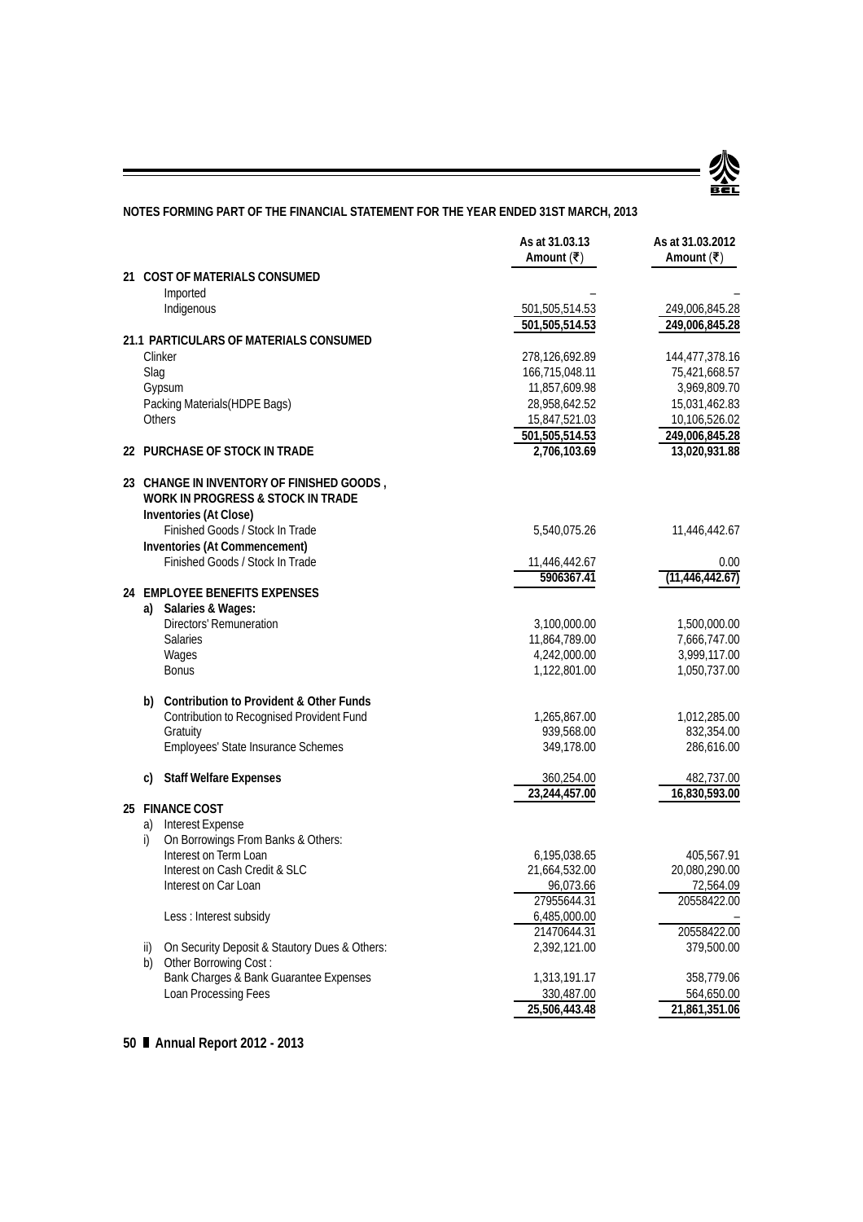**NOTES FORMING PART OF THE FINANCIAL STATEMENT FOR THE YEAR ENDED 31ST MARCH, 2013**

| | As at 31.03.13 Amount (₹) | As at 31.03.2012 Amount (₹) |
|---|---|---|
| **21 COST OF MATERIALS CONSUMED** | | |
| Imported | – | – |
| Indigenous | 501,505,514.53 | 249,006,845.28 |
| | **501,505,514.53** | **249,006,845.28** |
| **21.1 PARTICULARS OF MATERIALS CONSUMED** | | |
| Clinker | 278,126,692.89 | 144,477,378.16 |
| Slag | 166,715,048.11 | 75,421,668.57 |
| Gypsum | 11,857,609.98 | 3,969,809.70 |
| Packing Materials(HDPE Bags) | 28,958,642.52 | 15,031,462.83 |
| Others | 15,847,521.03 | 10,106,526.02 |
| | **501,505,514.53** | **249,006,845.28** |
| **22 PURCHASE OF STOCK IN TRADE** | **2,706,103.69** | **13,020,931.88** |
| **23 CHANGE IN INVENTORY OF FINISHED GOODS , WORK IN PROGRESS & STOCK IN TRADE** | | |
| **Inventories (At Close)** | | |
| Finished Goods / Stock In Trade | 5,540,075.26 | 11,446,442.67 |
| **Inventories (At Commencement)** | | |
| Finished Goods / Stock In Trade | 11,446,442.67 | 0.00 |
| | **5906367.41** | **(11,446,442.67)** |
| **24 EMPLOYEE BENEFITS EXPENSES** | | |
| **a) Salaries & Wages:** | | |
| Directors' Remuneration | 3,100,000.00 | 1,500,000.00 |
| Salaries | 11,864,789.00 | 7,666,747.00 |
| Wages | 4,242,000.00 | 3,999,117.00 |
| Bonus | 1,122,801.00 | 1,050,737.00 |
| **b) Contribution to Provident & Other Funds** | | |
| Contribution to Recognised Provident Fund | 1,265,867.00 | 1,012,285.00 |
| Gratuity | 939,568.00 | 832,354.00 |
| Employees' State Insurance Schemes | 349,178.00 | 286,616.00 |
| **c) Staff Welfare Expenses** | 360,254.00 | 482,737.00 |
| | **23,244,457.00** | **16,830,593.00** |
| **25 FINANCE COST** | | |
| a) Interest Expense | | |
| i) On Borrowings From Banks & Others: | | |
| Interest on Term Loan | 6,195,038.65 | 405,567.91 |
| Interest on Cash Credit & SLC | 21,664,532.00 | 20,080,290.00 |
| Interest on Car Loan | 96,073.66 | 72,564.09 |
| | 27955644.31 | 20558422.00 |
| Less : Interest subsidy | 6,485,000.00 | – |
| | 21470644.31 | 20558422.00 |
| ii) On Security Deposit & Stautory Dues & Others: | 2,392,121.00 | 379,500.00 |
| b) Other Borrowing Cost : | | |
| Bank Charges & Bank Guarantee Expenses | 1,313,191.17 | 358,779.06 |
| Loan Processing Fees | 330,487.00 | 564,650.00 |
| | **25,506,443.48** | **21,861,351.06** |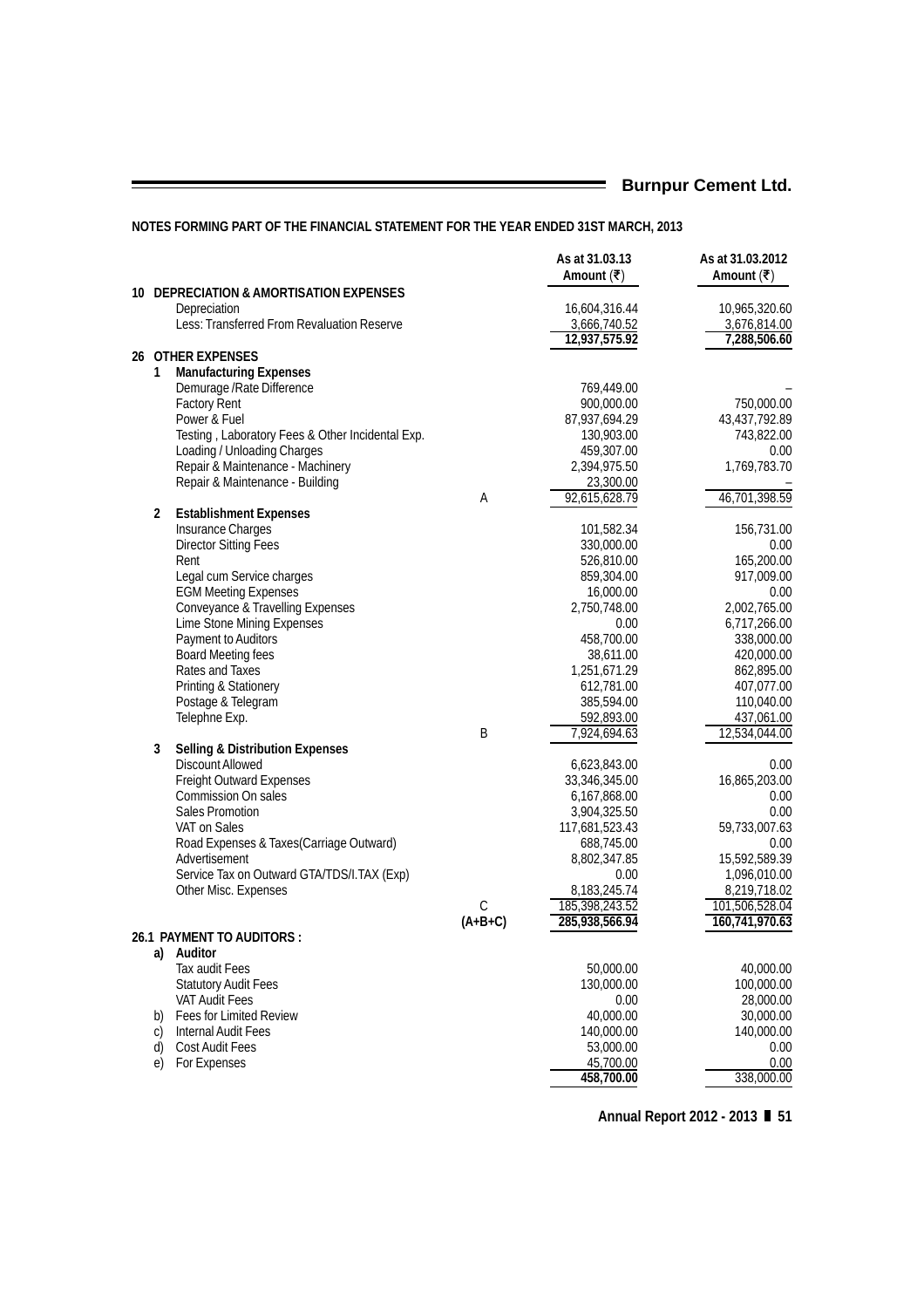**NOTES FORMING PART OF THE FINANCIAL STATEMENT FOR THE YEAR ENDED 31ST MARCH, 2013**

| | | | As at 31.03.13 Amount (₹) | As at 31.03.2012 Amount (₹) |
|---|---|---|---|---|
| **10** | **DEPRECIATION & AMORTISATION EXPENSES** | | | |
| | Depreciation | | 16,604,316.44 | 10,965,320.60 |
| | Less: Transferred From Revaluation Reserve | | 3,666,740.52 | 3,676,814.00 |
| | | | **12,937,575.92** | **7,288,506.60** |
| **26** | **OTHER EXPENSES** | | | |
| **1** | **Manufacturing Expenses** | | | |
| | Demurage /Rate Difference | | 769,449.00 | – |
| | Factory Rent | | 900,000.00 | 750,000.00 |
| | Power & Fuel | | 87,937,694.29 | 43,437,792.89 |
| | Testing , Laboratory Fees & Other Incidental Exp. | | 130,903.00 | 743,822.00 |
| | Loading / Unloading Charges | | 459,307.00 | 0.00 |
| | Repair & Maintenance - Machinery | | 2,394,975.50 | 1,769,783.70 |
| | Repair & Maintenance - Building | | 23,300.00 | – |
| | | A | 92,615,628.79 | 46,701,398.59 |
| **2** | **Establishment Expenses** | | | |
| | Insurance Charges | | 101,582.34 | 156,731.00 |
| | Director Sitting Fees | | 330,000.00 | 0.00 |
| | Rent | | 526,810.00 | 165,200.00 |
| | Legal cum Service charges | | 859,304.00 | 917,009.00 |
| | EGM Meeting Expenses | | 16,000.00 | 0.00 |
| | Conveyance & Travelling Expenses | | 2,750,748.00 | 2,002,765.00 |
| | Lime Stone Mining Expenses | | 0.00 | 6,717,266.00 |
| | Payment to Auditors | | 458,700.00 | 338,000.00 |
| | Board Meeting fees | | 38,611.00 | 420,000.00 |
| | Rates and Taxes | | 1,251,671.29 | 862,895.00 |
| | Printing & Stationery | | 612,781.00 | 407,077.00 |
| | Postage & Telegram | | 385,594.00 | 110,040.00 |
| | Telephne Exp. | | 592,893.00 | 437,061.00 |
| | | B | 7,924,694.63 | 12,534,044.00 |
| **3** | **Selling & Distribution Expenses** | | | |
| | Discount Allowed | | 6,623,843.00 | 0.00 |
| | Freight Outward Expenses | | 33,346,345.00 | 16,865,203.00 |
| | Commission On sales | | 6,167,868.00 | 0.00 |
| | Sales Promotion | | 3,904,325.50 | 0.00 |
| | VAT on Sales | | 117,681,523.43 | 59,733,007.63 |
| | Road Expenses & Taxes(Carriage Outward) | | 688,745.00 | 0.00 |
| | Advertisement | | 8,802,347.85 | 15,592,589.39 |
| | Service Tax on Outward GTA/TDS/I.TAX (Exp) | | 0.00 | 1,096,010.00 |
| | Other Misc. Expenses | | 8,183,245.74 | 8,219,718.02 |
| | | C | 185,398,243.52 | 101,506,528.04 |
| | | **(A+B+C)** | **285,938,566.94** | **160,741,970.63** |
| **26.1** | **PAYMENT TO AUDITORS :** | | | |
| a) | **Auditor** | | | |
| | Tax audit Fees | | 50,000.00 | 40,000.00 |
| | Statutory Audit Fees | | 130,000.00 | 100,000.00 |
| | VAT Audit Fees | | 0.00 | 28,000.00 |
| b) | Fees for Limited Review | | 40,000.00 | 30,000.00 |
| c) | Internal Audit Fees | | 140,000.00 | 140,000.00 |
| d) | Cost Audit Fees | | 53,000.00 | 0.00 |
| e) | For Expenses | | 45,700.00 | 0.00 |
| | | | **458,700.00** | 338,000.00 |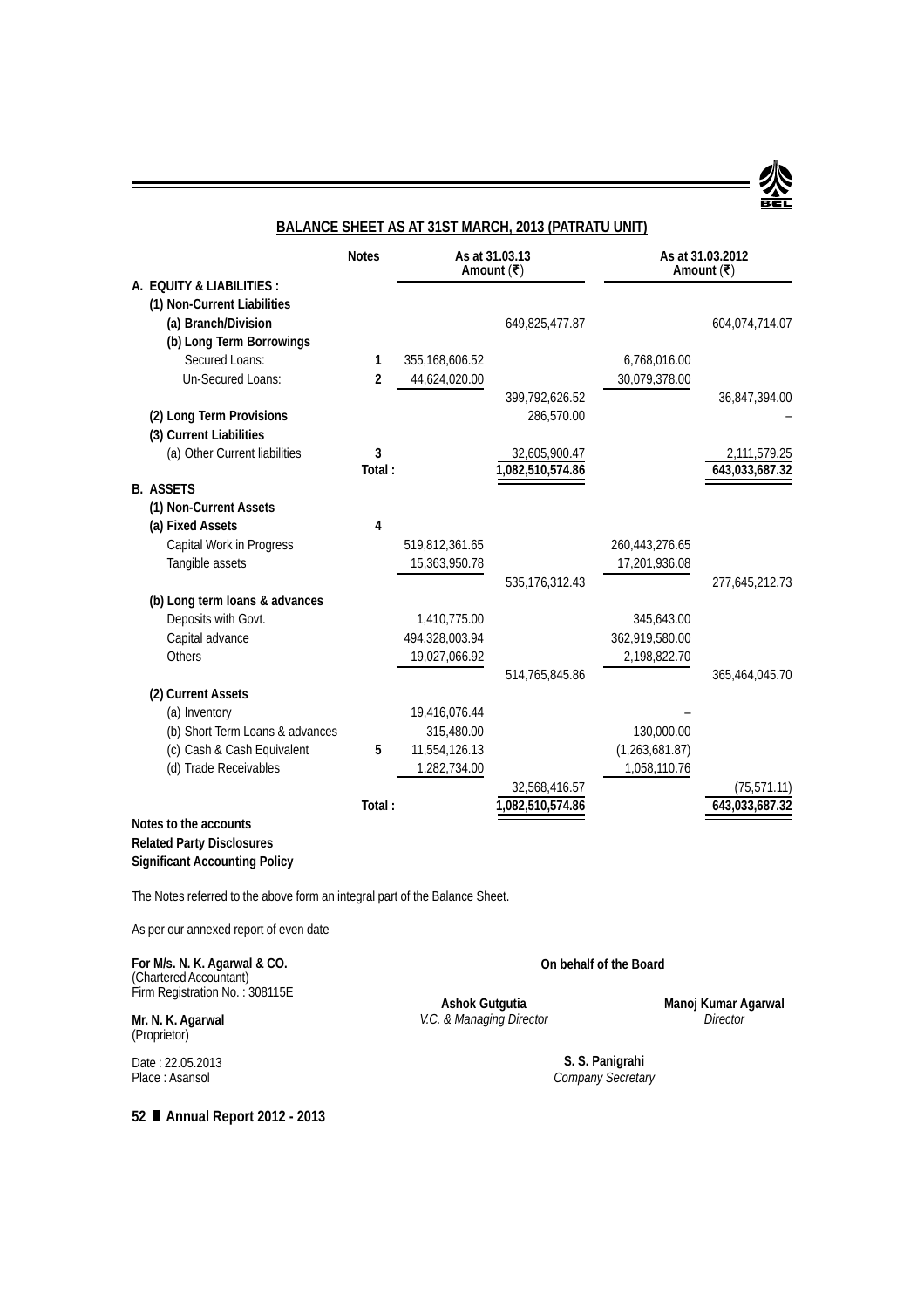## BALANCE SHEET AS AT 31ST MARCH, 2013 (PATRATU UNIT)

| | Notes | As at 31.03.13 Amount (₹) | | As at 31.03.2012 Amount (₹) | |
|---|---|---|---|---|---|
| **A. EQUITY & LIABILITIES :** | | | | | |
| **(1) Non-Current Liabilities** | | | | | |
| **(a) Branch/Division** | | | 649,825,477.87 | | 604,074,714.07 |
| **(b) Long Term Borrowings** | | | | | |
| Secured Loans: | 1 | 355,168,606.52 | | 6,768,016.00 | |
| Un-Secured Loans: | 2 | 44,624,020.00 | | 30,079,378.00 | |
| | | | 399,792,626.52 | | 36,847,394.00 |
| **(2) Long Term Provisions** | | | 286,570.00 | | – |
| **(3) Current Liabilities** | | | | | |
| (a) Other Current liabilities | 3 | | 32,605,900.47 | | 2,111,579.25 |
| | Total : | | 1,082,510,574.86 | | 643,033,687.32 |
| **B. ASSETS** | | | | | |
| **(1) Non-Current Assets** | | | | | |
| **(a) Fixed Assets** | 4 | | | | |
| Capital Work in Progress | | 519,812,361.65 | | 260,443,276.65 | |
| Tangible assets | | 15,363,950.78 | | 17,201,936.08 | |
| | | | 535,176,312.43 | | 277,645,212.73 |
| **(b) Long term loans & advances** | | | | | |
| Deposits with Govt. | | 1,410,775.00 | | 345,643.00 | |
| Capital advance | | 494,328,003.94 | | 362,919,580.00 | |
| Others | | 19,027,066.92 | | 2,198,822.70 | |
| | | | 514,765,845.86 | | 365,464,045.70 |
| **(2) Current Assets** | | | | | |
| (a) Inventory | | 19,416,076.44 | | – | |
| (b) Short Term Loans & advances | | 315,480.00 | | 130,000.00 | |
| (c) Cash & Cash Equivalent | 5 | 11,554,126.13 | | (1,263,681.87) | |
| (d) Trade Receivables | | 1,282,734.00 | | 1,058,110.76 | |
| | | | 32,568,416.57 | | (75,571.11) |
| | Total : | | 1,082,510,574.86 | | 643,033,687.32 |

**Notes to the accounts**

**Related Party Disclosures**

**Significant Accounting Policy**

The Notes referred to the above form an integral part of the Balance Sheet.

As per our annexed report of even date

**For M/s. N. K. Agarwal & CO.**
(Chartered Accountant)
Firm Registration No. : 308115E

**Mr. N. K. Agarwal**
(Proprietor)

Date : 22.05.2013
Place : Asansol

**On behalf of the Board**

**Ashok Gutgutia**
*V.C. & Managing Director*

**Manoj Kumar Agarwal**
*Director*

**S. S. Panigrahi**
*Company Secretary*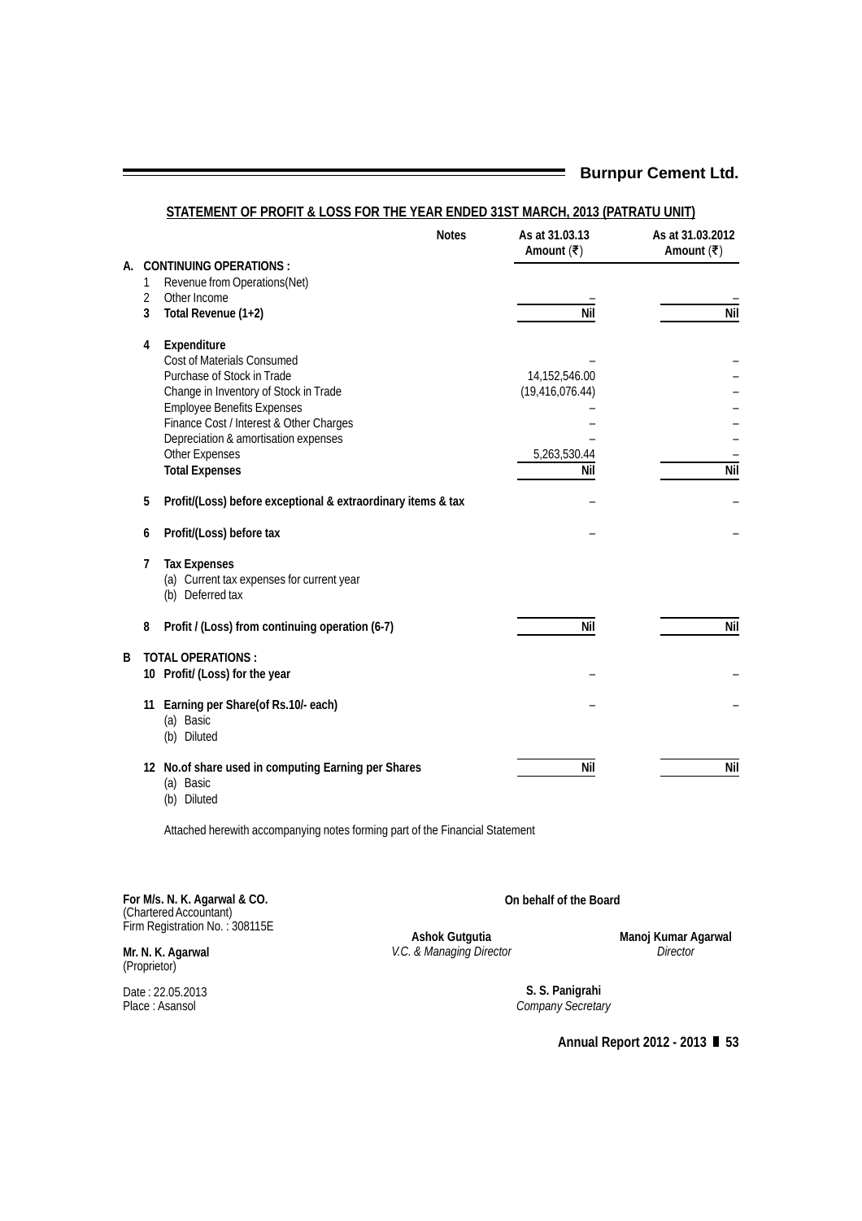## STATEMENT OF PROFIT & LOSS FOR THE YEAR ENDED 31ST MARCH, 2013 (PATRATU UNIT)

| | | | Notes | As at 31.03.13 Amount (₹) | As at 31.03.2012 Amount (₹) |
|---|---|---|---|---|---|
| A. | | **CONTINUING OPERATIONS :** | | | |
| | 1 | Revenue from Operations(Net) | | | |
| | 2 | Other Income | | – | – |
| | **3** | **Total Revenue (1+2)** | | **Nil** | **Nil** |
| | **4** | **Expenditure** | | | |
| | | Cost of Materials Consumed | | – | – |
| | | Purchase of Stock in Trade | | 14,152,546.00 | – |
| | | Change in Inventory of Stock in Trade | | (19,416,076.44) | – |
| | | Employee Benefits Expenses | | – | – |
| | | Finance Cost / Interest & Other Charges | | – | – |
| | | Depreciation & amortisation expenses | | – | – |
| | | Other Expenses | | 5,263,530.44 | – |
| | | **Total Expenses** | | **Nil** | **Nil** |
| | **5** | **Profit/(Loss) before exceptional & extraordinary items & tax** | | – | – |
| | **6** | **Profit/(Loss) before tax** | | – | – |
| | **7** | **Tax Expenses** | | | |
| | | (a) Current tax expenses for current year | | | |
| | | (b) Deferred tax | | | |
| | **8** | **Profit / (Loss) from continuing operation (6-7)** | | **Nil** | **Nil** |
| **B** | | **TOTAL OPERATIONS :** | | | |
| | **10** | **Profit/ (Loss) for the year** | | – | – |
| | **11** | **Earning per Share(of Rs.10/- each)** | | – | – |
| | | (a) Basic | | | |
| | | (b) Diluted | | | |
| | **12** | **No.of share used in computing Earning per Shares** | | **Nil** | **Nil** |
| | | (a) Basic | | | |
| | | (b) Diluted | | | |

Attached herewith accompanying notes forming part of the Financial Statement

**For M/s. N. K. Agarwal & CO.**
(Chartered Accountant)
Firm Registration No. : 308115E

**Mr. N. K. Agarwal**
(Proprietor)

Date : 22.05.2013
Place : Asansol

**On behalf of the Board**

**Ashok Gutgutia**
*V.C. & Managing Director*

**Manoj Kumar Agarwal**
*Director*

**S. S. Panigrahi**
*Company Secretary*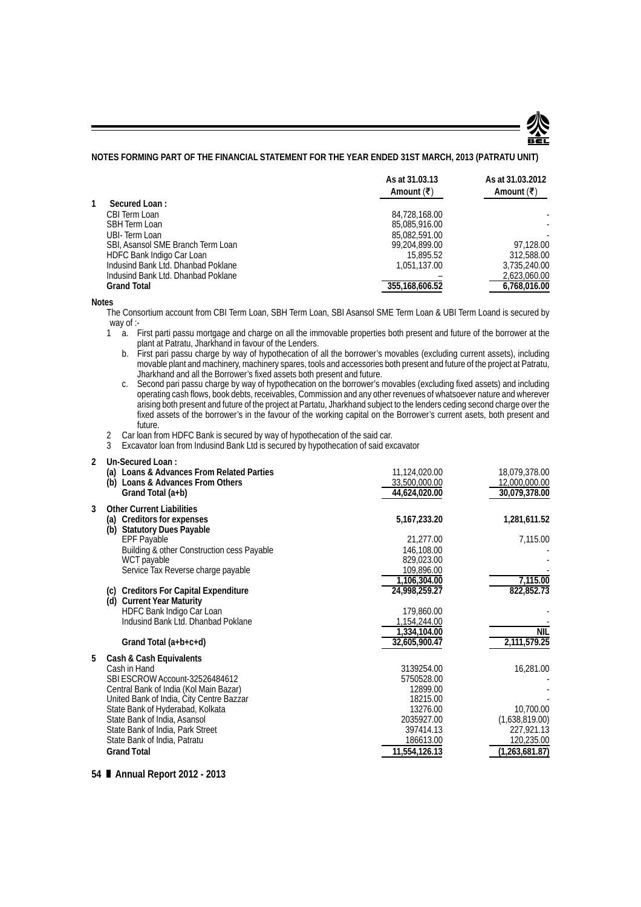## NOTES FORMING PART OF THE FINANCIAL STATEMENT FOR THE YEAR ENDED 31ST MARCH, 2013 (PATRATU UNIT)

| | | As at 31.03.13 Amount (₹) | As at 31.03.2012 Amount (₹) |
|---|---|---|---|
| 1 | **Secured Loan :** | | |
| | CBI Term Loan | 84,728,168.00 | - |
| | SBH Term Loan | 85,085,916.00 | - |
| | UBI- Term Loan | 85,082,591.00 | - |
| | SBI, Asansol SME Branch Term Loan | 99,204,899.00 | 97,128.00 |
| | HDFC Bank Indigo Car Loan | 15,895.52 | 312,588.00 |
| | Indusind Bank Ltd. Dhanbad Poklane | 1,051,137.00 | 3,735,240.00 |
| | Indusind Bank Ltd. Dhanbad Poklane | – | 2,623,060.00 |
| | **Grand Total** | 355,168,606.52 | 6,768,016.00 |

**Notes**

The Consortium account from CBI Term Loan, SBH Term Loan, SBI Asansol SME Term Loan & UBI Term Loand is secured by way of :-

1. a. First parti passu mortgage and charge on all the immovable properties both present and future of the borrower at the plant at Patratu, Jharkhand in favour of the Lenders.

   b. First pari passu charge by way of hypothecation of all the borrower's movables (excluding current assets), including movable plant and machinery, machinery spares, tools and accessories both present and future of the project at Patratu, Jharkhand and all the Borrower's fixed assets both present and future.

   c. Second pari passu charge by way of hypothecation on the borrower's movables (excluding fixed assets) and including operating cash flows, book debts, receivables, Commission and any other revenues of whatsoever nature and wherever arising both present and future of the project at Partatu, Jharkhand subject to the lenders ceding second charge over the fixed assets of the borrower's in the favour of the working capital on the Borrower's current asets, both present and future.

2. Car loan from HDFC Bank is secured by way of hypothecation of the said car.
3. Excavator loan from Indusind Bank Ltd is secured by hypothecation of said excavator

| | | As at 31.03.13 Amount (₹) | As at 31.03.2012 Amount (₹) |
|---|---|---|---|
| 2 | **Un-Secured Loan :** | | |
| | **(a) Loans & Advances From Related Parties** | 11,124,020.00 | 18,079,378.00 |
| | **(b) Loans & Advances From Others** | 33,500,000.00 | 12,000,000.00 |
| | **Grand Total (a+b)** | 44,624,020.00 | 30,079,378.00 |
| 3 | **Other Current Liabilities** | | |
| | **(a) Creditors for expenses** | **5,167,233.20** | **1,281,611.52** |
| | **(b) Statutory Dues Payable** | | |
| | EPF Payable | 21,277.00 | 7,115.00 |
| | Building & other Construction cess Payable | 146,108.00 | - |
| | WCT payable | 829,023.00 | - |
| | Service Tax Reverse charge payable | 109,896.00 | - |
| | | 1,106,304.00 | 7,115.00 |
| | **(c) Creditors For Capital Expenditure** | 24,998,259.27 | 822,852.73 |
| | **(d) Current Year Maturity** | | |
| | HDFC Bank Indigo Car Loan | 179,860.00 | - |
| | Indusind Bank Ltd. Dhanbad Poklane | 1,154,244.00 | - |
| | | 1,334,104.00 | NIL |
| | **Grand Total (a+b+c+d)** | 32,605,900.47 | 2,111,579.25 |
| 5 | **Cash & Cash Equivalents** | | |
| | Cash in Hand | 3139254.00 | 16,281.00 |
| | SBI ESCROW Account-32526484612 | 5750528.00 | - |
| | Central Bank of India (Kol Main Bazar) | 12899.00 | - |
| | United Bank of India, City Centre Bazzar | 18215.00 | - |
| | State Bank of Hyderabad, Kolkata | 13276.00 | 10,700.00 |
| | State Bank of India, Asansol | 2035927.00 | (1,638,819.00) |
| | State Bank of India, Park Street | 397414.13 | 227,921.13 |
| | State Bank of India, Patratu | 186613.00 | 120,235.00 |
| | **Grand Total** | 11,554,126.13 | (1,263,681.87) |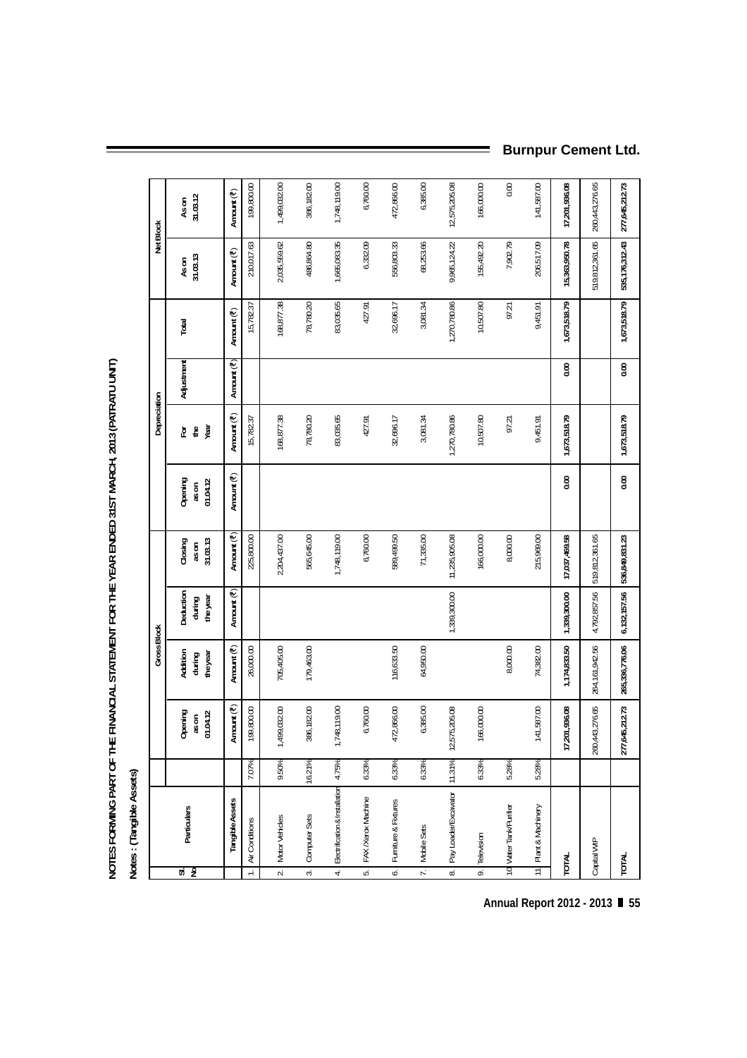# NOTES FORMING PART OF THE FINANCIAL STATEMENT FOR THE YEAR ENDED 31ST MARCH, 2013 (PATRATU UNIT)

## Notes : (Tangible Assets)

| Sl. No | Particulars | | Gross Block | | | | Depreciation | | | | Net Block | |
|---|---|---|---|---|---|---|---|---|---|---|---|---|
| | | | Opening as on 01.04.12 | Addition during the year | Deduction during the year | Closing as on 31.03.13 | Opening as on 01.04.12 | For the Year | Adjustment | Total | As on 31.03.13 | As on 31.03.12 |
| | Tangible Assets | | Amount (₹) | Amount (₹) | Amount (₹) | Amount (₹) | Amount (₹) | Amount (₹) | Amount (₹) | Amount (₹) | Amount (₹) | Amount (₹) |
| 1. | Air Conditions | 7.07% | 199,800.00 | 26,000.00 | | 225,800.00 | | 15,782.37 | | 15,782.37 | 210,017.63 | 199,800.00 |
| 2. | Motor Vehicles | 9.50% | 1,499,032.00 | 705,405.00 | | 2,204,437.00 | | 168,877.38 | | 168,877.38 | 2,035,559.62 | 1,499,032.00 |
| 3. | Computer Sets | 16.21% | 386,182.00 | 179,463.00 | | 565,645.00 | | 78,780.20 | | 78,780.20 | 486,864.80 | 386,182.00 |
| 4. | Electrification & Installation | 4.75% | 1,748,119.00 | | | 1,748,119.00 | | 83,035.65 | | 83,035.65 | 1,665,083.35 | 1,748,119.00 |
| 5. | FAX /Xerox Machine | 6.33% | 6,760.00 | | | 6,760.00 | | 427.91 | | 427.91 | 6,332.09 | 6,760.00 |
| 6. | Furniture & Fixtures | 6.33% | 472,866.00 | 116,633.50 | | 589,499.50 | | 32,696.17 | | 32,696.17 | 556,803.33 | 472,866.00 |
| 7. | Mobile Sets | 6.33% | 6,385.00 | 64,950.00 | | 71,335.00 | | 3,081.34 | | 3,081.34 | 68,253.66 | 6,385.00 |
| 8. | Pay Loader/Excavator | 11.31% | 12,575,205.08 | | 1,339,300.00 | 11,235,905.08 | | 1,270,780.86 | | 1,270,780.86 | 9,965,124.22 | 12,575,205.08 |
| 9. | Television | 6.33% | 166,000.00 | | | 166,000.00 | | 10,507.80 | | 10,507.80 | 155,492.20 | 166,000.00 |
| 10 | Water Tank/Purifier | 5.28% | | 8,000.00 | | 8,000.00 | | 97.21 | | 97.21 | 7,902.79 | 0.00 |
| 11 | Plant & Machinery | 5.28% | 141,587.00 | 74,382.00 | | 215,969.00 | | 9,451.91 | | 9,451.91 | 206,517.09 | 141,587.00 |
| | TOTAL | | 17,201,936.08 | 1,174,833.50 | 1,339,300.00 | 17,037,469.58 | 0.00 | 1,673,518.79 | 0.00 | 1,673,518.79 | 15,363,950.78 | 17,201,936.08 |
| | Capital WIP | | 260,443,276.65 | 264,161,942.56 | 4,792,857.56 | 519,812,361.65 | | | | | 519,812,361.65 | 260,443,276.65 |
| | TOTAL | | 277,645,212.73 | 265,336,776.06 | 6,132,157.56 | 536,849,831.23 | 0.00 | 1,673,518.79 | 0.00 | 1,673,518.79 | 535,176,312.43 | 277,645,212.73 |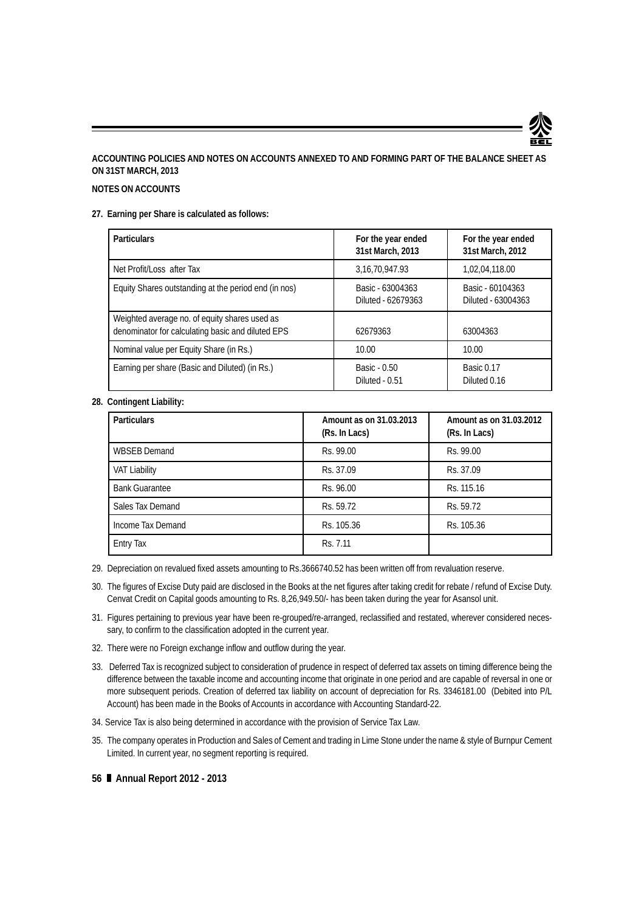**ACCOUNTING POLICIES AND NOTES ON ACCOUNTS ANNEXED TO AND FORMING PART OF THE BALANCE SHEET AS ON 31ST MARCH, 2013**

**NOTES ON ACCOUNTS**

**27. Earning per Share is calculated as follows:**

| Particulars | For the year ended 31st March, 2013 | For the year ended 31st March, 2012 |
|---|---|---|
| Net Profit/Loss after Tax | 3,16,70,947.93 | 1,02,04,118.00 |
| Equity Shares outstanding at the period end (in nos) | Basic - 63004363<br>Diluted - 62679363 | Basic - 60104363<br>Diluted - 63004363 |
| Weighted average no. of equity shares used as denominator for calculating basic and diluted EPS | 62679363 | 63004363 |
| Nominal value per Equity Share (in Rs.) | 10.00 | 10.00 |
| Earning per share (Basic and Diluted) (in Rs.) | Basic - 0.50<br>Diluted - 0.51 | Basic 0.17<br>Diluted 0.16 |

**28. Contingent Liability:**

| Particulars | Amount as on 31.03.2013 (Rs. In Lacs) | Amount as on 31.03.2012 (Rs. In Lacs) |
|---|---|---|
| WBSEB Demand | Rs. 99.00 | Rs. 99.00 |
| VAT Liability | Rs. 37.09 | Rs. 37.09 |
| Bank Guarantee | Rs. 96.00 | Rs. 115.16 |
| Sales Tax Demand | Rs. 59.72 | Rs. 59.72 |
| Income Tax Demand | Rs. 105.36 | Rs. 105.36 |
| Entry Tax | Rs. 7.11 | |

29. Depreciation on revalued fixed assets amounting to Rs.3666740.52 has been written off from revaluation reserve.

30. The figures of Excise Duty paid are disclosed in the Books at the net figures after taking credit for rebate / refund of Excise Duty. Cenvat Credit on Capital goods amounting to Rs. 8,26,949.50/- has been taken during the year for Asansol unit.

31. Figures pertaining to previous year have been re-grouped/re-arranged, reclassified and restated, wherever considered necessary, to confirm to the classification adopted in the current year.

32. There were no Foreign exchange inflow and outflow during the year.

33. Deferred Tax is recognized subject to consideration of prudence in respect of deferred tax assets on timing difference being the difference between the taxable income and accounting income that originate in one period and are capable of reversal in one or more subsequent periods. Creation of deferred tax liability on account of depreciation for Rs. 3346181.00 (Debited into P/L Account) has been made in the Books of Accounts in accordance with Accounting Standard-22.

34. Service Tax is also being determined in accordance with the provision of Service Tax Law.

35. The company operates in Production and Sales of Cement and trading in Lime Stone under the name & style of Burnpur Cement Limited. In current year, no segment reporting is required.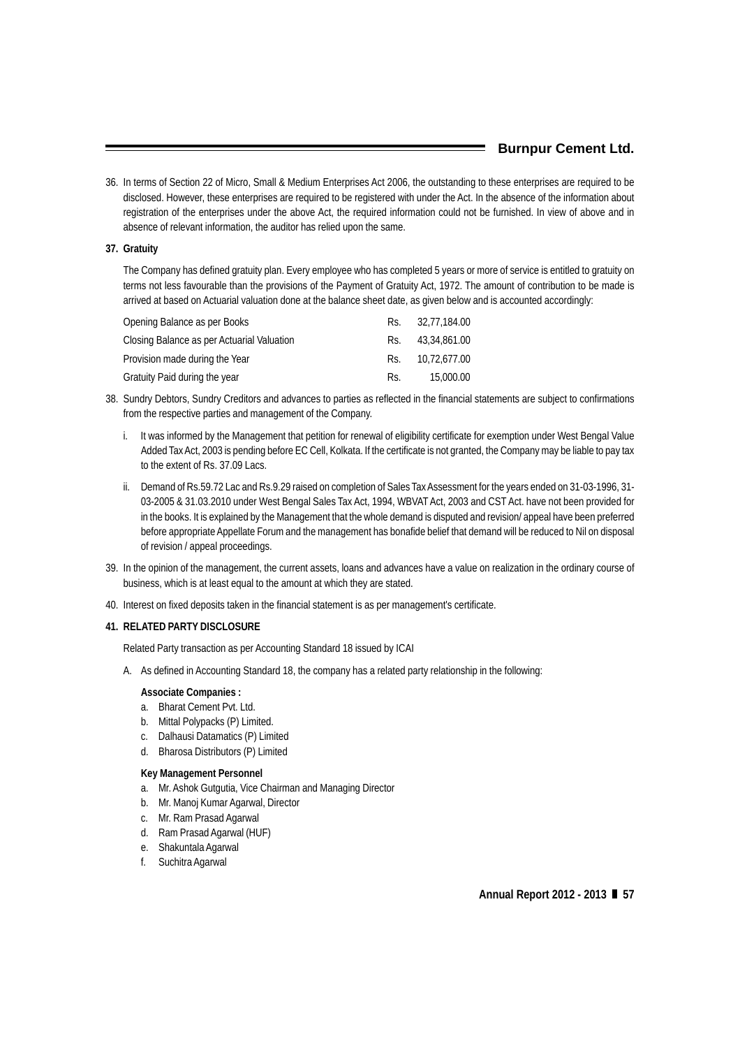36. In terms of Section 22 of Micro, Small & Medium Enterprises Act 2006, the outstanding to these enterprises are required to be disclosed. However, these enterprises are required to be registered with under the Act. In the absence of the information about registration of the enterprises under the above Act, the required information could not be furnished. In view of above and in absence of relevant information, the auditor has relied upon the same.

**37. Gratuity**

The Company has defined gratuity plan. Every employee who has completed 5 years or more of service is entitled to gratuity on terms not less favourable than the provisions of the Payment of Gratuity Act, 1972. The amount of contribution to be made is arrived at based on Actuarial valuation done at the balance sheet date, as given below and is accounted accordingly:

| | | |
|---|---|---|
| Opening Balance as per Books | Rs. | 32,77,184.00 |
| Closing Balance as per Actuarial Valuation | Rs. | 43,34,861.00 |
| Provision made during the Year | Rs. | 10,72,677.00 |
| Gratuity Paid during the year | Rs. | 15,000.00 |

38. Sundry Debtors, Sundry Creditors and advances to parties as reflected in the financial statements are subject to confirmations from the respective parties and management of the Company.

    i. It was informed by the Management that petition for renewal of eligibility certificate for exemption under West Bengal Value Added Tax Act, 2003 is pending before EC Cell, Kolkata. If the certificate is not granted, the Company may be liable to pay tax to the extent of Rs. 37.09 Lacs.

    ii. Demand of Rs.59.72 Lac and Rs.9.29 raised on completion of Sales Tax Assessment for the years ended on 31-03-1996, 31-03-2005 & 31.03.2010 under West Bengal Sales Tax Act, 1994, WBVAT Act, 2003 and CST Act. have not been provided for in the books. It is explained by the Management that the whole demand is disputed and revision/ appeal have been preferred before appropriate Appellate Forum and the management has bonafide belief that demand will be reduced to Nil on disposal of revision / appeal proceedings.

39. In the opinion of the management, the current assets, loans and advances have a value on realization in the ordinary course of business, which is at least equal to the amount at which they are stated.

40. Interest on fixed deposits taken in the financial statement is as per management's certificate.

**41. RELATED PARTY DISCLOSURE**

Related Party transaction as per Accounting Standard 18 issued by ICAI

A. As defined in Accounting Standard 18, the company has a related party relationship in the following:

**Associate Companies :**

a. Bharat Cement Pvt. Ltd.
b. Mittal Polypacks (P) Limited.
c. Dalhausi Datamatics (P) Limited
d. Bharosa Distributors (P) Limited

**Key Management Personnel**

a. Mr. Ashok Gutgutia, Vice Chairman and Managing Director
b. Mr. Manoj Kumar Agarwal, Director
c. Mr. Ram Prasad Agarwal
d. Ram Prasad Agarwal (HUF)
e. Shakuntala Agarwal
f. Suchitra Agarwal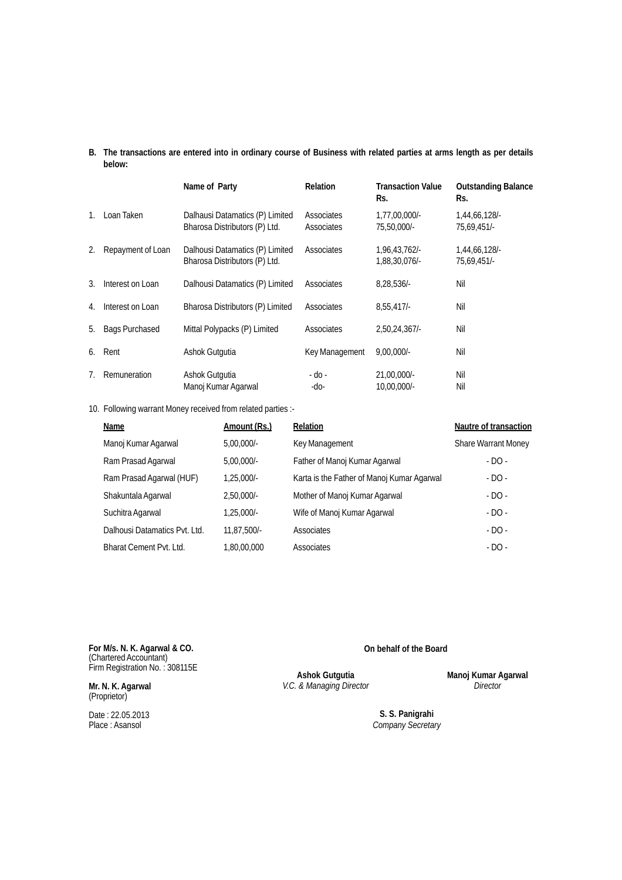**B. The transactions are entered into in ordinary course of Business with related parties at arms length as per details below:**

| | | Name of Party | Relation | Transaction Value Rs. | Outstanding Balance Rs. |
|---|---|---|---|---|---|
| 1. | Loan Taken | Dalhausi Datamatics (P) Limited<br>Bharosa Distributors (P) Ltd. | Associates<br>Associates | 1,77,00,000/-<br>75,50,000/- | 1,44,66,128/-<br>75,69,451/- |
| 2. | Repayment of Loan | Dalhousi Datamatics (P) Limited<br>Bharosa Distributors (P) Ltd. | Associates | 1,96,43,762/-<br>1,88,30,076/- | 1,44,66,128/-<br>75,69,451/- |
| 3. | Interest on Loan | Dalhousi Datamatics (P) Limited | Associates | 8,28,536/- | Nil |
| 4. | Interest on Loan | Bharosa Distributors (P) Limited | Associates | 8,55,417/- | Nil |
| 5. | Bags Purchased | Mittal Polypacks (P) Limited | Associates | 2,50,24,367/- | Nil |
| 6. | Rent | Ashok Gutgutia | Key Management | 9,00,000/- | Nil |
| 7. | Remuneration | Ashok Gutgutia<br>Manoj Kumar Agarwal | - do -<br>-do- | 21,00,000/-<br>10,00,000/- | Nil<br>Nil |

10. Following warrant Money received from related parties :-

| Name | Amount (Rs.) | Relation | Nautre of transaction |
|---|---|---|---|
| Manoj Kumar Agarwal | 5,00,000/- | Key Management | Share Warrant Money |
| Ram Prasad Agarwal | 5,00,000/- | Father of Manoj Kumar Agarwal | - DO - |
| Ram Prasad Agarwal (HUF) | 1,25,000/- | Karta is the Father of Manoj Kumar Agarwal | - DO - |
| Shakuntala Agarwal | 2,50,000/- | Mother of Manoj Kumar Agarwal | - DO - |
| Suchitra Agarwal | 1,25,000/- | Wife of Manoj Kumar Agarwal | - DO - |
| Dalhousi Datamatics Pvt. Ltd. | 11,87,500/- | Associates | - DO - |
| Bharat Cement Pvt. Ltd. | 1,80,00,000 | Associates | - DO - |

**For M/s. N. K. Agarwal & CO.**
(Chartered Accountant)
Firm Registration No. : 308115E

**Mr. N. K. Agarwal**
(Proprietor)

Date : 22.05.2013
Place : Asansol

**On behalf of the Board**

**Ashok Gutgutia**
*V.C. & Managing Director*

**Manoj Kumar Agarwal**
*Director*

**S. S. Panigrahi**
*Company Secretary*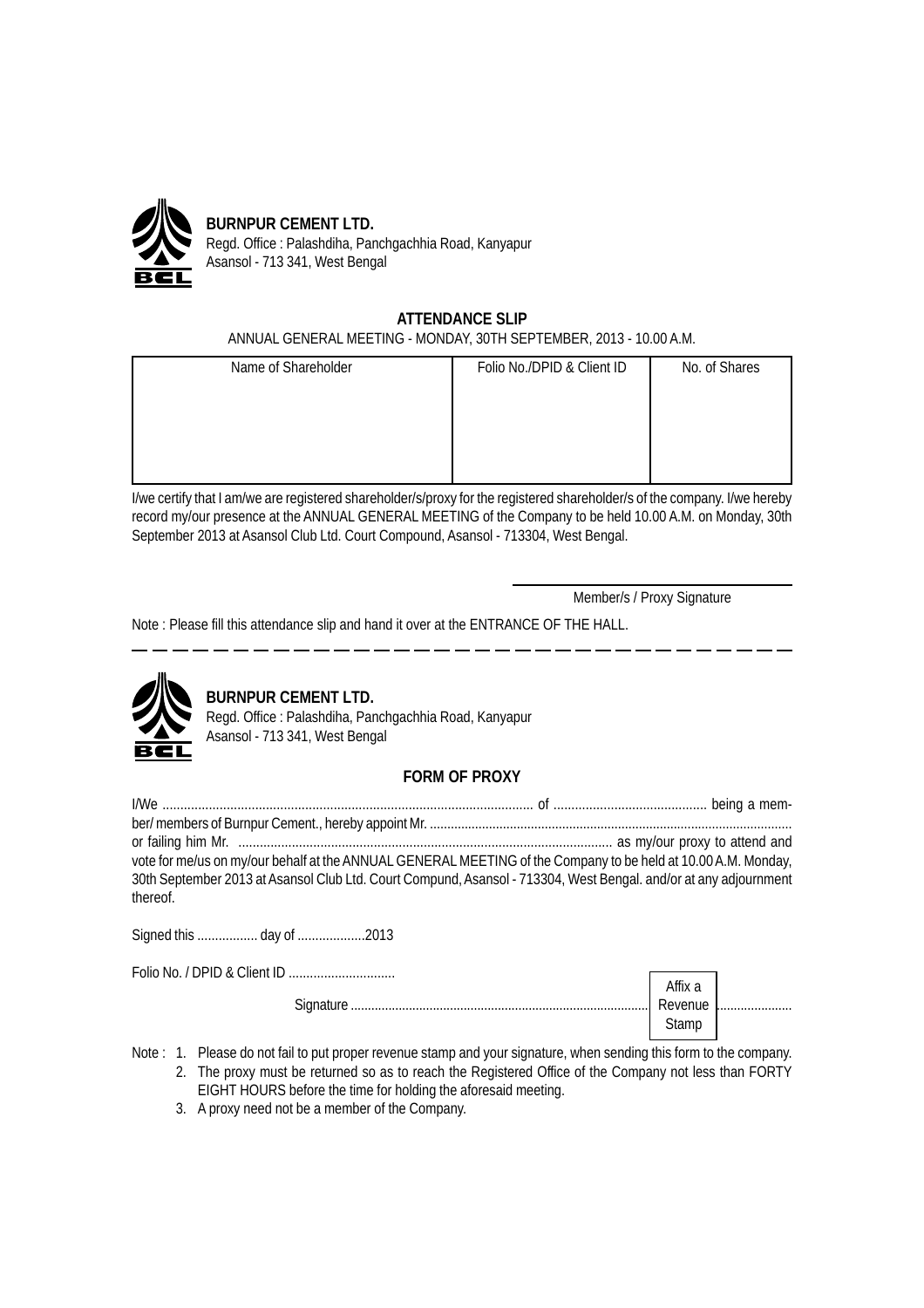**BURNPUR CEMENT LTD.**
Regd. Office : Palashdiha, Panchgachhia Road, Kanyapur
Asansol - 713 341, West Bengal

## ATTENDANCE SLIP

ANNUAL GENERAL MEETING - MONDAY, 30TH SEPTEMBER, 2013 - 10.00 A.M.

| Name of Shareholder | Folio No./DPID & Client ID | No. of Shares |
|---|---|---|
| | | |

I/we certify that I am/we are registered shareholder/s/proxy for the registered shareholder/s of the company. I/we hereby record my/our presence at the ANNUAL GENERAL MEETING of the Company to be held 10.00 A.M. on Monday, 30th September 2013 at Asansol Club Ltd. Court Compound, Asansol - 713304, West Bengal.

Member/s / Proxy Signature

Note : Please fill this attendance slip and hand it over at the ENTRANCE OF THE HALL.

---

**BURNPUR CEMENT LTD.**
Regd. Office : Palashdiha, Panchgachhia Road, Kanyapur
Asansol - 713 341, West Bengal

## FORM OF PROXY

I/We ........................................................................................................ of ........................................... being a member/ members of Burnpur Cement., hereby appoint Mr. ........................................................................................................... or failing him Mr. ........................................................................................................ as my/our proxy to attend and vote for me/us on my/our behalf at the ANNUAL GENERAL MEETING of the Company to be held at 10.00 A.M. Monday, 30th September 2013 at Asansol Club Ltd. Court Compund, Asansol - 713304, West Bengal. and/or at any adjournment thereof.

Signed this ................. day of ...................2013

Folio No. / DPID & Client ID ..............................

Signature ......................................................................................... Affix a Revenue Stamp ......................

Note :
1. Please do not fail to put proper revenue stamp and your signature, when sending this form to the company.
2. The proxy must be returned so as to reach the Registered Office of the Company not less than FORTY EIGHT HOURS before the time for holding the aforesaid meeting.
3. A proxy need not be a member of the Company.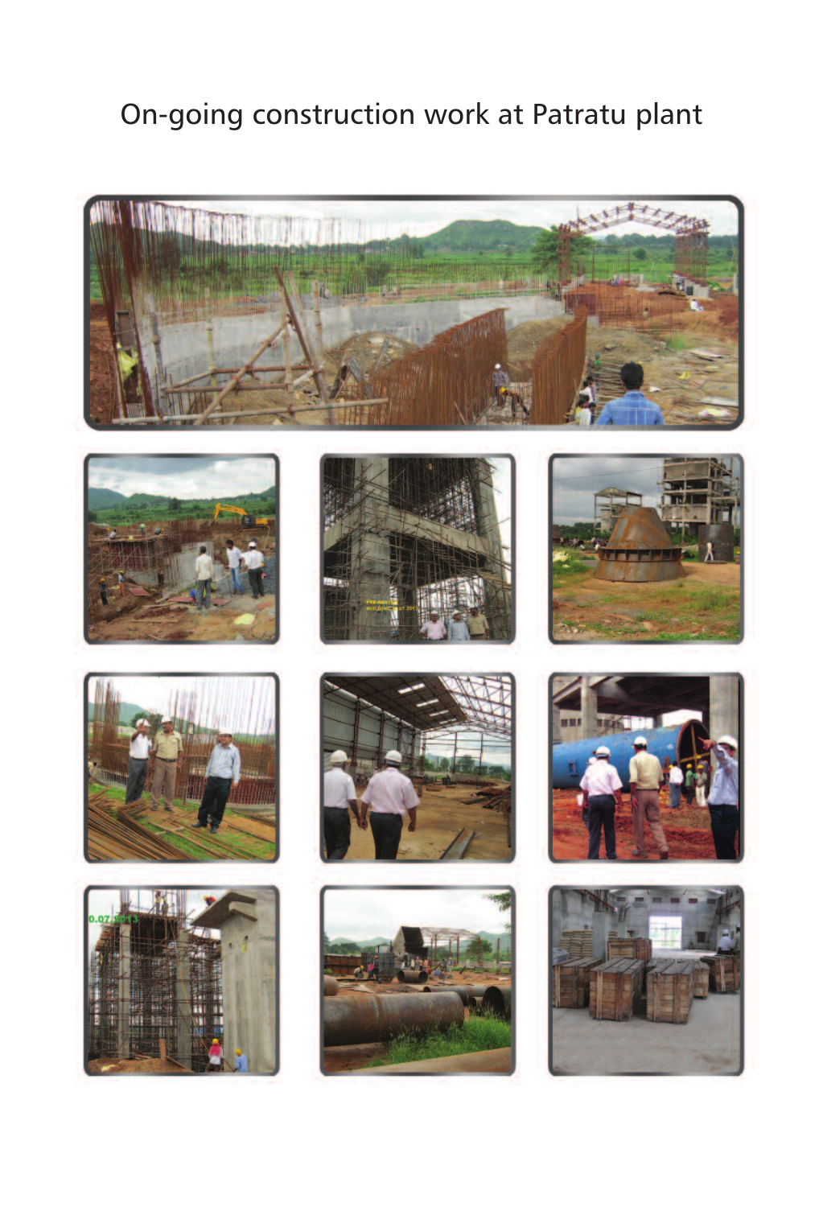# On-going construction work at Patratu plant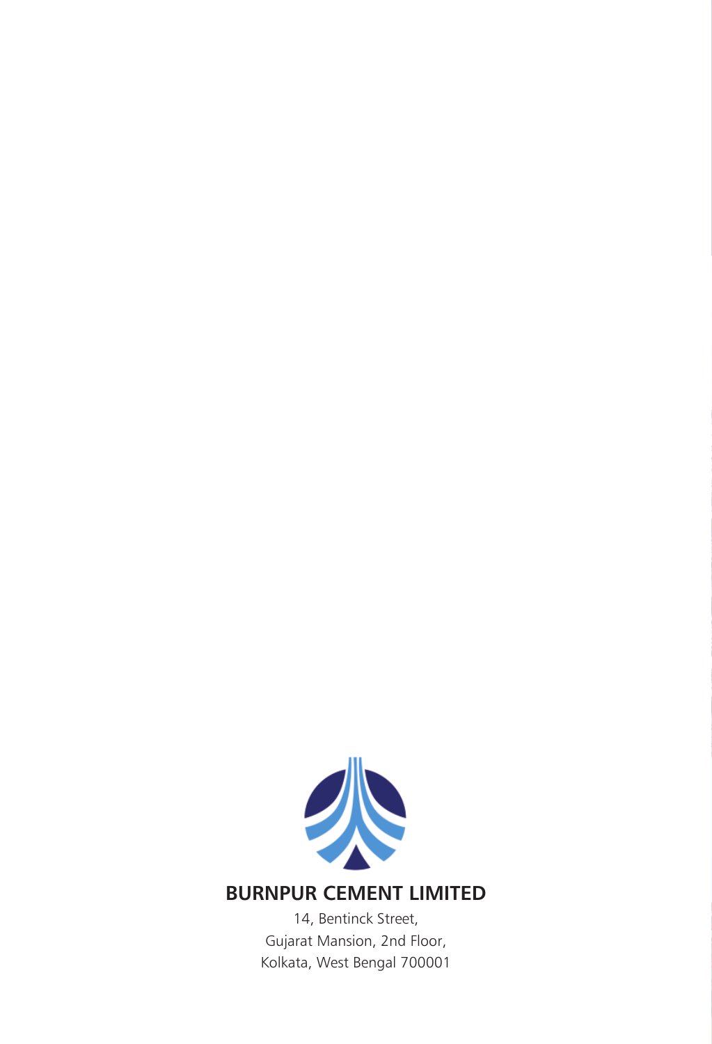**BURNPUR CEMENT LIMITED**

14, Bentinck Street,
Gujarat Mansion, 2nd Floor,
Kolkata, West Bengal 700001